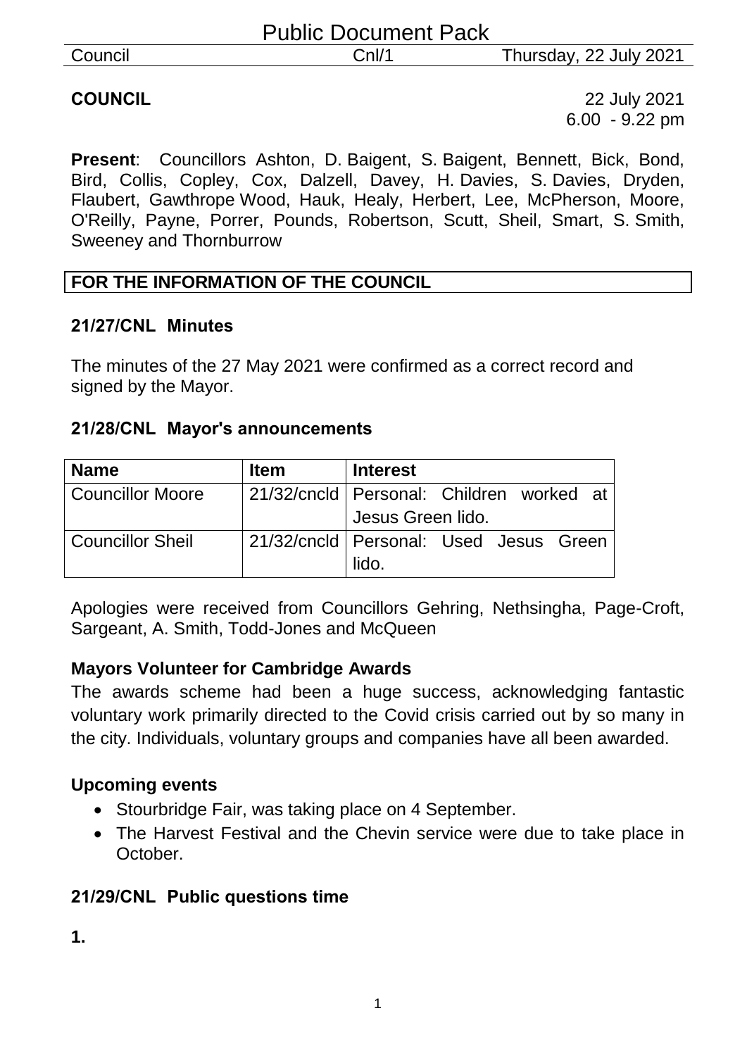Public Document Pack

Council | Cnl/1 | Thursday, 22 July 2021

**COUNCIL**

22 July 2021
6.00 - 9.22 pm

**Present**: Councillors Ashton, D. Baigent, S. Baigent, Bennett, Bick, Bond, Bird, Collis, Copley, Cox, Dalzell, Davey, H. Davies, S. Davies, Dryden, Flaubert, Gawthrope Wood, Hauk, Healy, Herbert, Lee, McPherson, Moore, O'Reilly, Payne, Porrer, Pounds, Robertson, Scutt, Sheil, Smart, S. Smith, Sweeney and Thornburrow

## FOR THE INFORMATION OF THE COUNCIL

### 21/27/CNL Minutes

The minutes of the 27 May 2021 were confirmed as a correct record and signed by the Mayor.

### 21/28/CNL Mayor's announcements

| Name | Item | Interest |
| --- | --- | --- |
| Councillor Moore | 21/32/cncld | Personal: Children worked at Jesus Green lido. |
| Councillor Sheil | 21/32/cncld | Personal: Used Jesus Green lido. |

Apologies were received from Councillors Gehring, Nethsingha, Page-Croft, Sargeant, A. Smith, Todd-Jones and McQueen

**Mayors Volunteer for Cambridge Awards**

The awards scheme had been a huge success, acknowledging fantastic voluntary work primarily directed to the Covid crisis carried out by so many in the city. Individuals, voluntary groups and companies have all been awarded.

**Upcoming events**

- Stourbridge Fair, was taking place on 4 September.
- The Harvest Festival and the Chevin service were due to take place in October.

### 21/29/CNL Public questions time

**1.**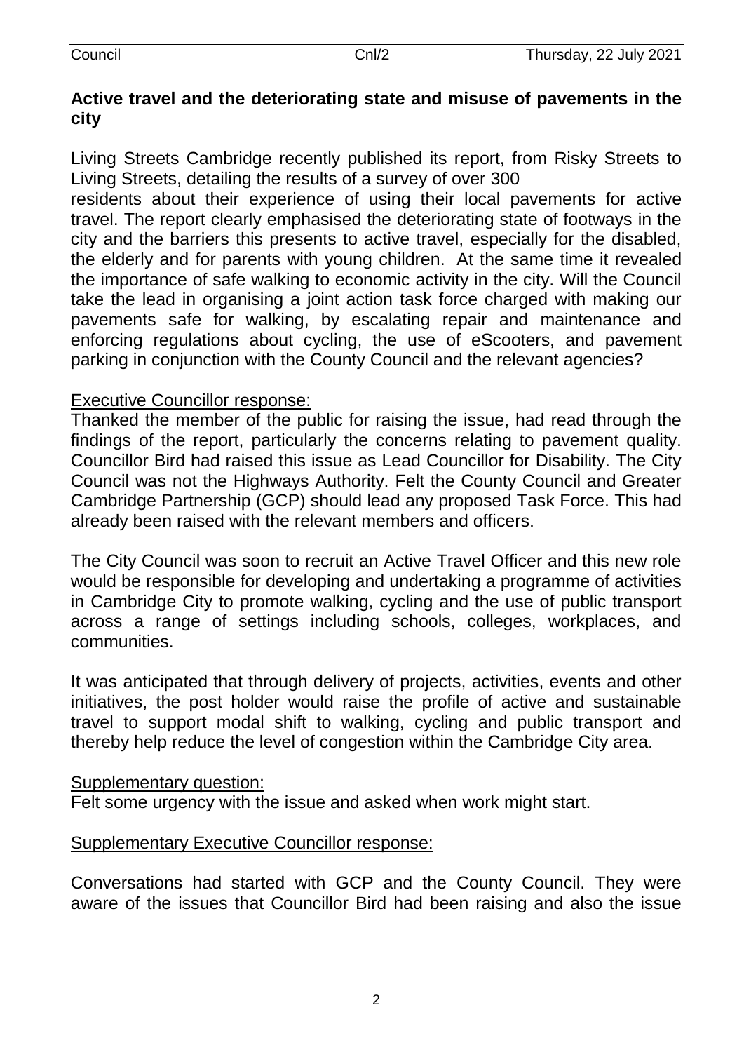**Active travel and the deteriorating state and misuse of pavements in the city**

Living Streets Cambridge recently published its report, from Risky Streets to Living Streets, detailing the results of a survey of over 300 residents about their experience of using their local pavements for active travel. The report clearly emphasised the deteriorating state of footways in the city and the barriers this presents to active travel, especially for the disabled, the elderly and for parents with young children. At the same time it revealed the importance of safe walking to economic activity in the city. Will the Council take the lead in organising a joint action task force charged with making our pavements safe for walking, by escalating repair and maintenance and enforcing regulations about cycling, the use of eScooters, and pavement parking in conjunction with the County Council and the relevant agencies?

Executive Councillor response:

Thanked the member of the public for raising the issue, had read through the findings of the report, particularly the concerns relating to pavement quality. Councillor Bird had raised this issue as Lead Councillor for Disability. The City Council was not the Highways Authority. Felt the County Council and Greater Cambridge Partnership (GCP) should lead any proposed Task Force. This had already been raised with the relevant members and officers.

The City Council was soon to recruit an Active Travel Officer and this new role would be responsible for developing and undertaking a programme of activities in Cambridge City to promote walking, cycling and the use of public transport across a range of settings including schools, colleges, workplaces, and communities.

It was anticipated that through delivery of projects, activities, events and other initiatives, the post holder would raise the profile of active and sustainable travel to support modal shift to walking, cycling and public transport and thereby help reduce the level of congestion within the Cambridge City area.

Supplementary question:

Felt some urgency with the issue and asked when work might start.

Supplementary Executive Councillor response:

Conversations had started with GCP and the County Council. They were aware of the issues that Councillor Bird had been raising and also the issue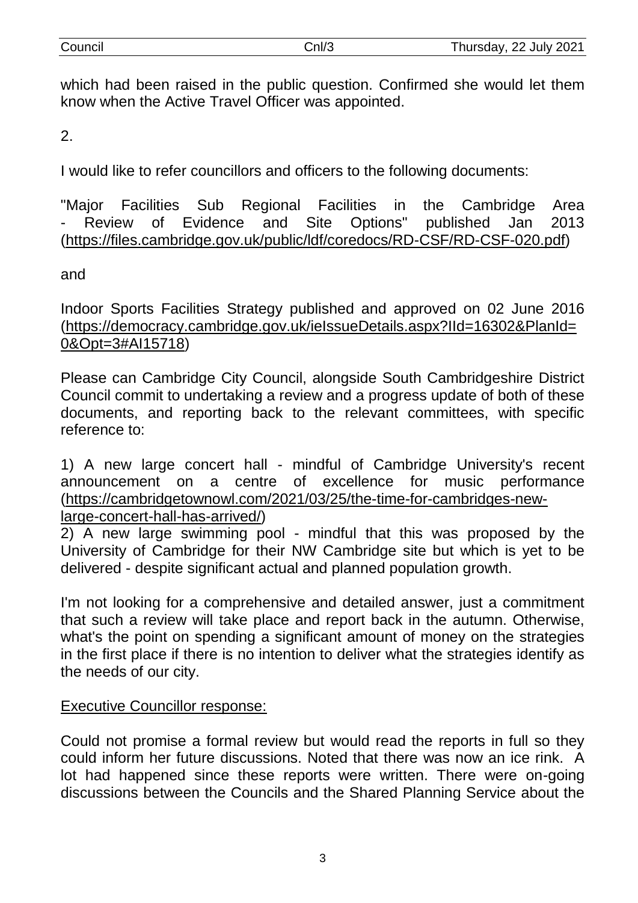which had been raised in the public question. Confirmed she would let them know when the Active Travel Officer was appointed.

2.

I would like to refer councillors and officers to the following documents:

"Major Facilities Sub Regional Facilities in the Cambridge Area - Review of Evidence and Site Options" published Jan 2013 (https://files.cambridge.gov.uk/public/ldf/coredocs/RD-CSF/RD-CSF-020.pdf)

and

Indoor Sports Facilities Strategy published and approved on 02 June 2016 (https://democracy.cambridge.gov.uk/ieIssueDetails.aspx?IId=16302&PlanId=0&Opt=3#AI15718)

Please can Cambridge City Council, alongside South Cambridgeshire District Council commit to undertaking a review and a progress update of both of these documents, and reporting back to the relevant committees, with specific reference to:

1) A new large concert hall - mindful of Cambridge University's recent announcement on a centre of excellence for music performance (https://cambridgetownowl.com/2021/03/25/the-time-for-cambridges-new-large-concert-hall-has-arrived/)
2) A new large swimming pool - mindful that this was proposed by the University of Cambridge for their NW Cambridge site but which is yet to be delivered - despite significant actual and planned population growth.

I'm not looking for a comprehensive and detailed answer, just a commitment that such a review will take place and report back in the autumn. Otherwise, what's the point on spending a significant amount of money on the strategies in the first place if there is no intention to deliver what the strategies identify as the needs of our city.

Executive Councillor response:

Could not promise a formal review but would read the reports in full so they could inform her future discussions. Noted that there was now an ice rink. A lot had happened since these reports were written. There were on-going discussions between the Councils and the Shared Planning Service about the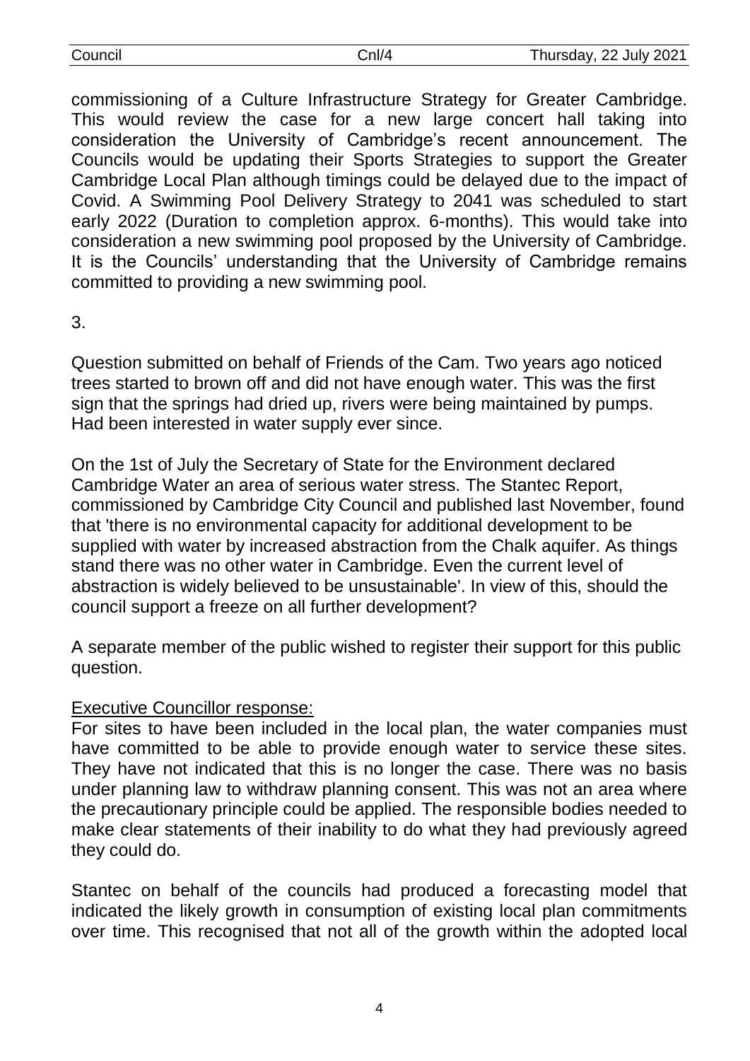commissioning of a Culture Infrastructure Strategy for Greater Cambridge. This would review the case for a new large concert hall taking into consideration the University of Cambridge's recent announcement. The Councils would be updating their Sports Strategies to support the Greater Cambridge Local Plan although timings could be delayed due to the impact of Covid. A Swimming Pool Delivery Strategy to 2041 was scheduled to start early 2022 (Duration to completion approx. 6-months). This would take into consideration a new swimming pool proposed by the University of Cambridge. It is the Councils' understanding that the University of Cambridge remains committed to providing a new swimming pool.

3.

Question submitted on behalf of Friends of the Cam. Two years ago noticed trees started to brown off and did not have enough water. This was the first sign that the springs had dried up, rivers were being maintained by pumps. Had been interested in water supply ever since.

On the 1st of July the Secretary of State for the Environment declared Cambridge Water an area of serious water stress. The Stantec Report, commissioned by Cambridge City Council and published last November, found that 'there is no environmental capacity for additional development to be supplied with water by increased abstraction from the Chalk aquifer. As things stand there was no other water in Cambridge. Even the current level of abstraction is widely believed to be unsustainable'. In view of this, should the council support a freeze on all further development?

A separate member of the public wished to register their support for this public question.

Executive Councillor response:

For sites to have been included in the local plan, the water companies must have committed to be able to provide enough water to service these sites. They have not indicated that this is no longer the case. There was no basis under planning law to withdraw planning consent. This was not an area where the precautionary principle could be applied. The responsible bodies needed to make clear statements of their inability to do what they had previously agreed they could do.

Stantec on behalf of the councils had produced a forecasting model that indicated the likely growth in consumption of existing local plan commitments over time. This recognised that not all of the growth within the adopted local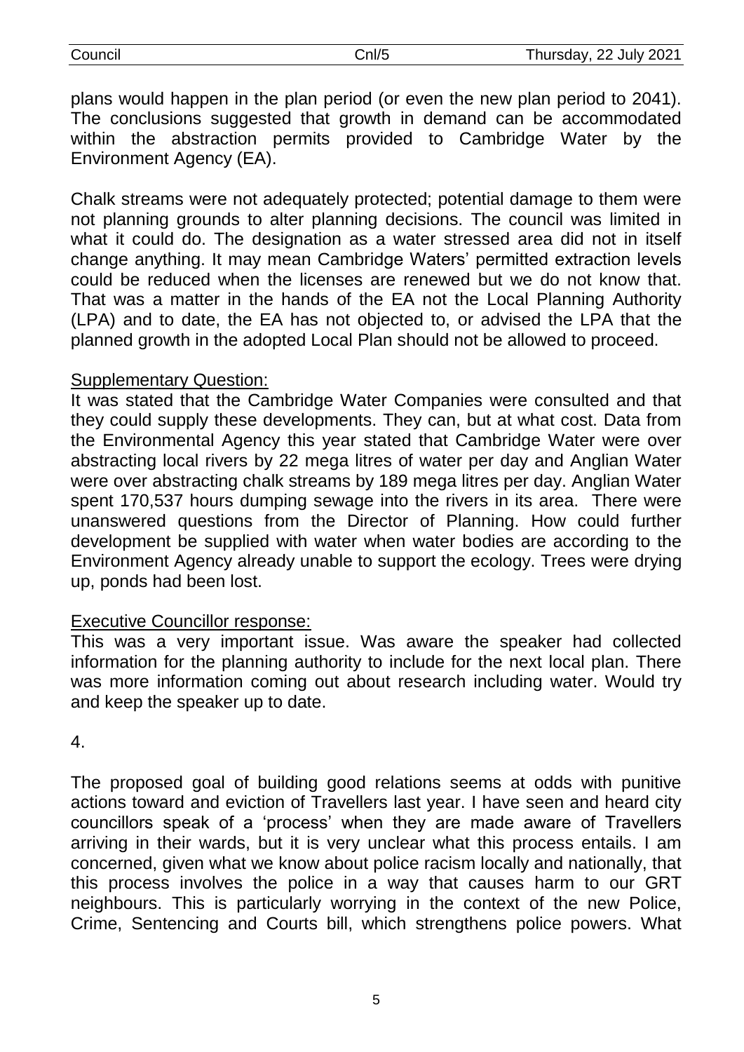plans would happen in the plan period (or even the new plan period to 2041). The conclusions suggested that growth in demand can be accommodated within the abstraction permits provided to Cambridge Water by the Environment Agency (EA).

Chalk streams were not adequately protected; potential damage to them were not planning grounds to alter planning decisions. The council was limited in what it could do. The designation as a water stressed area did not in itself change anything. It may mean Cambridge Waters' permitted extraction levels could be reduced when the licenses are renewed but we do not know that. That was a matter in the hands of the EA not the Local Planning Authority (LPA) and to date, the EA has not objected to, or advised the LPA that the planned growth in the adopted Local Plan should not be allowed to proceed.

Supplementary Question:

It was stated that the Cambridge Water Companies were consulted and that they could supply these developments. They can, but at what cost. Data from the Environmental Agency this year stated that Cambridge Water were over abstracting local rivers by 22 mega litres of water per day and Anglian Water were over abstracting chalk streams by 189 mega litres per day. Anglian Water spent 170,537 hours dumping sewage into the rivers in its area. There were unanswered questions from the Director of Planning. How could further development be supplied with water when water bodies are according to the Environment Agency already unable to support the ecology. Trees were drying up, ponds had been lost.

Executive Councillor response:

This was a very important issue. Was aware the speaker had collected information for the planning authority to include for the next local plan. There was more information coming out about research including water. Would try and keep the speaker up to date.

4.

The proposed goal of building good relations seems at odds with punitive actions toward and eviction of Travellers last year. I have seen and heard city councillors speak of a 'process' when they are made aware of Travellers arriving in their wards, but it is very unclear what this process entails. I am concerned, given what we know about police racism locally and nationally, that this process involves the police in a way that causes harm to our GRT neighbours. This is particularly worrying in the context of the new Police, Crime, Sentencing and Courts bill, which strengthens police powers. What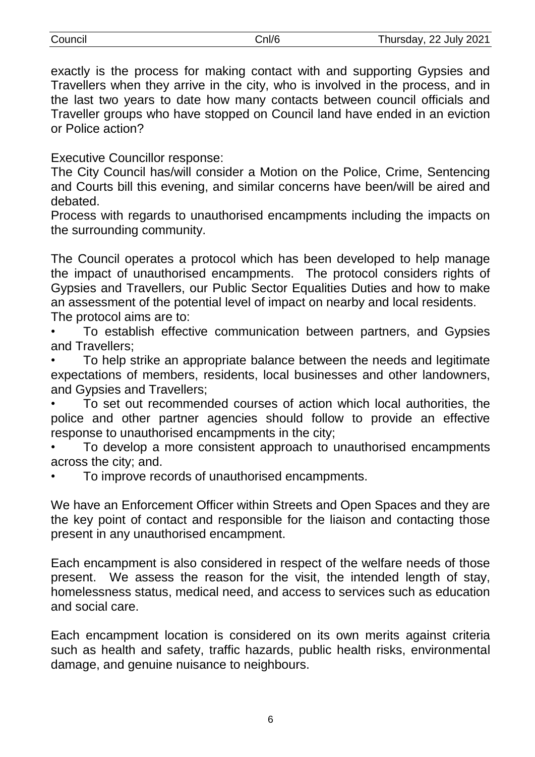exactly is the process for making contact with and supporting Gypsies and Travellers when they arrive in the city, who is involved in the process, and in the last two years to date how many contacts between council officials and Traveller groups who have stopped on Council land have ended in an eviction or Police action?

Executive Councillor response:
The City Council has/will consider a Motion on the Police, Crime, Sentencing and Courts bill this evening, and similar concerns have been/will be aired and debated.
Process with regards to unauthorised encampments including the impacts on the surrounding community.

The Council operates a protocol which has been developed to help manage the impact of unauthorised encampments. The protocol considers rights of Gypsies and Travellers, our Public Sector Equalities Duties and how to make an assessment of the potential level of impact on nearby and local residents.
The protocol aims are to:

- To establish effective communication between partners, and Gypsies and Travellers;
- To help strike an appropriate balance between the needs and legitimate expectations of members, residents, local businesses and other landowners, and Gypsies and Travellers;
- To set out recommended courses of action which local authorities, the police and other partner agencies should follow to provide an effective response to unauthorised encampments in the city;
- To develop a more consistent approach to unauthorised encampments across the city; and.
- To improve records of unauthorised encampments.

We have an Enforcement Officer within Streets and Open Spaces and they are the key point of contact and responsible for the liaison and contacting those present in any unauthorised encampment.

Each encampment is also considered in respect of the welfare needs of those present. We assess the reason for the visit, the intended length of stay, homelessness status, medical need, and access to services such as education and social care.

Each encampment location is considered on its own merits against criteria such as health and safety, traffic hazards, public health risks, environmental damage, and genuine nuisance to neighbours.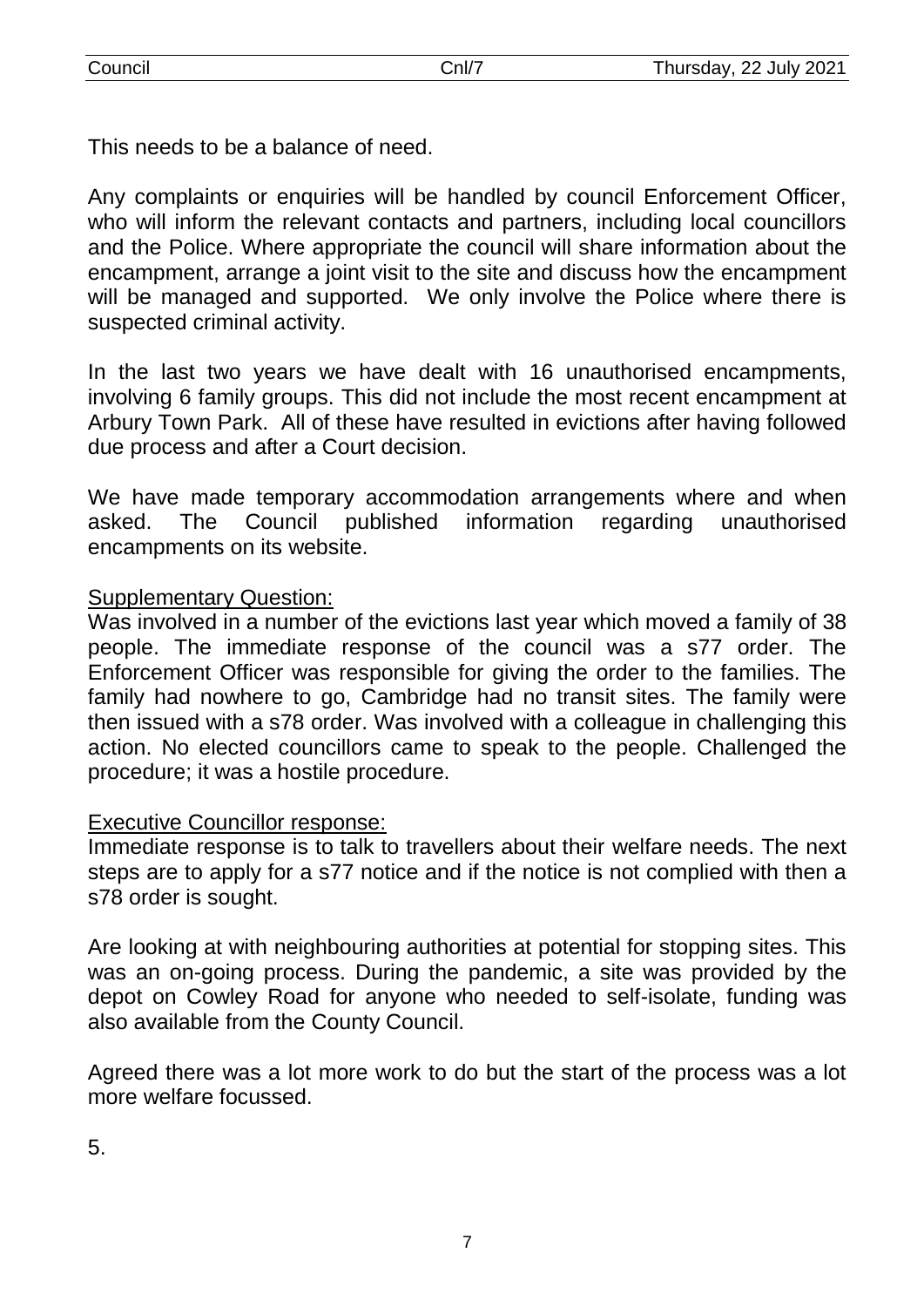This needs to be a balance of need.

Any complaints or enquiries will be handled by council Enforcement Officer, who will inform the relevant contacts and partners, including local councillors and the Police. Where appropriate the council will share information about the encampment, arrange a joint visit to the site and discuss how the encampment will be managed and supported. We only involve the Police where there is suspected criminal activity.

In the last two years we have dealt with 16 unauthorised encampments, involving 6 family groups. This did not include the most recent encampment at Arbury Town Park. All of these have resulted in evictions after having followed due process and after a Court decision.

We have made temporary accommodation arrangements where and when asked. The Council published information regarding unauthorised encampments on its website.

<u>Supplementary Question:</u>

Was involved in a number of the evictions last year which moved a family of 38 people. The immediate response of the council was a s77 order. The Enforcement Officer was responsible for giving the order to the families. The family had nowhere to go, Cambridge had no transit sites. The family were then issued with a s78 order. Was involved with a colleague in challenging this action. No elected councillors came to speak to the people. Challenged the procedure; it was a hostile procedure.

<u>Executive Councillor response:</u>

Immediate response is to talk to travellers about their welfare needs. The next steps are to apply for a s77 notice and if the notice is not complied with then a s78 order is sought.

Are looking at with neighbouring authorities at potential for stopping sites. This was an on-going process. During the pandemic, a site was provided by the depot on Cowley Road for anyone who needed to self-isolate, funding was also available from the County Council.

Agreed there was a lot more work to do but the start of the process was a lot more welfare focussed.

5.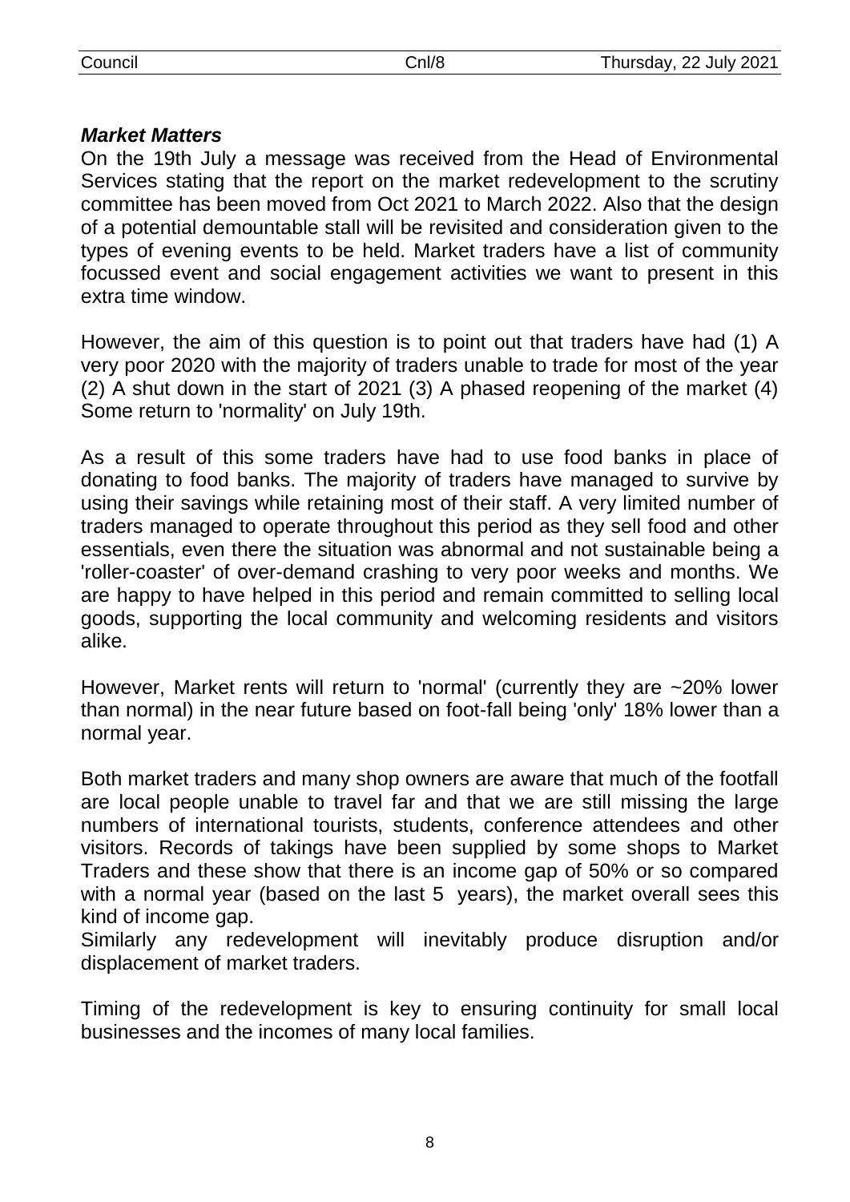***Market Matters***

On the 19th July a message was received from the Head of Environmental Services stating that the report on the market redevelopment to the scrutiny committee has been moved from Oct 2021 to March 2022. Also that the design of a potential demountable stall will be revisited and consideration given to the types of evening events to be held. Market traders have a list of community focussed event and social engagement activities we want to present in this extra time window.

However, the aim of this question is to point out that traders have had (1) A very poor 2020 with the majority of traders unable to trade for most of the year (2) A shut down in the start of 2021 (3) A phased reopening of the market (4) Some return to 'normality' on July 19th.

As a result of this some traders have had to use food banks in place of donating to food banks. The majority of traders have managed to survive by using their savings while retaining most of their staff. A very limited number of traders managed to operate throughout this period as they sell food and other essentials, even there the situation was abnormal and not sustainable being a 'roller-coaster' of over-demand crashing to very poor weeks and months. We are happy to have helped in this period and remain committed to selling local goods, supporting the local community and welcoming residents and visitors alike.

However, Market rents will return to 'normal' (currently they are ~20% lower than normal) in the near future based on foot-fall being 'only' 18% lower than a normal year.

Both market traders and many shop owners are aware that much of the footfall are local people unable to travel far and that we are still missing the large numbers of international tourists, students, conference attendees and other visitors. Records of takings have been supplied by some shops to Market Traders and these show that there is an income gap of 50% or so compared with a normal year (based on the last 5 years), the market overall sees this kind of income gap.
Similarly any redevelopment will inevitably produce disruption and/or displacement of market traders.

Timing of the redevelopment is key to ensuring continuity for small local businesses and the incomes of many local families.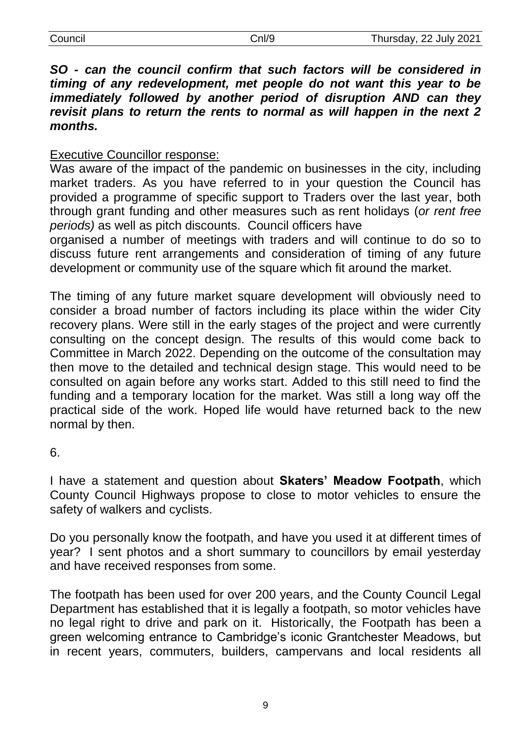***SO - can the council confirm that such factors will be considered in timing of any redevelopment, met people do not want this year to be immediately followed by another period of disruption AND can they revisit plans to return the rents to normal as will happen in the next 2 months.***

Executive Councillor response:

Was aware of the impact of the pandemic on businesses in the city, including market traders. As you have referred to in your question the Council has provided a programme of specific support to Traders over the last year, both through grant funding and other measures such as rent holidays (*or rent free periods)* as well as pitch discounts. Council officers have organised a number of meetings with traders and will continue to do so to discuss future rent arrangements and consideration of timing of any future development or community use of the square which fit around the market.

The timing of any future market square development will obviously need to consider a broad number of factors including its place within the wider City recovery plans. Were still in the early stages of the project and were currently consulting on the concept design. The results of this would come back to Committee in March 2022. Depending on the outcome of the consultation may then move to the detailed and technical design stage. This would need to be consulted on again before any works start. Added to this still need to find the funding and a temporary location for the market. Was still a long way off the practical side of the work. Hoped life would have returned back to the new normal by then.

6.

I have a statement and question about **Skaters' Meadow Footpath**, which County Council Highways propose to close to motor vehicles to ensure the safety of walkers and cyclists.

Do you personally know the footpath, and have you used it at different times of year? I sent photos and a short summary to councillors by email yesterday and have received responses from some.

The footpath has been used for over 200 years, and the County Council Legal Department has established that it is legally a footpath, so motor vehicles have no legal right to drive and park on it. Historically, the Footpath has been a green welcoming entrance to Cambridge's iconic Grantchester Meadows, but in recent years, commuters, builders, campervans and local residents all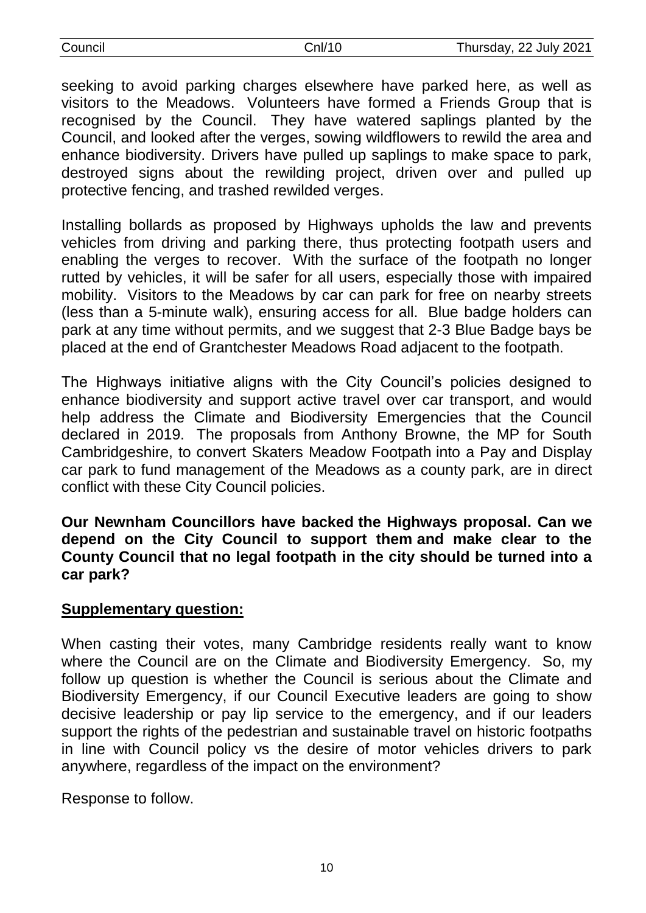seeking to avoid parking charges elsewhere have parked here, as well as visitors to the Meadows. Volunteers have formed a Friends Group that is recognised by the Council. They have watered saplings planted by the Council, and looked after the verges, sowing wildflowers to rewild the area and enhance biodiversity. Drivers have pulled up saplings to make space to park, destroyed signs about the rewilding project, driven over and pulled up protective fencing, and trashed rewilded verges.

Installing bollards as proposed by Highways upholds the law and prevents vehicles from driving and parking there, thus protecting footpath users and enabling the verges to recover. With the surface of the footpath no longer rutted by vehicles, it will be safer for all users, especially those with impaired mobility. Visitors to the Meadows by car can park for free on nearby streets (less than a 5-minute walk), ensuring access for all. Blue badge holders can park at any time without permits, and we suggest that 2-3 Blue Badge bays be placed at the end of Grantchester Meadows Road adjacent to the footpath.

The Highways initiative aligns with the City Council's policies designed to enhance biodiversity and support active travel over car transport, and would help address the Climate and Biodiversity Emergencies that the Council declared in 2019. The proposals from Anthony Browne, the MP for South Cambridgeshire, to convert Skaters Meadow Footpath into a Pay and Display car park to fund management of the Meadows as a county park, are in direct conflict with these City Council policies.

**Our Newnham Councillors have backed the Highways proposal. Can we depend on the City Council to support them and make clear to the County Council that no legal footpath in the city should be turned into a car park?**

**Supplementary question:**

When casting their votes, many Cambridge residents really want to know where the Council are on the Climate and Biodiversity Emergency. So, my follow up question is whether the Council is serious about the Climate and Biodiversity Emergency, if our Council Executive leaders are going to show decisive leadership or pay lip service to the emergency, and if our leaders support the rights of the pedestrian and sustainable travel on historic footpaths in line with Council policy vs the desire of motor vehicles drivers to park anywhere, regardless of the impact on the environment?

Response to follow.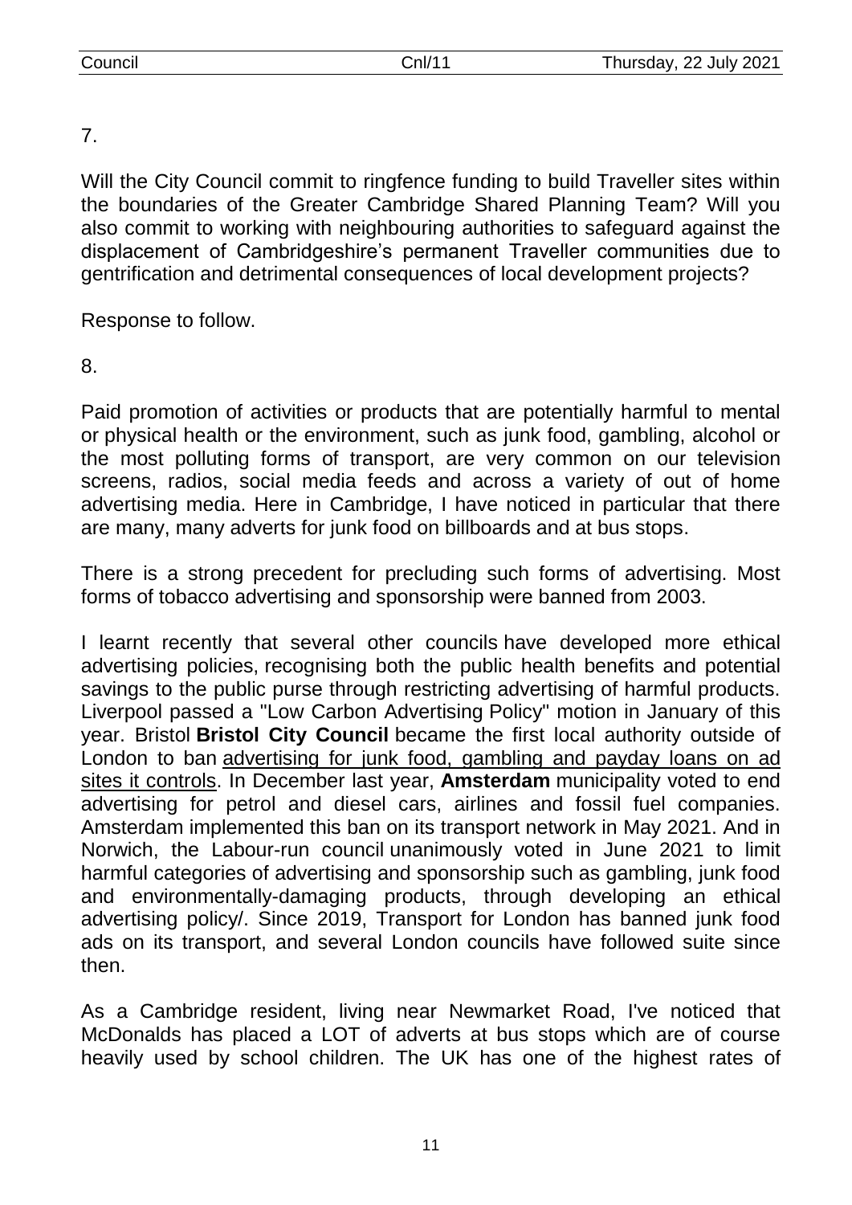7.

Will the City Council commit to ringfence funding to build Traveller sites within the boundaries of the Greater Cambridge Shared Planning Team? Will you also commit to working with neighbouring authorities to safeguard against the displacement of Cambridgeshire's permanent Traveller communities due to gentrification and detrimental consequences of local development projects?

Response to follow.

8.

Paid promotion of activities or products that are potentially harmful to mental or physical health or the environment, such as junk food, gambling, alcohol or the most polluting forms of transport, are very common on our television screens, radios, social media feeds and across a variety of out of home advertising media. Here in Cambridge, I have noticed in particular that there are many, many adverts for junk food on billboards and at bus stops.

There is a strong precedent for precluding such forms of advertising. Most forms of tobacco advertising and sponsorship were banned from 2003.

I learnt recently that several other councils have developed more ethical advertising policies, recognising both the public health benefits and potential savings to the public purse through restricting advertising of harmful products. Liverpool passed a "Low Carbon Advertising Policy" motion in January of this year. Bristol **Bristol City Council** became the first local authority outside of London to ban advertising for junk food, gambling and payday loans on ad sites it controls. In December last year, **Amsterdam** municipality voted to end advertising for petrol and diesel cars, airlines and fossil fuel companies. Amsterdam implemented this ban on its transport network in May 2021. And in Norwich, the Labour-run council unanimously voted in June 2021 to limit harmful categories of advertising and sponsorship such as gambling, junk food and environmentally-damaging products, through developing an ethical advertising policy/. Since 2019, Transport for London has banned junk food ads on its transport, and several London councils have followed suite since then.

As a Cambridge resident, living near Newmarket Road, I've noticed that McDonalds has placed a LOT of adverts at bus stops which are of course heavily used by school children. The UK has one of the highest rates of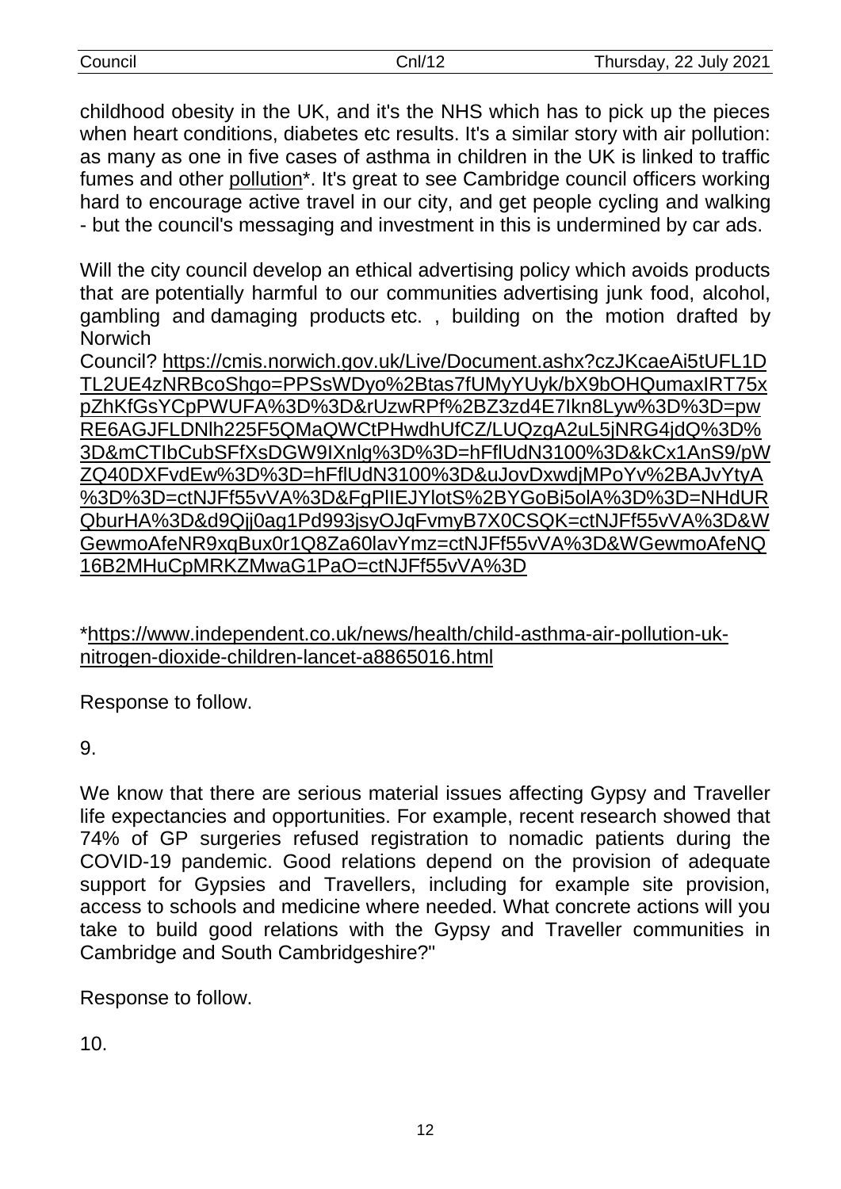childhood obesity in the UK, and it's the NHS which has to pick up the pieces when heart conditions, diabetes etc results. It's a similar story with air pollution: as many as one in five cases of asthma in children in the UK is linked to traffic fumes and other pollution*. It's great to see Cambridge council officers working hard to encourage active travel in our city, and get people cycling and walking - but the council's messaging and investment in this is undermined by car ads.

Will the city council develop an ethical advertising policy which avoids products that are potentially harmful to our communities advertising junk food, alcohol, gambling and damaging products etc. , building on the motion drafted by Norwich Council? https://cmis.norwich.gov.uk/Live/Document.ashx?czJKcaeAi5tUFL1DTL2UE4zNRBcoShgo=PPSsWDyo%2Btas7fUMyYUyk/bX9bOHQumaxIRT75xpZhKfGsYCpPWUFA%3D%3D&rUzwRPf%2BZ3zd4E7Ikn8Lyw%3D%3D=pwRE6AGJFLDNlh225F5QMaQWCtPHwdhUfCZ/LUQzgA2uL5jNRG4jdQ%3D%3D&mCTIbCubSFfXsDGW9IXnlg%3D%3D=hFflUdN3100%3D&kCx1AnS9/pWZQ40DXFvdEw%3D%3D=hFflUdN3100%3D&uJovDxwdjMPoYv%2BAJvYtyA%3D%3D=ctNJFf55vVA%3D&FgPlIEJYlotS%2BYGoBi5olA%3D%3D=NHdURQburHA%3D&d9Qjj0ag1Pd993jsyOJqFvmyB7X0CSQK=ctNJFf55vVA%3D&WGewmoAfeNR9xqBux0r1Q8Za60lavYmz=ctNJFf55vVA%3D&WGewmoAfeNQ16B2MHuCpMRKZMwaG1PaO=ctNJFf55vVA%3D

*https://www.independent.co.uk/news/health/child-asthma-air-pollution-uk-nitrogen-dioxide-children-lancet-a8865016.html

Response to follow.

9.

We know that there are serious material issues affecting Gypsy and Traveller life expectancies and opportunities. For example, recent research showed that 74% of GP surgeries refused registration to nomadic patients during the COVID-19 pandemic. Good relations depend on the provision of adequate support for Gypsies and Travellers, including for example site provision, access to schools and medicine where needed. What concrete actions will you take to build good relations with the Gypsy and Traveller communities in Cambridge and South Cambridgeshire?"

Response to follow.

10.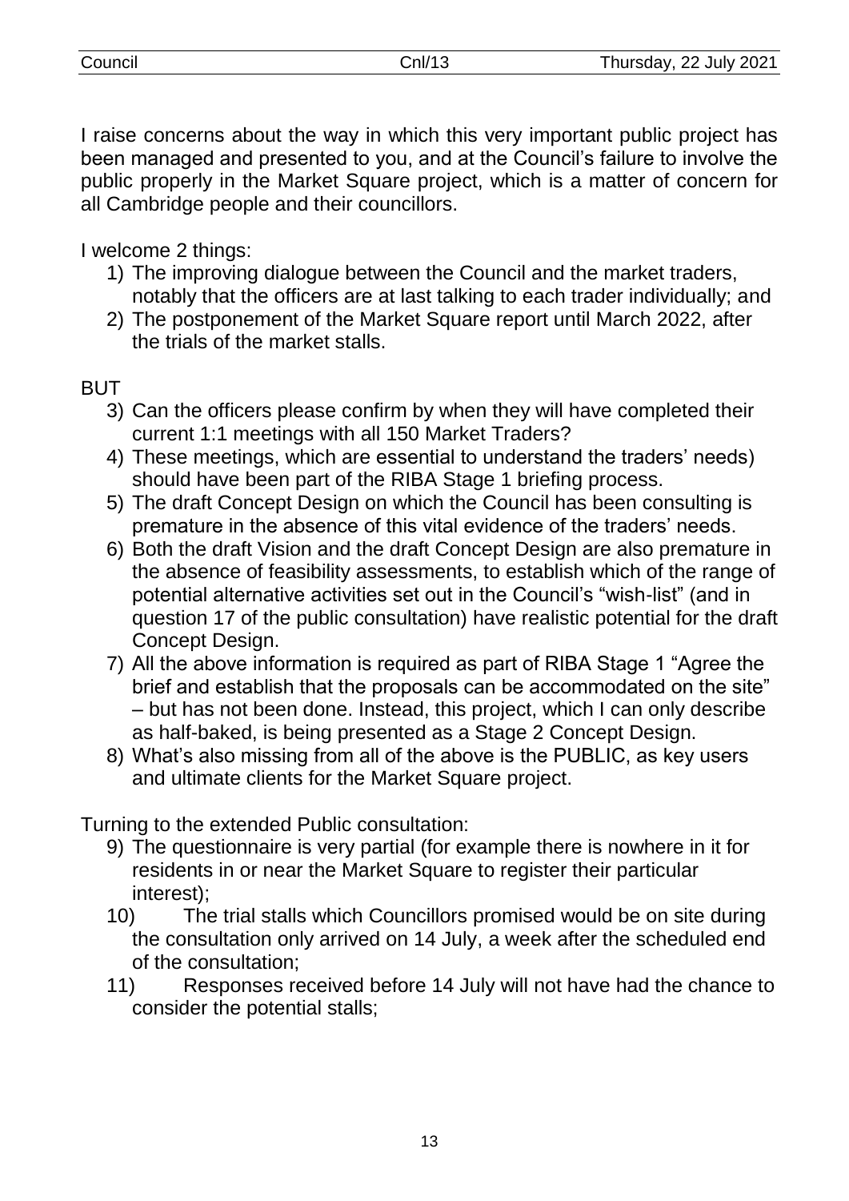I raise concerns about the way in which this very important public project has been managed and presented to you, and at the Council's failure to involve the public properly in the Market Square project, which is a matter of concern for all Cambridge people and their councillors.

I welcome 2 things:

1) The improving dialogue between the Council and the market traders, notably that the officers are at last talking to each trader individually; and
2) The postponement of the Market Square report until March 2022, after the trials of the market stalls.

BUT

3) Can the officers please confirm by when they will have completed their current 1:1 meetings with all 150 Market Traders?
4) These meetings, which are essential to understand the traders' needs) should have been part of the RIBA Stage 1 briefing process.
5) The draft Concept Design on which the Council has been consulting is premature in the absence of this vital evidence of the traders' needs.
6) Both the draft Vision and the draft Concept Design are also premature in the absence of feasibility assessments, to establish which of the range of potential alternative activities set out in the Council's "wish-list" (and in question 17 of the public consultation) have realistic potential for the draft Concept Design.
7) All the above information is required as part of RIBA Stage 1 "Agree the brief and establish that the proposals can be accommodated on the site" – but has not been done. Instead, this project, which I can only describe as half-baked, is being presented as a Stage 2 Concept Design.
8) What's also missing from all of the above is the PUBLIC, as key users and ultimate clients for the Market Square project.

Turning to the extended Public consultation:

9) The questionnaire is very partial (for example there is nowhere in it for residents in or near the Market Square to register their particular interest);
10) The trial stalls which Councillors promised would be on site during the consultation only arrived on 14 July, a week after the scheduled end of the consultation;
11) Responses received before 14 July will not have had the chance to consider the potential stalls;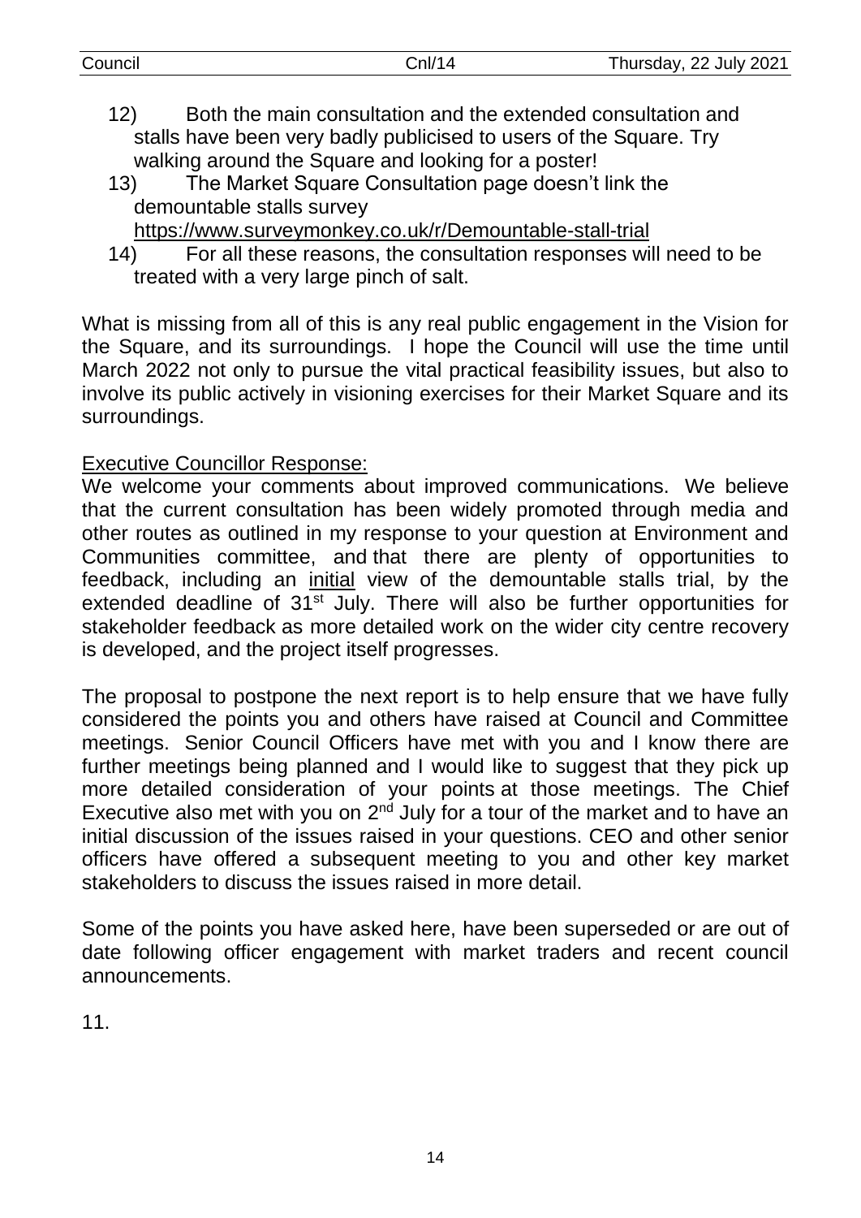12) Both the main consultation and the extended consultation and stalls have been very badly publicised to users of the Square. Try walking around the Square and looking for a poster!

13) The Market Square Consultation page doesn't link the demountable stalls survey https://www.surveymonkey.co.uk/r/Demountable-stall-trial

14) For all these reasons, the consultation responses will need to be treated with a very large pinch of salt.

What is missing from all of this is any real public engagement in the Vision for the Square, and its surroundings. I hope the Council will use the time until March 2022 not only to pursue the vital practical feasibility issues, but also to involve its public actively in visioning exercises for their Market Square and its surroundings.

Executive Councillor Response:

We welcome your comments about improved communications. We believe that the current consultation has been widely promoted through media and other routes as outlined in my response to your question at Environment and Communities committee, and that there are plenty of opportunities to feedback, including an initial view of the demountable stalls trial, by the extended deadline of 31st July. There will also be further opportunities for stakeholder feedback as more detailed work on the wider city centre recovery is developed, and the project itself progresses.

The proposal to postpone the next report is to help ensure that we have fully considered the points you and others have raised at Council and Committee meetings. Senior Council Officers have met with you and I know there are further meetings being planned and I would like to suggest that they pick up more detailed consideration of your points at those meetings. The Chief Executive also met with you on 2nd July for a tour of the market and to have an initial discussion of the issues raised in your questions. CEO and other senior officers have offered a subsequent meeting to you and other key market stakeholders to discuss the issues raised in more detail.

Some of the points you have asked here, have been superseded or are out of date following officer engagement with market traders and recent council announcements.

11.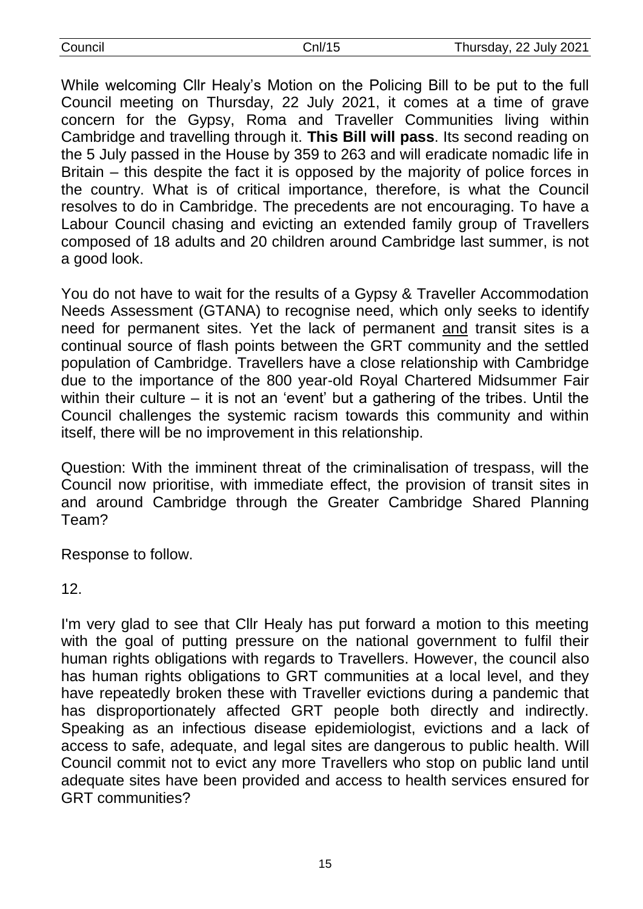While welcoming Cllr Healy's Motion on the Policing Bill to be put to the full Council meeting on Thursday, 22 July 2021, it comes at a time of grave concern for the Gypsy, Roma and Traveller Communities living within Cambridge and travelling through it. **This Bill will pass**. Its second reading on the 5 July passed in the House by 359 to 263 and will eradicate nomadic life in Britain – this despite the fact it is opposed by the majority of police forces in the country. What is of critical importance, therefore, is what the Council resolves to do in Cambridge. The precedents are not encouraging. To have a Labour Council chasing and evicting an extended family group of Travellers composed of 18 adults and 20 children around Cambridge last summer, is not a good look.

You do not have to wait for the results of a Gypsy & Traveller Accommodation Needs Assessment (GTANA) to recognise need, which only seeks to identify need for permanent sites. Yet the lack of permanent and transit sites is a continual source of flash points between the GRT community and the settled population of Cambridge. Travellers have a close relationship with Cambridge due to the importance of the 800 year-old Royal Chartered Midsummer Fair within their culture – it is not an 'event' but a gathering of the tribes. Until the Council challenges the systemic racism towards this community and within itself, there will be no improvement in this relationship.

Question: With the imminent threat of the criminalisation of trespass, will the Council now prioritise, with immediate effect, the provision of transit sites in and around Cambridge through the Greater Cambridge Shared Planning Team?

Response to follow.

12.

I'm very glad to see that Cllr Healy has put forward a motion to this meeting with the goal of putting pressure on the national government to fulfil their human rights obligations with regards to Travellers. However, the council also has human rights obligations to GRT communities at a local level, and they have repeatedly broken these with Traveller evictions during a pandemic that has disproportionately affected GRT people both directly and indirectly. Speaking as an infectious disease epidemiologist, evictions and a lack of access to safe, adequate, and legal sites are dangerous to public health. Will Council commit not to evict any more Travellers who stop on public land until adequate sites have been provided and access to health services ensured for GRT communities?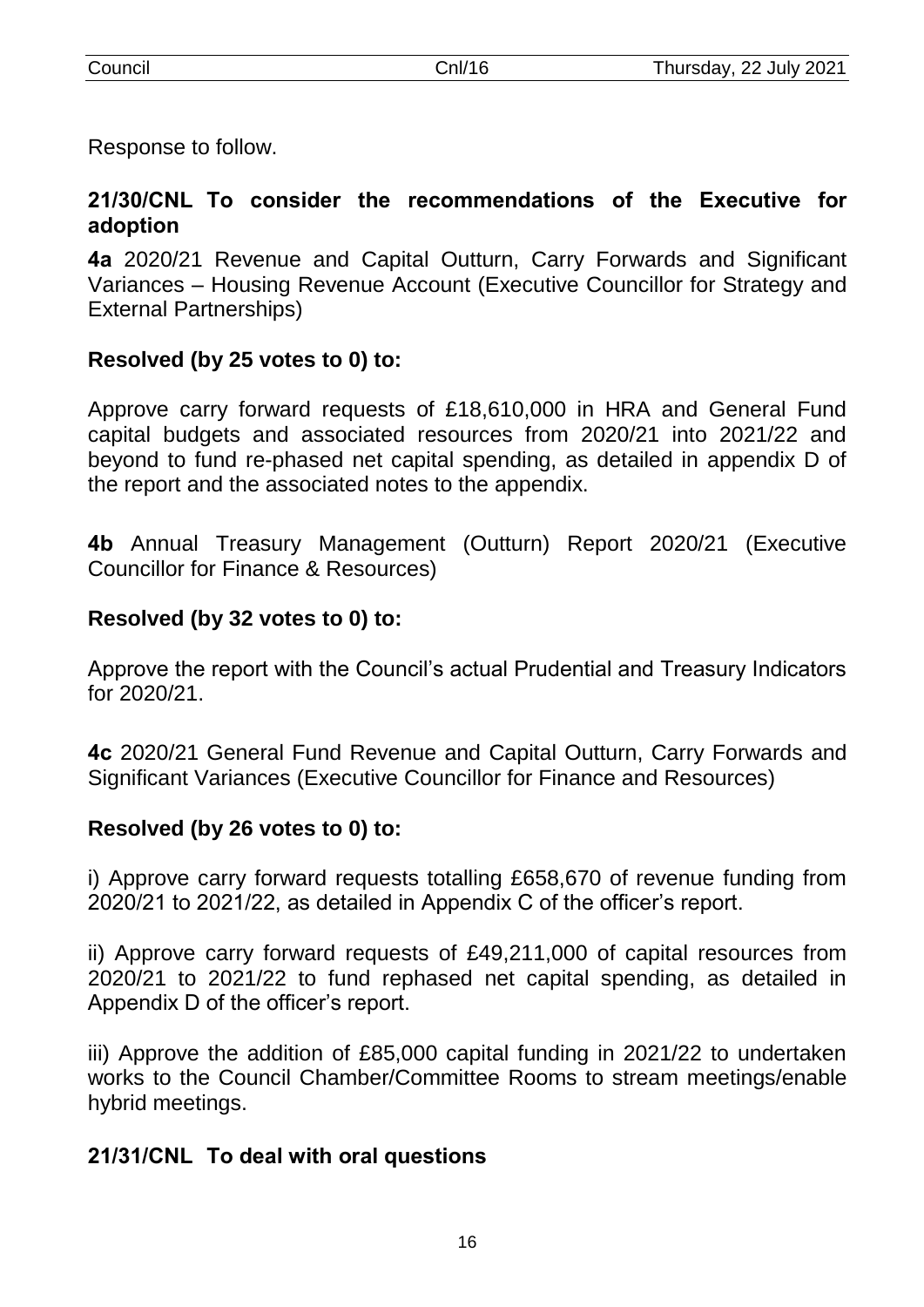Response to follow.

## 21/30/CNL To consider the recommendations of the Executive for adoption

**4a** 2020/21 Revenue and Capital Outturn, Carry Forwards and Significant Variances – Housing Revenue Account (Executive Councillor for Strategy and External Partnerships)

**Resolved (by 25 votes to 0) to:**

Approve carry forward requests of £18,610,000 in HRA and General Fund capital budgets and associated resources from 2020/21 into 2021/22 and beyond to fund re-phased net capital spending, as detailed in appendix D of the report and the associated notes to the appendix.

**4b** Annual Treasury Management (Outturn) Report 2020/21 (Executive Councillor for Finance & Resources)

**Resolved (by 32 votes to 0) to:**

Approve the report with the Council's actual Prudential and Treasury Indicators for 2020/21.

**4c** 2020/21 General Fund Revenue and Capital Outturn, Carry Forwards and Significant Variances (Executive Councillor for Finance and Resources)

**Resolved (by 26 votes to 0) to:**

i) Approve carry forward requests totalling £658,670 of revenue funding from 2020/21 to 2021/22, as detailed in Appendix C of the officer's report.

ii) Approve carry forward requests of £49,211,000 of capital resources from 2020/21 to 2021/22 to fund rephased net capital spending, as detailed in Appendix D of the officer's report.

iii) Approve the addition of £85,000 capital funding in 2021/22 to undertaken works to the Council Chamber/Committee Rooms to stream meetings/enable hybrid meetings.

## 21/31/CNL To deal with oral questions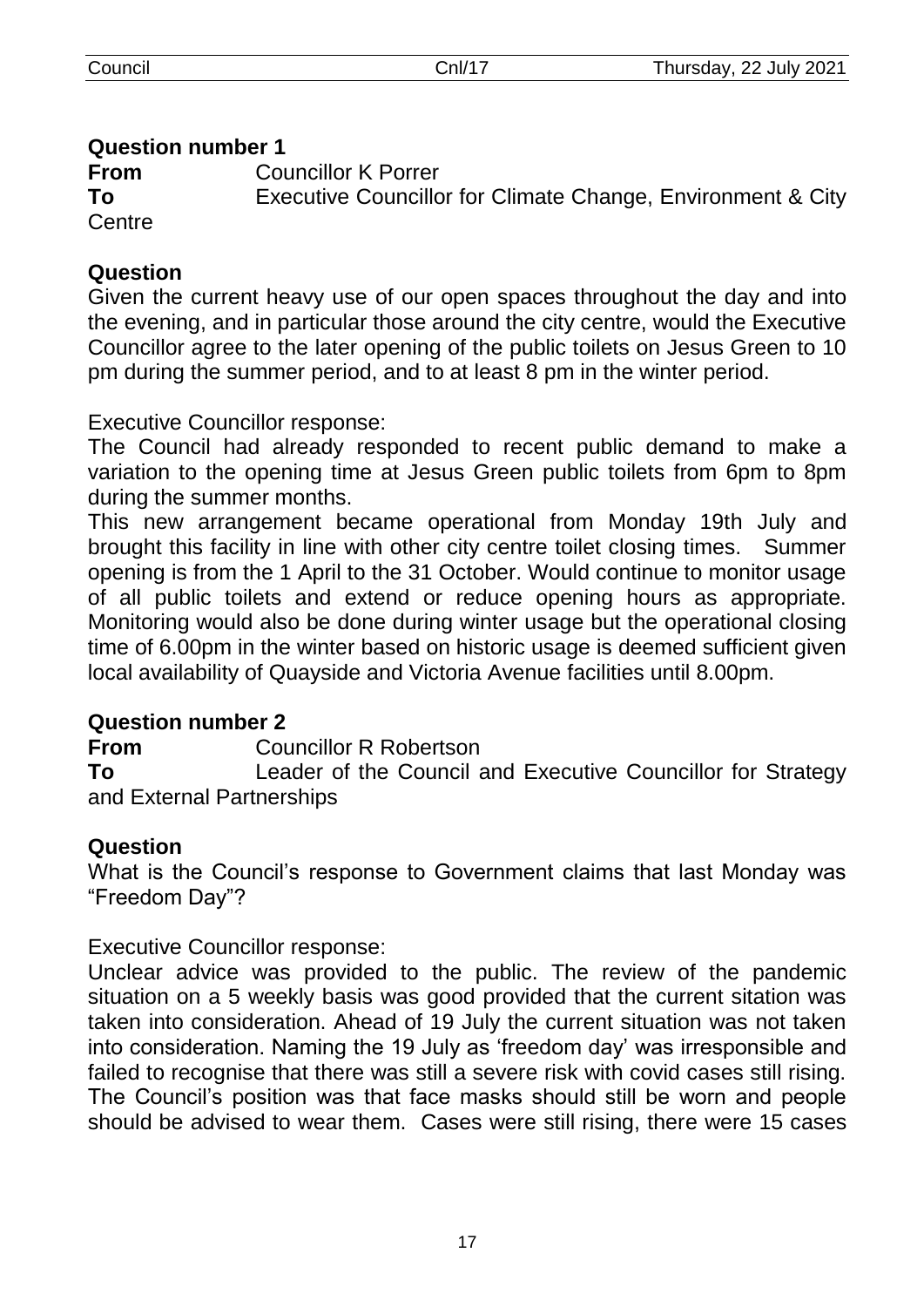## Question number 1

**From** Councillor K Porrer

**To** Executive Councillor for Climate Change, Environment & City Centre

### Question

Given the current heavy use of our open spaces throughout the day and into the evening, and in particular those around the city centre, would the Executive Councillor agree to the later opening of the public toilets on Jesus Green to 10 pm during the summer period, and to at least 8 pm in the winter period.

Executive Councillor response:

The Council had already responded to recent public demand to make a variation to the opening time at Jesus Green public toilets from 6pm to 8pm during the summer months.

This new arrangement became operational from Monday 19th July and brought this facility in line with other city centre toilet closing times. Summer opening is from the 1 April to the 31 October. Would continue to monitor usage of all public toilets and extend or reduce opening hours as appropriate. Monitoring would also be done during winter usage but the operational closing time of 6.00pm in the winter based on historic usage is deemed sufficient given local availability of Quayside and Victoria Avenue facilities until 8.00pm.

## Question number 2

**From** Councillor R Robertson

**To** Leader of the Council and Executive Councillor for Strategy and External Partnerships

### Question

What is the Council's response to Government claims that last Monday was "Freedom Day"?

Executive Councillor response:

Unclear advice was provided to the public. The review of the pandemic situation on a 5 weekly basis was good provided that the current sitation was taken into consideration. Ahead of 19 July the current situation was not taken into consideration. Naming the 19 July as 'freedom day' was irresponsible and failed to recognise that there was still a severe risk with covid cases still rising. The Council's position was that face masks should still be worn and people should be advised to wear them. Cases were still rising, there were 15 cases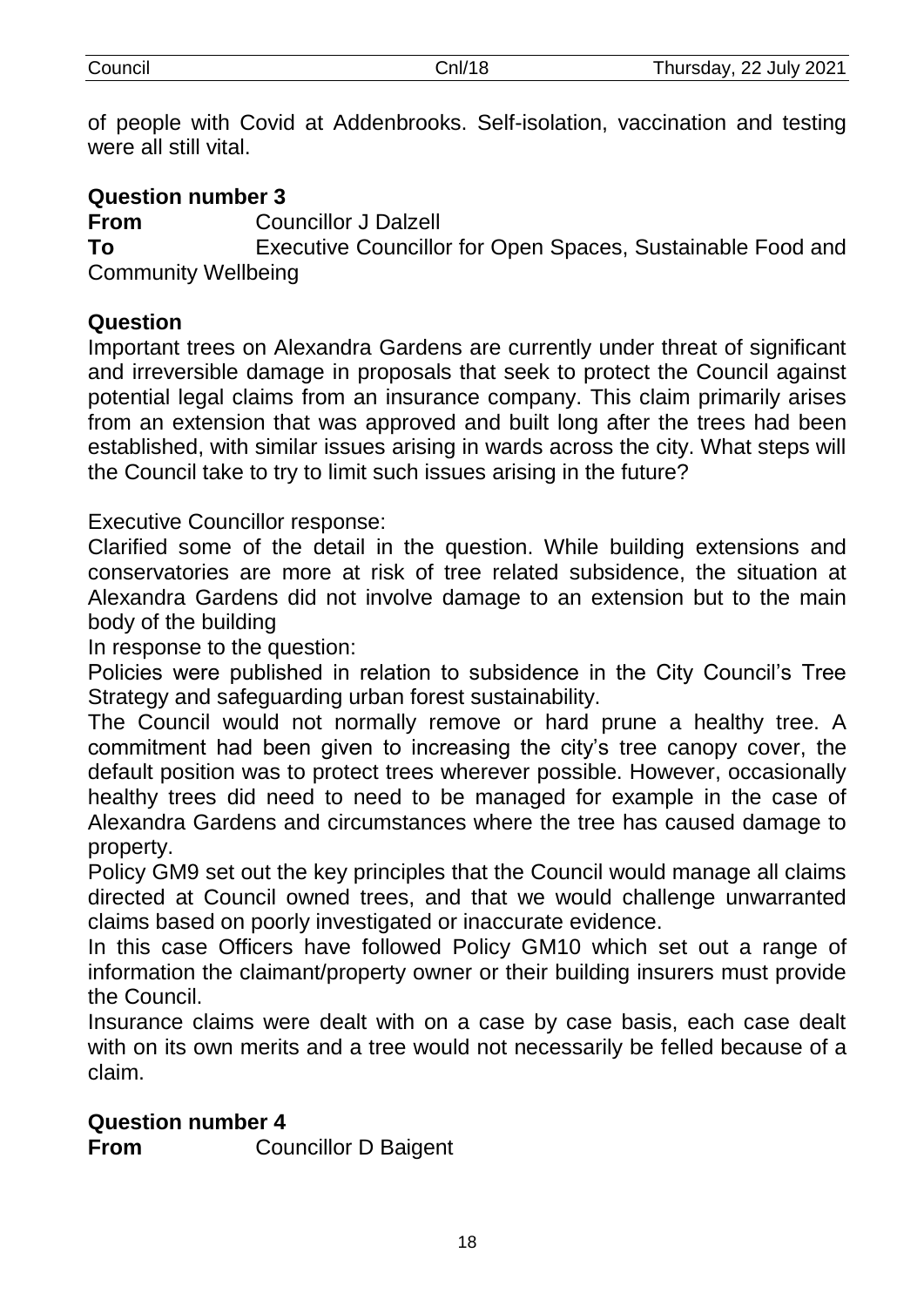of people with Covid at Addenbrooks. Self-isolation, vaccination and testing were all still vital.

**Question number 3**

**From** Councillor J Dalzell

**To** Executive Councillor for Open Spaces, Sustainable Food and Community Wellbeing

**Question**

Important trees on Alexandra Gardens are currently under threat of significant and irreversible damage in proposals that seek to protect the Council against potential legal claims from an insurance company. This claim primarily arises from an extension that was approved and built long after the trees had been established, with similar issues arising in wards across the city. What steps will the Council take to try to limit such issues arising in the future?

Executive Councillor response:

Clarified some of the detail in the question. While building extensions and conservatories are more at risk of tree related subsidence, the situation at Alexandra Gardens did not involve damage to an extension but to the main body of the building

In response to the question:

Policies were published in relation to subsidence in the City Council's Tree Strategy and safeguarding urban forest sustainability.

The Council would not normally remove or hard prune a healthy tree. A commitment had been given to increasing the city's tree canopy cover, the default position was to protect trees wherever possible. However, occasionally healthy trees did need to need to be managed for example in the case of Alexandra Gardens and circumstances where the tree has caused damage to property.

Policy GM9 set out the key principles that the Council would manage all claims directed at Council owned trees, and that we would challenge unwarranted claims based on poorly investigated or inaccurate evidence.

In this case Officers have followed Policy GM10 which set out a range of information the claimant/property owner or their building insurers must provide the Council.

Insurance claims were dealt with on a case by case basis, each case dealt with on its own merits and a tree would not necessarily be felled because of a claim.

**Question number 4**

**From** Councillor D Baigent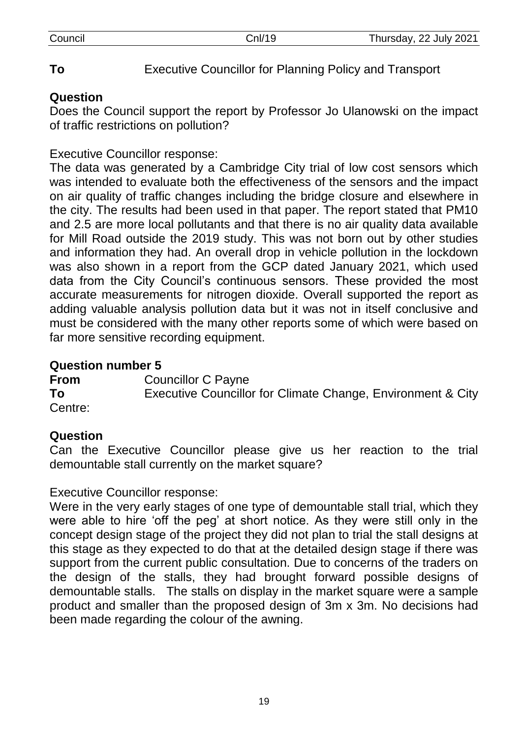**To** Executive Councillor for Planning Policy and Transport

**Question**

Does the Council support the report by Professor Jo Ulanowski on the impact of traffic restrictions on pollution?

Executive Councillor response:

The data was generated by a Cambridge City trial of low cost sensors which was intended to evaluate both the effectiveness of the sensors and the impact on air quality of traffic changes including the bridge closure and elsewhere in the city. The results had been used in that paper. The report stated that PM10 and 2.5 are more local pollutants and that there is no air quality data available for Mill Road outside the 2019 study. This was not born out by other studies and information they had. An overall drop in vehicle pollution in the lockdown was also shown in a report from the GCP dated January 2021, which used data from the City Council's continuous sensors. These provided the most accurate measurements for nitrogen dioxide. Overall supported the report as adding valuable analysis pollution data but it was not in itself conclusive and must be considered with the many other reports some of which were based on far more sensitive recording equipment.

**Question number 5**

**From** Councillor C Payne

**To** Executive Councillor for Climate Change, Environment & City Centre:

**Question**

Can the Executive Councillor please give us her reaction to the trial demountable stall currently on the market square?

Executive Councillor response:

Were in the very early stages of one type of demountable stall trial, which they were able to hire 'off the peg' at short notice. As they were still only in the concept design stage of the project they did not plan to trial the stall designs at this stage as they expected to do that at the detailed design stage if there was support from the current public consultation. Due to concerns of the traders on the design of the stalls, they had brought forward possible designs of demountable stalls. The stalls on display in the market square were a sample product and smaller than the proposed design of 3m x 3m. No decisions had been made regarding the colour of the awning.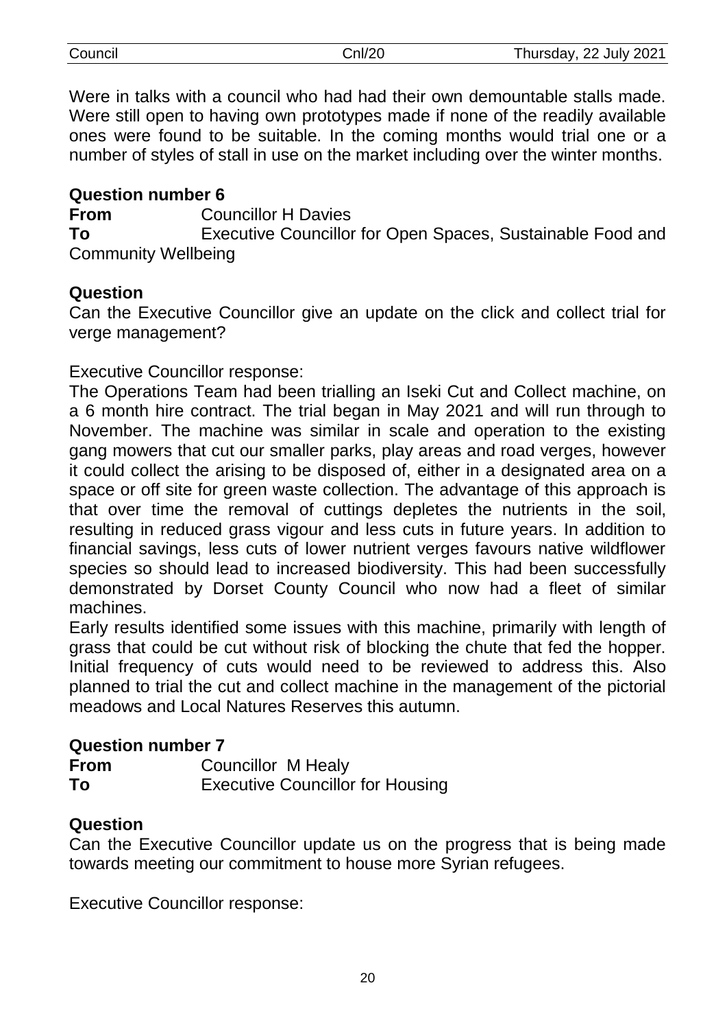Were in talks with a council who had had their own demountable stalls made. Were still open to having own prototypes made if none of the readily available ones were found to be suitable. In the coming months would trial one or a number of styles of stall in use on the market including over the winter months.

**Question number 6**

**From** Councillor H Davies

**To** Executive Councillor for Open Spaces, Sustainable Food and Community Wellbeing

**Question**

Can the Executive Councillor give an update on the click and collect trial for verge management?

Executive Councillor response:

The Operations Team had been trialling an Iseki Cut and Collect machine, on a 6 month hire contract. The trial began in May 2021 and will run through to November. The machine was similar in scale and operation to the existing gang mowers that cut our smaller parks, play areas and road verges, however it could collect the arising to be disposed of, either in a designated area on a space or off site for green waste collection. The advantage of this approach is that over time the removal of cuttings depletes the nutrients in the soil, resulting in reduced grass vigour and less cuts in future years. In addition to financial savings, less cuts of lower nutrient verges favours native wildflower species so should lead to increased biodiversity. This had been successfully demonstrated by Dorset County Council who now had a fleet of similar machines.

Early results identified some issues with this machine, primarily with length of grass that could be cut without risk of blocking the chute that fed the hopper. Initial frequency of cuts would need to be reviewed to address this. Also planned to trial the cut and collect machine in the management of the pictorial meadows and Local Natures Reserves this autumn.

**Question number 7**

**From** Councillor M Healy

**To** Executive Councillor for Housing

**Question**

Can the Executive Councillor update us on the progress that is being made towards meeting our commitment to house more Syrian refugees.

Executive Councillor response: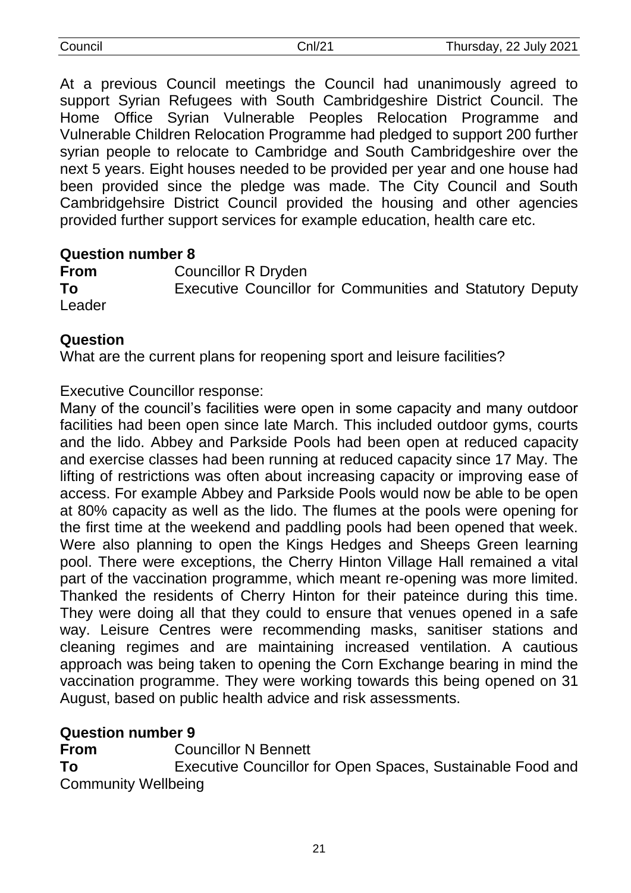At a previous Council meetings the Council had unanimously agreed to support Syrian Refugees with South Cambridgeshire District Council. The Home Office Syrian Vulnerable Peoples Relocation Programme and Vulnerable Children Relocation Programme had pledged to support 200 further syrian people to relocate to Cambridge and South Cambridgeshire over the next 5 years. Eight houses needed to be provided per year and one house had been provided since the pledge was made. The City Council and South Cambridgehsire District Council provided the housing and other agencies provided further support services for example education, health care etc.

**Question number 8**

**From** Councillor R Dryden

**To** Executive Councillor for Communities and Statutory Deputy Leader

**Question**

What are the current plans for reopening sport and leisure facilities?

Executive Councillor response:

Many of the council's facilities were open in some capacity and many outdoor facilities had been open since late March. This included outdoor gyms, courts and the lido. Abbey and Parkside Pools had been open at reduced capacity and exercise classes had been running at reduced capacity since 17 May. The lifting of restrictions was often about increasing capacity or improving ease of access. For example Abbey and Parkside Pools would now be able to be open at 80% capacity as well as the lido. The flumes at the pools were opening for the first time at the weekend and paddling pools had been opened that week. Were also planning to open the Kings Hedges and Sheeps Green learning pool. There were exceptions, the Cherry Hinton Village Hall remained a vital part of the vaccination programme, which meant re-opening was more limited. Thanked the residents of Cherry Hinton for their pateince during this time. They were doing all that they could to ensure that venues opened in a safe way. Leisure Centres were recommending masks, sanitiser stations and cleaning regimes and are maintaining increased ventilation. A cautious approach was being taken to opening the Corn Exchange bearing in mind the vaccination programme. They were working towards this being opened on 31 August, based on public health advice and risk assessments.

**Question number 9**

**From** Councillor N Bennett

**To** Executive Councillor for Open Spaces, Sustainable Food and Community Wellbeing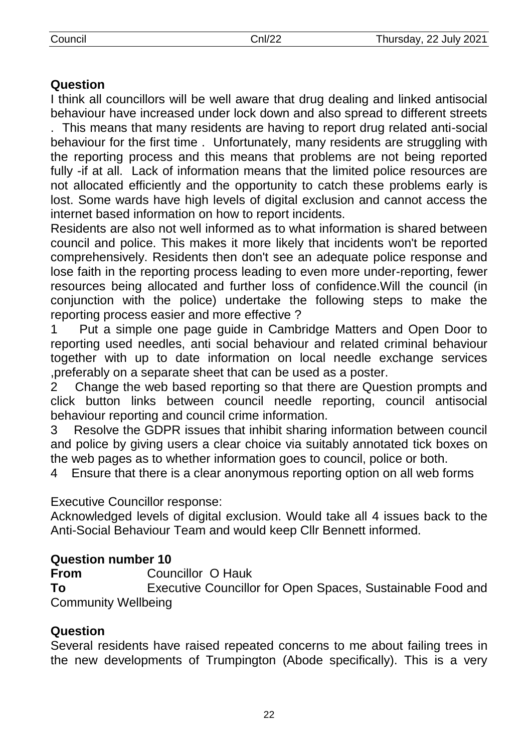**Question**

I think all councillors will be well aware that drug dealing and linked antisocial behaviour have increased under lock down and also spread to different streets . This means that many residents are having to report drug related anti-social behaviour for the first time . Unfortunately, many residents are struggling with the reporting process and this means that problems are not being reported fully -if at all. Lack of information means that the limited police resources are not allocated efficiently and the opportunity to catch these problems early is lost. Some wards have high levels of digital exclusion and cannot access the internet based information on how to report incidents.

Residents are also not well informed as to what information is shared between council and police. This makes it more likely that incidents won't be reported comprehensively. Residents then don't see an adequate police response and lose faith in the reporting process leading to even more under-reporting, fewer resources being allocated and further loss of confidence.Will the council (in conjunction with the police) undertake the following steps to make the reporting process easier and more effective ?

1 Put a simple one page guide in Cambridge Matters and Open Door to reporting used needles, anti social behaviour and related criminal behaviour together with up to date information on local needle exchange services ,preferably on a separate sheet that can be used as a poster.

2 Change the web based reporting so that there are Question prompts and click button links between council needle reporting, council antisocial behaviour reporting and council crime information.

3 Resolve the GDPR issues that inhibit sharing information between council and police by giving users a clear choice via suitably annotated tick boxes on the web pages as to whether information goes to council, police or both.

4 Ensure that there is a clear anonymous reporting option on all web forms

Executive Councillor response:

Acknowledged levels of digital exclusion. Would take all 4 issues back to the Anti-Social Behaviour Team and would keep Cllr Bennett informed.

**Question number 10**

**From** Councillor O Hauk

**To** Executive Councillor for Open Spaces, Sustainable Food and Community Wellbeing

**Question**

Several residents have raised repeated concerns to me about failing trees in the new developments of Trumpington (Abode specifically). This is a very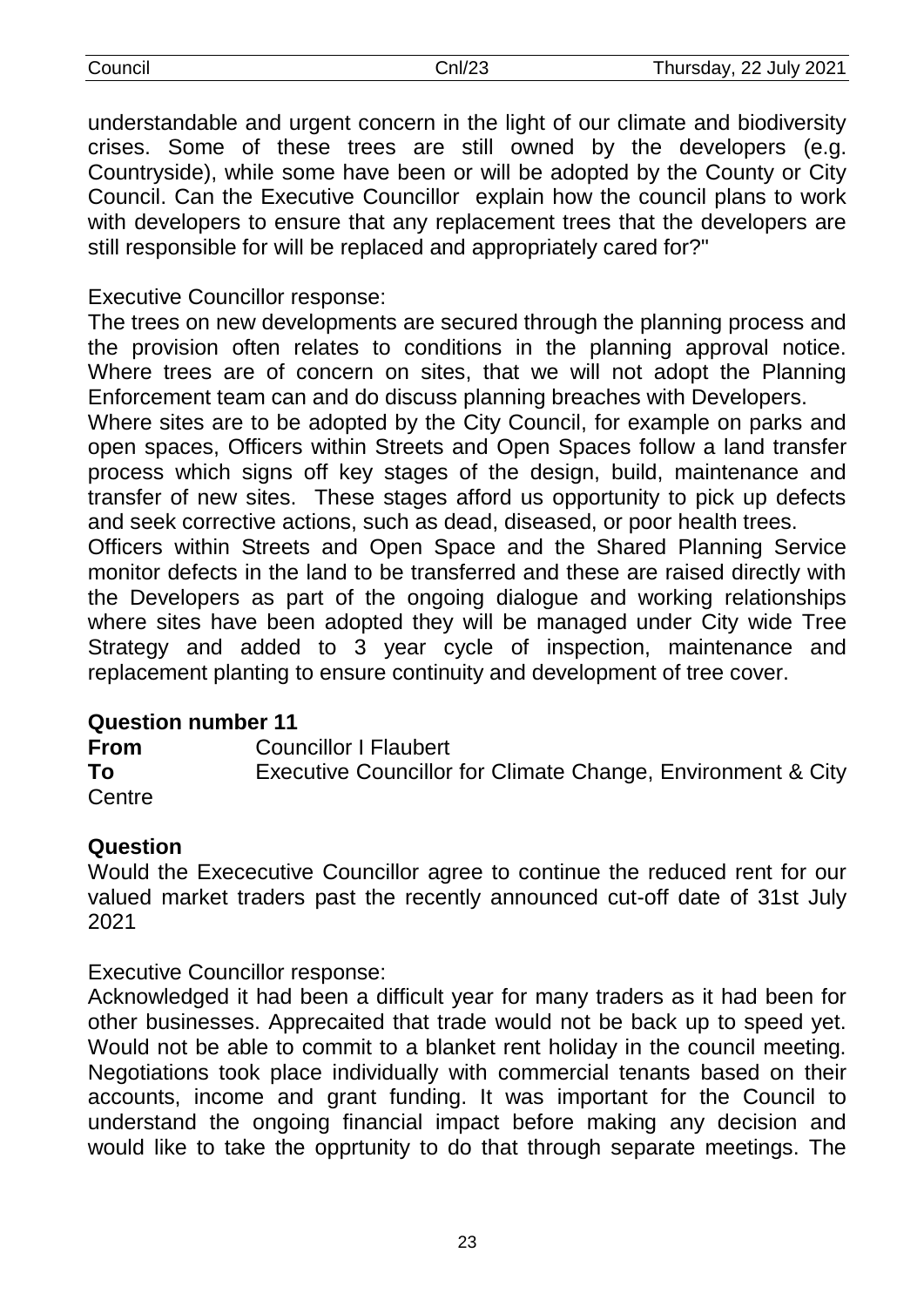understandable and urgent concern in the light of our climate and biodiversity crises. Some of these trees are still owned by the developers (e.g. Countryside), while some have been or will be adopted by the County or City Council. Can the Executive Councillor explain how the council plans to work with developers to ensure that any replacement trees that the developers are still responsible for will be replaced and appropriately cared for?"

Executive Councillor response:

The trees on new developments are secured through the planning process and the provision often relates to conditions in the planning approval notice. Where trees are of concern on sites, that we will not adopt the Planning Enforcement team can and do discuss planning breaches with Developers.

Where sites are to be adopted by the City Council, for example on parks and open spaces, Officers within Streets and Open Spaces follow a land transfer process which signs off key stages of the design, build, maintenance and transfer of new sites. These stages afford us opportunity to pick up defects and seek corrective actions, such as dead, diseased, or poor health trees.

Officers within Streets and Open Space and the Shared Planning Service monitor defects in the land to be transferred and these are raised directly with the Developers as part of the ongoing dialogue and working relationships where sites have been adopted they will be managed under City wide Tree Strategy and added to 3 year cycle of inspection, maintenance and replacement planting to ensure continuity and development of tree cover.

**Question number 11**

**From** Councillor I Flaubert

**To** Executive Councillor for Climate Change, Environment & City Centre

**Question**

Would the Exececutive Councillor agree to continue the reduced rent for our valued market traders past the recently announced cut-off date of 31st July 2021

Executive Councillor response:

Acknowledged it had been a difficult year for many traders as it had been for other businesses. Apprecaited that trade would not be back up to speed yet. Would not be able to commit to a blanket rent holiday in the council meeting. Negotiations took place individually with commercial tenants based on their accounts, income and grant funding. It was important for the Council to understand the ongoing financial impact before making any decision and would like to take the opprtunity to do that through separate meetings. The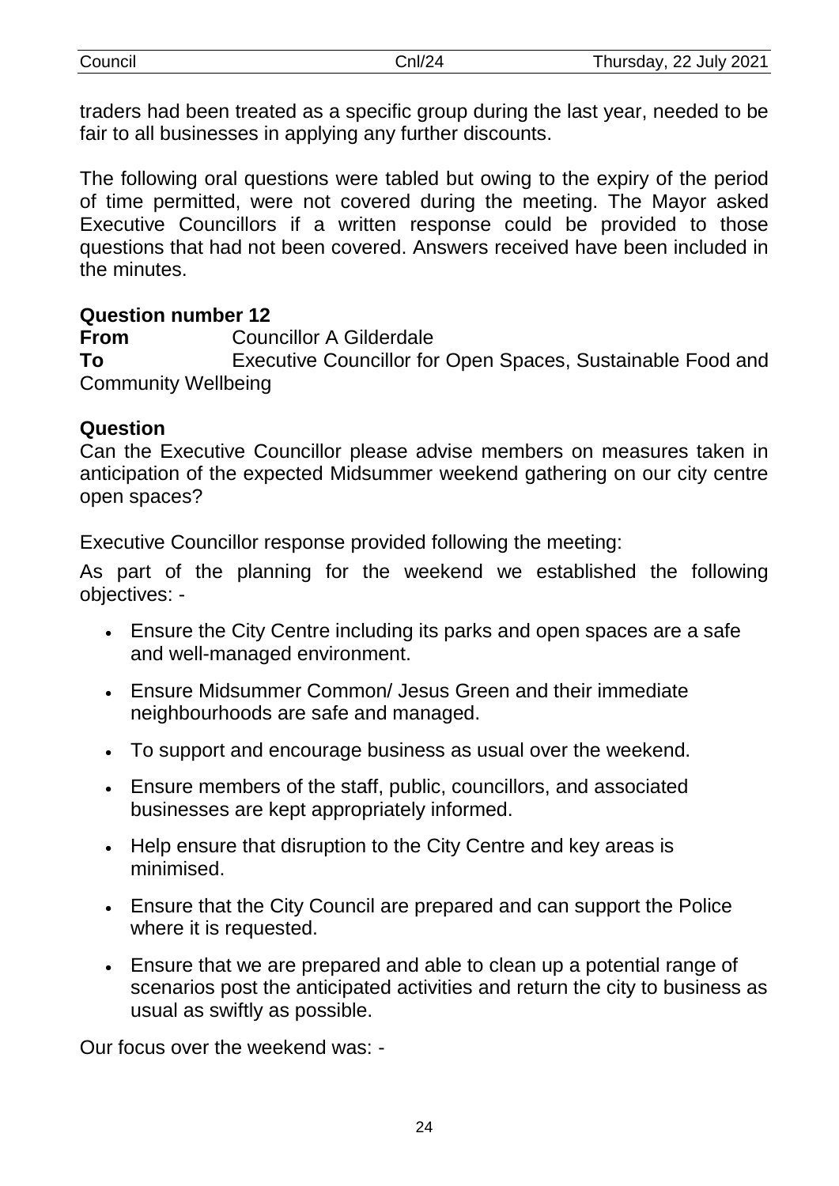traders had been treated as a specific group during the last year, needed to be fair to all businesses in applying any further discounts.

The following oral questions were tabled but owing to the expiry of the period of time permitted, were not covered during the meeting. The Mayor asked Executive Councillors if a written response could be provided to those questions that had not been covered. Answers received have been included in the minutes.

**Question number 12**
**From** Councillor A Gilderdale
**To** Executive Councillor for Open Spaces, Sustainable Food and Community Wellbeing

**Question**
Can the Executive Councillor please advise members on measures taken in anticipation of the expected Midsummer weekend gathering on our city centre open spaces?

Executive Councillor response provided following the meeting:

As part of the planning for the weekend we established the following objectives: -

- Ensure the City Centre including its parks and open spaces are a safe and well-managed environment.
- Ensure Midsummer Common/ Jesus Green and their immediate neighbourhoods are safe and managed.
- To support and encourage business as usual over the weekend.
- Ensure members of the staff, public, councillors, and associated businesses are kept appropriately informed.
- Help ensure that disruption to the City Centre and key areas is minimised.
- Ensure that the City Council are prepared and can support the Police where it is requested.
- Ensure that we are prepared and able to clean up a potential range of scenarios post the anticipated activities and return the city to business as usual as swiftly as possible.

Our focus over the weekend was: -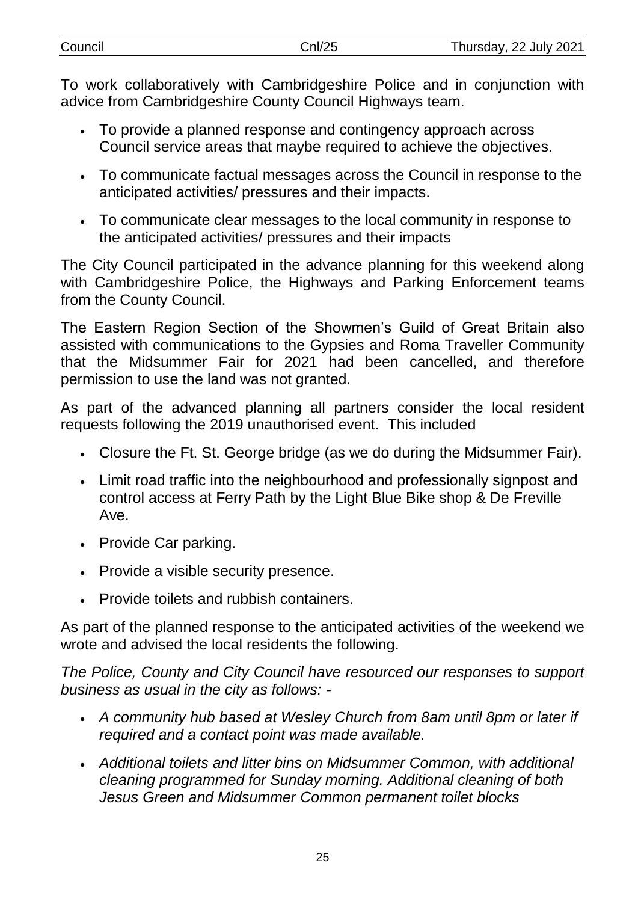To work collaboratively with Cambridgeshire Police and in conjunction with advice from Cambridgeshire County Council Highways team.

- To provide a planned response and contingency approach across Council service areas that maybe required to achieve the objectives.
- To communicate factual messages across the Council in response to the anticipated activities/ pressures and their impacts.
- To communicate clear messages to the local community in response to the anticipated activities/ pressures and their impacts

The City Council participated in the advance planning for this weekend along with Cambridgeshire Police, the Highways and Parking Enforcement teams from the County Council.

The Eastern Region Section of the Showmen's Guild of Great Britain also assisted with communications to the Gypsies and Roma Traveller Community that the Midsummer Fair for 2021 had been cancelled, and therefore permission to use the land was not granted.

As part of the advanced planning all partners consider the local resident requests following the 2019 unauthorised event. This included

- Closure the Ft. St. George bridge (as we do during the Midsummer Fair).
- Limit road traffic into the neighbourhood and professionally signpost and control access at Ferry Path by the Light Blue Bike shop & De Freville Ave.
- Provide Car parking.
- Provide a visible security presence.
- Provide toilets and rubbish containers.

As part of the planned response to the anticipated activities of the weekend we wrote and advised the local residents the following.

*The Police, County and City Council have resourced our responses to support business as usual in the city as follows: -*

- *A community hub based at Wesley Church from 8am until 8pm or later if required and a contact point was made available.*
- *Additional toilets and litter bins on Midsummer Common, with additional cleaning programmed for Sunday morning. Additional cleaning of both Jesus Green and Midsummer Common permanent toilet blocks*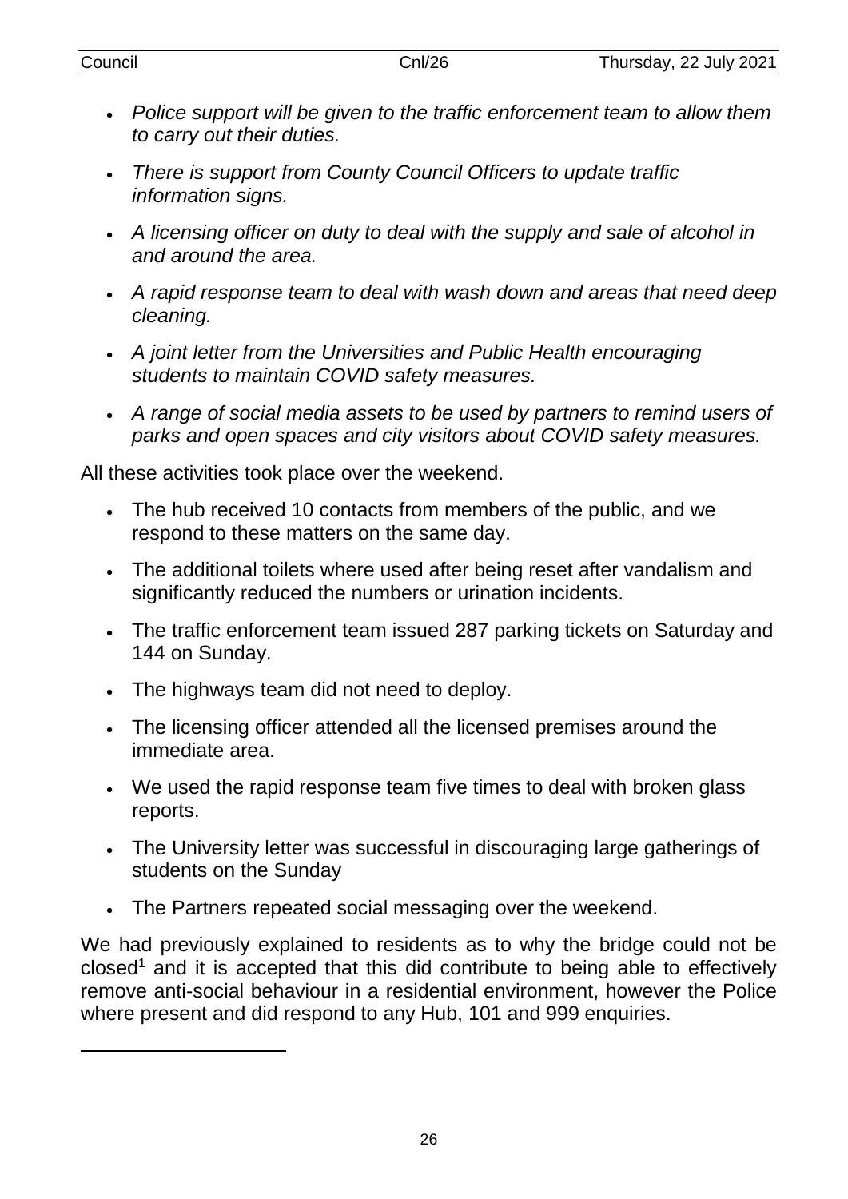- *Police support will be given to the traffic enforcement team to allow them to carry out their duties.*
- *There is support from County Council Officers to update traffic information signs.*
- *A licensing officer on duty to deal with the supply and sale of alcohol in and around the area.*
- *A rapid response team to deal with wash down and areas that need deep cleaning.*
- *A joint letter from the Universities and Public Health encouraging students to maintain COVID safety measures.*
- *A range of social media assets to be used by partners to remind users of parks and open spaces and city visitors about COVID safety measures.*

All these activities took place over the weekend.

- The hub received 10 contacts from members of the public, and we respond to these matters on the same day.
- The additional toilets where used after being reset after vandalism and significantly reduced the numbers or urination incidents.
- The traffic enforcement team issued 287 parking tickets on Saturday and 144 on Sunday.
- The highways team did not need to deploy.
- The licensing officer attended all the licensed premises around the immediate area.
- We used the rapid response team five times to deal with broken glass reports.
- The University letter was successful in discouraging large gatherings of students on the Sunday
- The Partners repeated social messaging over the weekend.

We had previously explained to residents as to why the bridge could not be closed[1] and it is accepted that this did contribute to being able to effectively remove anti-social behaviour in a residential environment, however the Police where present and did respond to any Hub, 101 and 999 enquiries.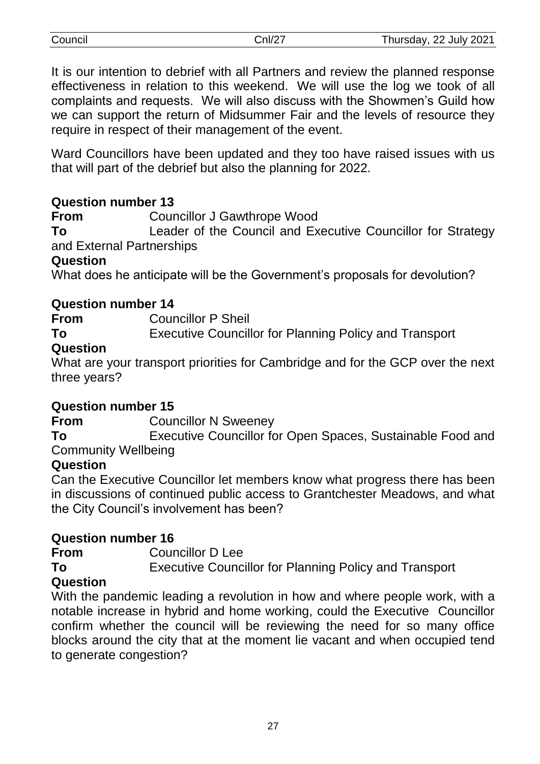It is our intention to debrief with all Partners and review the planned response effectiveness in relation to this weekend. We will use the log we took of all complaints and requests. We will also discuss with the Showmen's Guild how we can support the return of Midsummer Fair and the levels of resource they require in respect of their management of the event.

Ward Councillors have been updated and they too have raised issues with us that will part of the debrief but also the planning for 2022.

**Question number 13**

**From** Councillor J Gawthrope Wood

**To** Leader of the Council and Executive Councillor for Strategy and External Partnerships

**Question**

What does he anticipate will be the Government's proposals for devolution?

**Question number 14**

**From** Councillor P Sheil

**To** Executive Councillor for Planning Policy and Transport

**Question**

What are your transport priorities for Cambridge and for the GCP over the next three years?

**Question number 15**

**From** Councillor N Sweeney

**To** Executive Councillor for Open Spaces, Sustainable Food and Community Wellbeing

**Question**

Can the Executive Councillor let members know what progress there has been in discussions of continued public access to Grantchester Meadows, and what the City Council's involvement has been?

**Question number 16**

**From** Councillor D Lee

**To** Executive Councillor for Planning Policy and Transport

**Question**

With the pandemic leading a revolution in how and where people work, with a notable increase in hybrid and home working, could the Executive Councillor confirm whether the council will be reviewing the need for so many office blocks around the city that at the moment lie vacant and when occupied tend to generate congestion?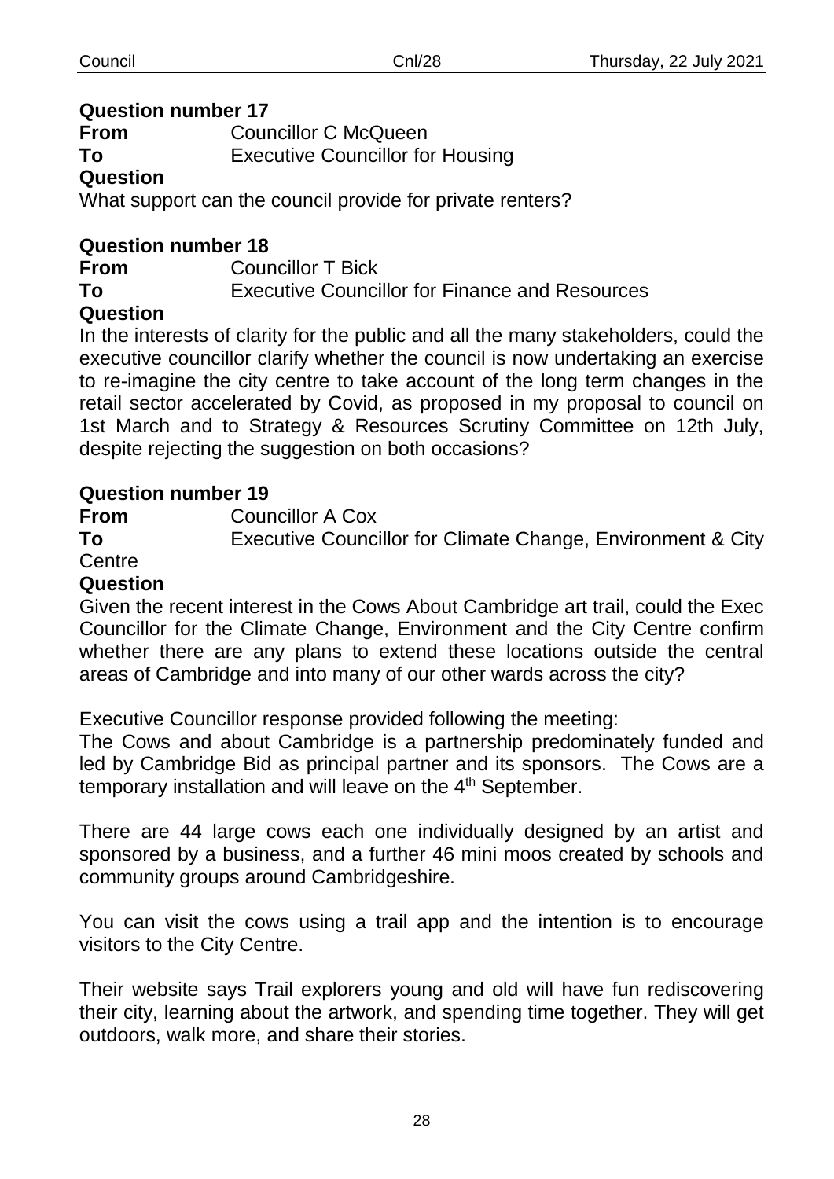**Question number 17**

**From** Councillor C McQueen

**To** Executive Councillor for Housing

**Question**

What support can the council provide for private renters?

**Question number 18**

**From** Councillor T Bick

**To** Executive Councillor for Finance and Resources

**Question**

In the interests of clarity for the public and all the many stakeholders, could the executive councillor clarify whether the council is now undertaking an exercise to re-imagine the city centre to take account of the long term changes in the retail sector accelerated by Covid, as proposed in my proposal to council on 1st March and to Strategy & Resources Scrutiny Committee on 12th July, despite rejecting the suggestion on both occasions?

**Question number 19**

**From** Councillor A Cox

**To** Executive Councillor for Climate Change, Environment & City Centre

**Question**

Given the recent interest in the Cows About Cambridge art trail, could the Exec Councillor for the Climate Change, Environment and the City Centre confirm whether there are any plans to extend these locations outside the central areas of Cambridge and into many of our other wards across the city?

Executive Councillor response provided following the meeting:

The Cows and about Cambridge is a partnership predominately funded and led by Cambridge Bid as principal partner and its sponsors. The Cows are a temporary installation and will leave on the 4th September.

There are 44 large cows each one individually designed by an artist and sponsored by a business, and a further 46 mini moos created by schools and community groups around Cambridgeshire.

You can visit the cows using a trail app and the intention is to encourage visitors to the City Centre.

Their website says Trail explorers young and old will have fun rediscovering their city, learning about the artwork, and spending time together. They will get outdoors, walk more, and share their stories.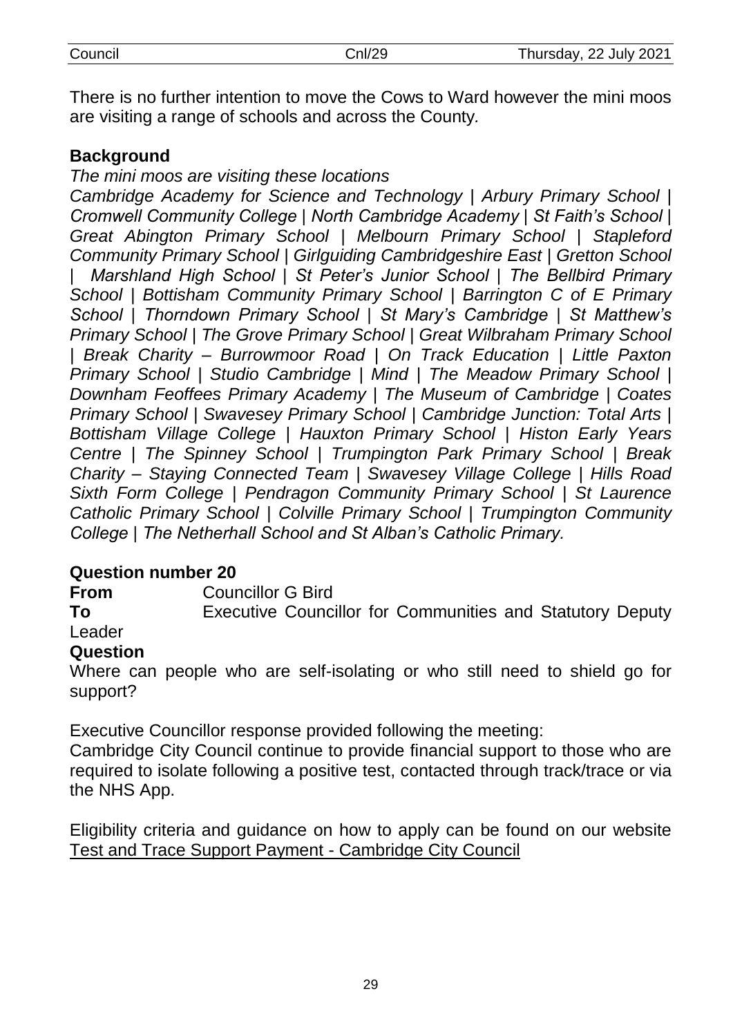There is no further intention to move the Cows to Ward however the mini moos are visiting a range of schools and across the County.

**Background**

*The mini moos are visiting these locations*

*Cambridge Academy for Science and Technology | Arbury Primary School | Cromwell Community College | North Cambridge Academy | St Faith's School | Great Abington Primary School | Melbourn Primary School | Stapleford Community Primary School | Girlguiding Cambridgeshire East | Gretton School | Marshland High School | St Peter's Junior School | The Bellbird Primary School | Bottisham Community Primary School | Barrington C of E Primary School | Thorndown Primary School | St Mary's Cambridge | St Matthew's Primary School | The Grove Primary School | Great Wilbraham Primary School | Break Charity – Burrowmoor Road | On Track Education | Little Paxton Primary School | Studio Cambridge | Mind | The Meadow Primary School | Downham Feoffees Primary Academy | The Museum of Cambridge | Coates Primary School | Swavesey Primary School | Cambridge Junction: Total Arts | Bottisham Village College | Hauxton Primary School | Histon Early Years Centre | The Spinney School | Trumpington Park Primary School | Break Charity – Staying Connected Team | Swavesey Village College | Hills Road Sixth Form College | Pendragon Community Primary School | St Laurence Catholic Primary School | Colville Primary School | Trumpington Community College | The Netherhall School and St Alban's Catholic Primary.*

**Question number 20**

**From** Councillor G Bird

**To** Executive Councillor for Communities and Statutory Deputy Leader

**Question**

Where can people who are self-isolating or who still need to shield go for support?

Executive Councillor response provided following the meeting:

Cambridge City Council continue to provide financial support to those who are required to isolate following a positive test, contacted through track/trace or via the NHS App.

Eligibility criteria and guidance on how to apply can be found on our website Test and Trace Support Payment - Cambridge City Council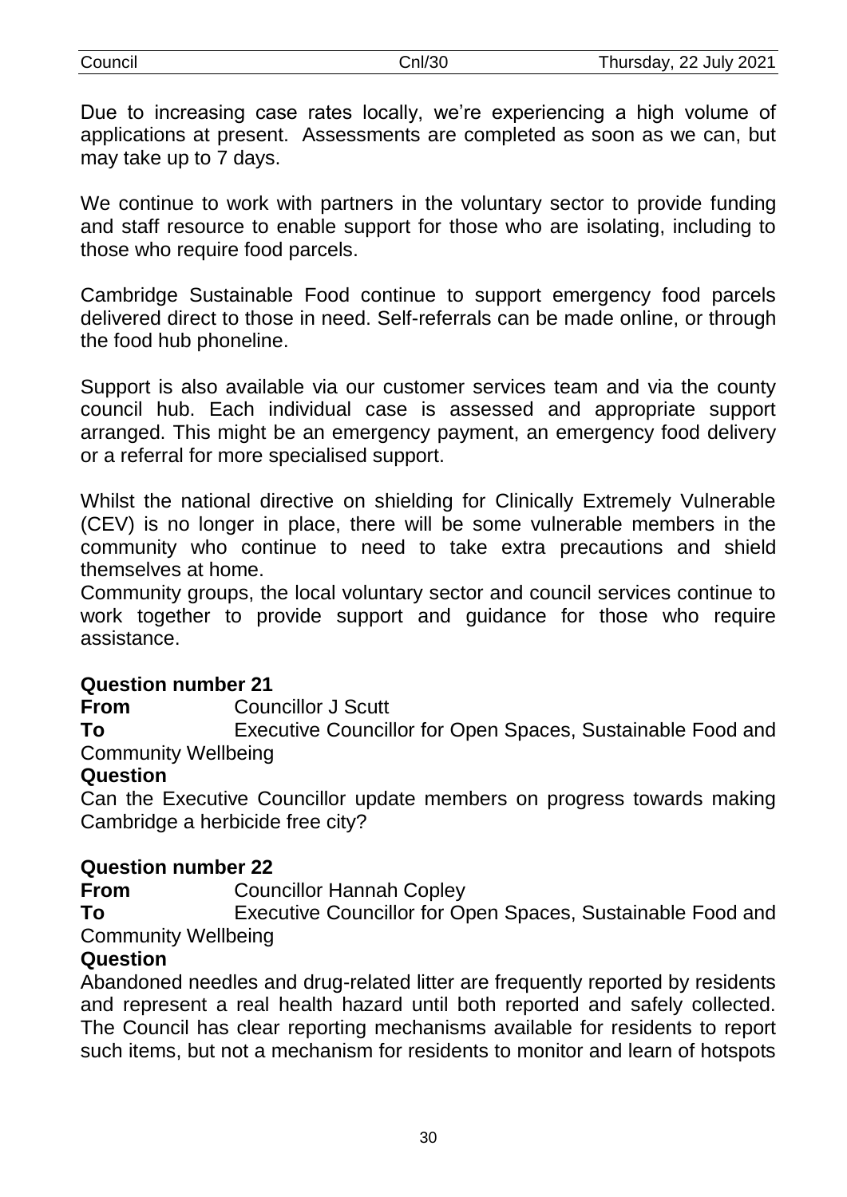Due to increasing case rates locally, we're experiencing a high volume of applications at present. Assessments are completed as soon as we can, but may take up to 7 days.

We continue to work with partners in the voluntary sector to provide funding and staff resource to enable support for those who are isolating, including to those who require food parcels.

Cambridge Sustainable Food continue to support emergency food parcels delivered direct to those in need. Self-referrals can be made online, or through the food hub phoneline.

Support is also available via our customer services team and via the county council hub. Each individual case is assessed and appropriate support arranged. This might be an emergency payment, an emergency food delivery or a referral for more specialised support.

Whilst the national directive on shielding for Clinically Extremely Vulnerable (CEV) is no longer in place, there will be some vulnerable members in the community who continue to need to take extra precautions and shield themselves at home.
Community groups, the local voluntary sector and council services continue to work together to provide support and guidance for those who require assistance.

**Question number 21**

**From** Councillor J Scutt

**To** Executive Councillor for Open Spaces, Sustainable Food and Community Wellbeing

**Question**

Can the Executive Councillor update members on progress towards making Cambridge a herbicide free city?

**Question number 22**

**From** Councillor Hannah Copley

**To** Executive Councillor for Open Spaces, Sustainable Food and Community Wellbeing

**Question**

Abandoned needles and drug-related litter are frequently reported by residents and represent a real health hazard until both reported and safely collected. The Council has clear reporting mechanisms available for residents to report such items, but not a mechanism for residents to monitor and learn of hotspots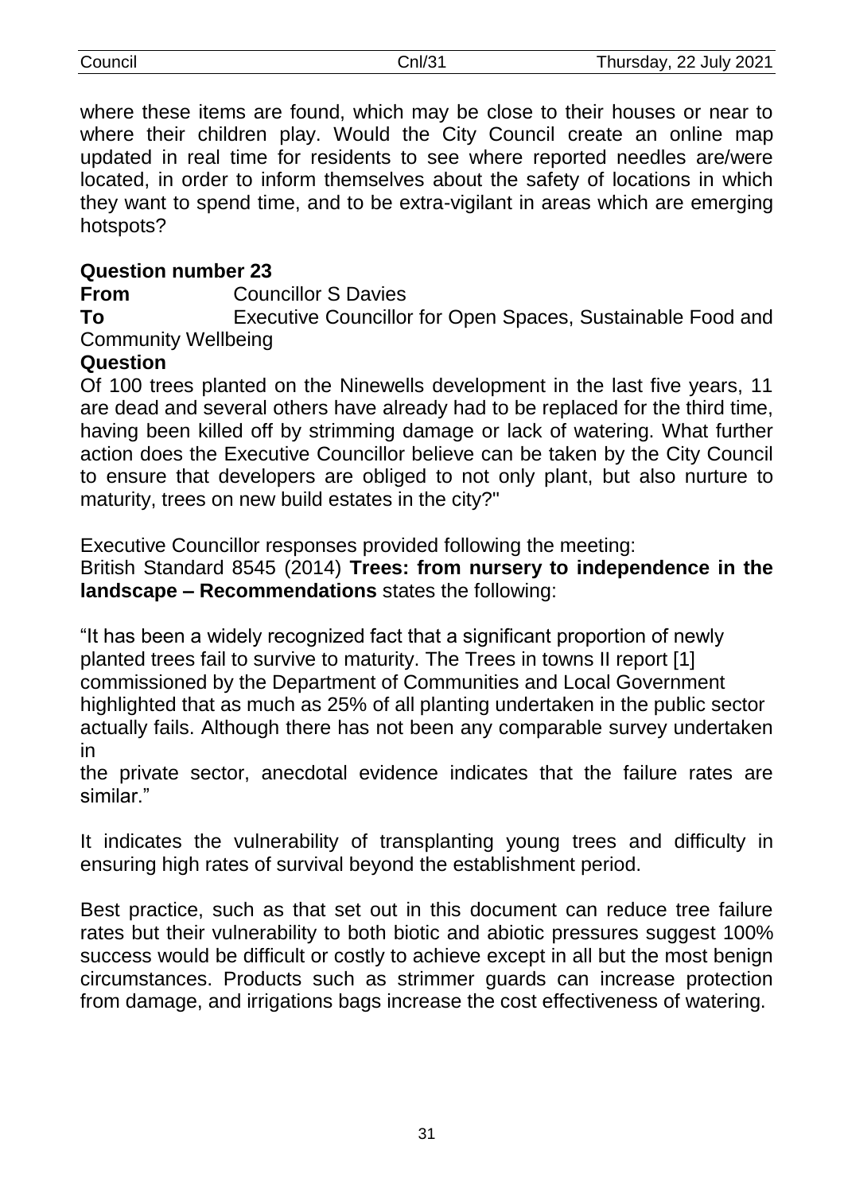where these items are found, which may be close to their houses or near to where their children play. Would the City Council create an online map updated in real time for residents to see where reported needles are/were located, in order to inform themselves about the safety of locations in which they want to spend time, and to be extra-vigilant in areas which are emerging hotspots?

**Question number 23**

**From** Councillor S Davies

**To** Executive Councillor for Open Spaces, Sustainable Food and Community Wellbeing

**Question**

Of 100 trees planted on the Ninewells development in the last five years, 11 are dead and several others have already had to be replaced for the third time, having been killed off by strimming damage or lack of watering. What further action does the Executive Councillor believe can be taken by the City Council to ensure that developers are obliged to not only plant, but also nurture to maturity, trees on new build estates in the city?"

Executive Councillor responses provided following the meeting:
British Standard 8545 (2014) **Trees: from nursery to independence in the landscape – Recommendations** states the following:

"It has been a widely recognized fact that a significant proportion of newly planted trees fail to survive to maturity. The Trees in towns II report [1] commissioned by the Department of Communities and Local Government highlighted that as much as 25% of all planting undertaken in the public sector actually fails. Although there has not been any comparable survey undertaken in
the private sector, anecdotal evidence indicates that the failure rates are similar."

It indicates the vulnerability of transplanting young trees and difficulty in ensuring high rates of survival beyond the establishment period.

Best practice, such as that set out in this document can reduce tree failure rates but their vulnerability to both biotic and abiotic pressures suggest 100% success would be difficult or costly to achieve except in all but the most benign circumstances. Products such as strimmer guards can increase protection from damage, and irrigations bags increase the cost effectiveness of watering.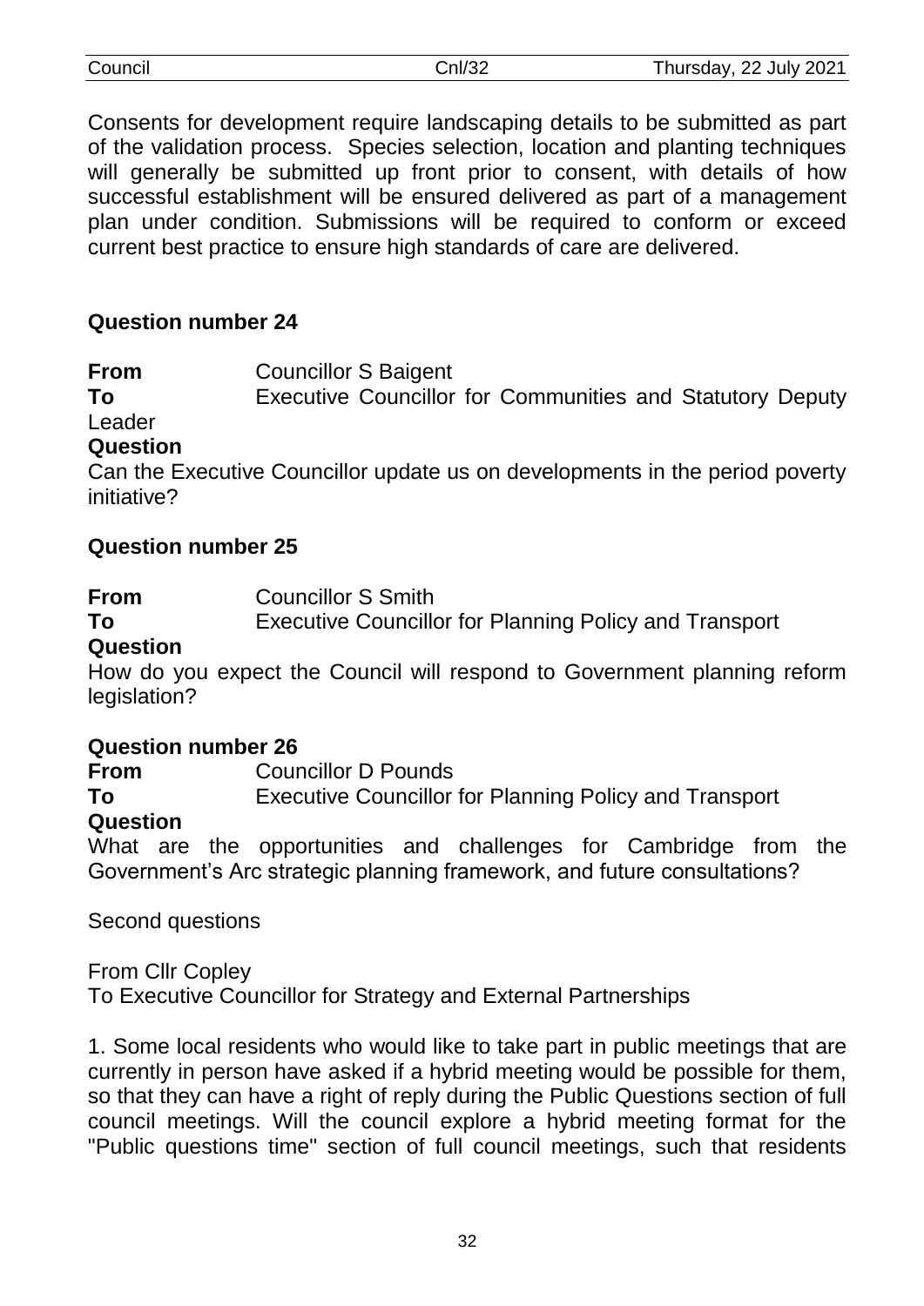Consents for development require landscaping details to be submitted as part of the validation process. Species selection, location and planting techniques will generally be submitted up front prior to consent, with details of how successful establishment will be ensured delivered as part of a management plan under condition. Submissions will be required to conform or exceed current best practice to ensure high standards of care are delivered.

**Question number 24**

**From** Councillor S Baigent
**To** Executive Councillor for Communities and Statutory Deputy Leader
**Question**
Can the Executive Councillor update us on developments in the period poverty initiative?

**Question number 25**

**From** Councillor S Smith
**To** Executive Councillor for Planning Policy and Transport
**Question**
How do you expect the Council will respond to Government planning reform legislation?

**Question number 26**
**From** Councillor D Pounds
**To** Executive Councillor for Planning Policy and Transport
**Question**
What are the opportunities and challenges for Cambridge from the Government's Arc strategic planning framework, and future consultations?

Second questions

From Cllr Copley
To Executive Councillor for Strategy and External Partnerships

1. Some local residents who would like to take part in public meetings that are currently in person have asked if a hybrid meeting would be possible for them, so that they can have a right of reply during the Public Questions section of full council meetings. Will the council explore a hybrid meeting format for the "Public questions time" section of full council meetings, such that residents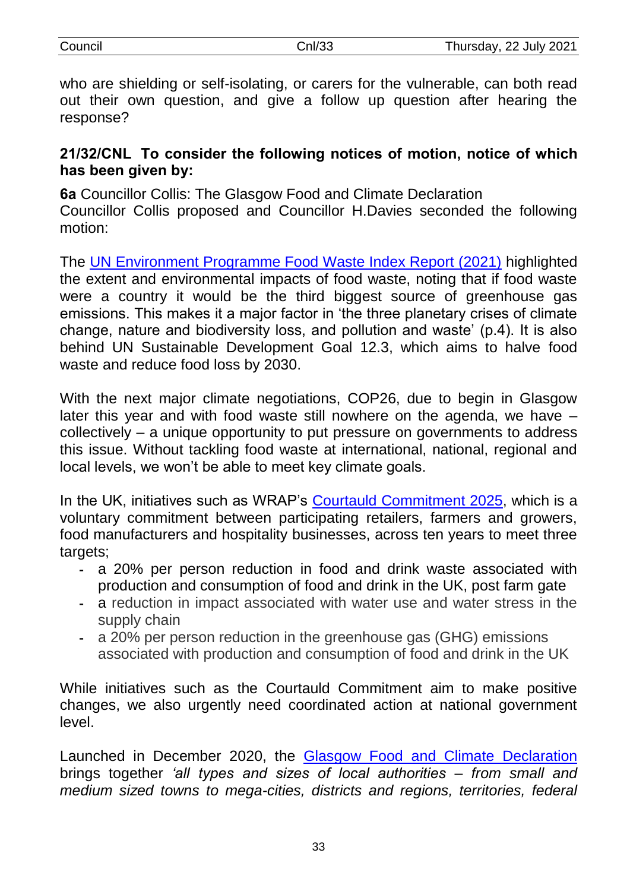who are shielding or self-isolating, or carers for the vulnerable, can both read out their own question, and give a follow up question after hearing the response?

**21/32/CNL To consider the following notices of motion, notice of which has been given by:**

**6a** Councillor Collis: The Glasgow Food and Climate Declaration
Councillor Collis proposed and Councillor H.Davies seconded the following motion:

The UN Environment Programme Food Waste Index Report (2021) highlighted the extent and environmental impacts of food waste, noting that if food waste were a country it would be the third biggest source of greenhouse gas emissions. This makes it a major factor in 'the three planetary crises of climate change, nature and biodiversity loss, and pollution and waste' (p.4). It is also behind UN Sustainable Development Goal 12.3, which aims to halve food waste and reduce food loss by 2030.

With the next major climate negotiations, COP26, due to begin in Glasgow later this year and with food waste still nowhere on the agenda, we have – collectively – a unique opportunity to put pressure on governments to address this issue. Without tackling food waste at international, national, regional and local levels, we won't be able to meet key climate goals.

In the UK, initiatives such as WRAP's Courtauld Commitment 2025, which is a voluntary commitment between participating retailers, farmers and growers, food manufacturers and hospitality businesses, across ten years to meet three targets;

- a 20% per person reduction in food and drink waste associated with production and consumption of food and drink in the UK, post farm gate
- a reduction in impact associated with water use and water stress in the supply chain
- a 20% per person reduction in the greenhouse gas (GHG) emissions associated with production and consumption of food and drink in the UK

While initiatives such as the Courtauld Commitment aim to make positive changes, we also urgently need coordinated action at national government level.

Launched in December 2020, the Glasgow Food and Climate Declaration brings together *'all types and sizes of local authorities – from small and medium sized towns to mega-cities, districts and regions, territories, federal*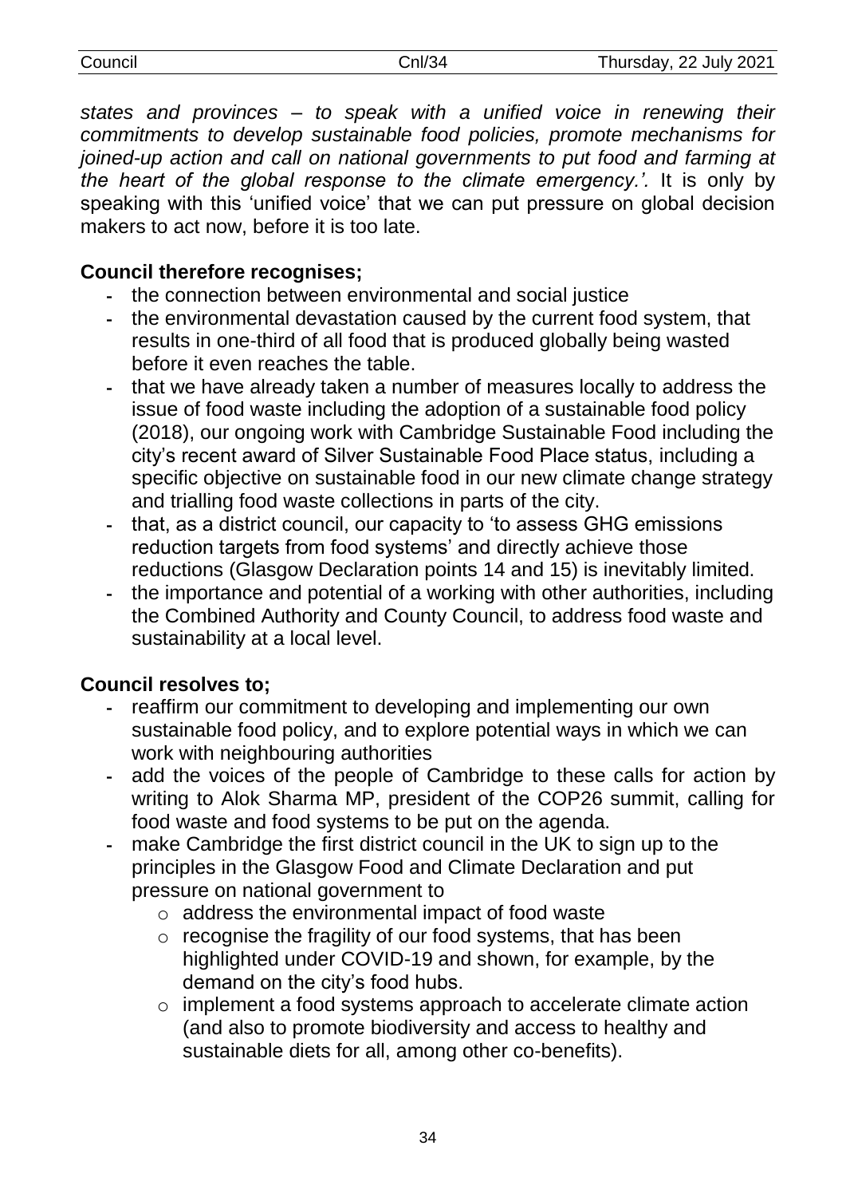*states and provinces – to speak with a unified voice in renewing their commitments to develop sustainable food policies, promote mechanisms for joined-up action and call on national governments to put food and farming at the heart of the global response to the climate emergency.'.* It is only by speaking with this 'unified voice' that we can put pressure on global decision makers to act now, before it is too late.

**Council therefore recognises;**

- the connection between environmental and social justice
- the environmental devastation caused by the current food system, that results in one-third of all food that is produced globally being wasted before it even reaches the table.
- that we have already taken a number of measures locally to address the issue of food waste including the adoption of a sustainable food policy (2018), our ongoing work with Cambridge Sustainable Food including the city's recent award of Silver Sustainable Food Place status, including a specific objective on sustainable food in our new climate change strategy and trialling food waste collections in parts of the city.
- that, as a district council, our capacity to 'to assess GHG emissions reduction targets from food systems' and directly achieve those reductions (Glasgow Declaration points 14 and 15) is inevitably limited.
- the importance and potential of a working with other authorities, including the Combined Authority and County Council, to address food waste and sustainability at a local level.

**Council resolves to;**

- reaffirm our commitment to developing and implementing our own sustainable food policy, and to explore potential ways in which we can work with neighbouring authorities
- add the voices of the people of Cambridge to these calls for action by writing to Alok Sharma MP, president of the COP26 summit, calling for food waste and food systems to be put on the agenda.
- make Cambridge the first district council in the UK to sign up to the principles in the Glasgow Food and Climate Declaration and put pressure on national government to
  - address the environmental impact of food waste
  - recognise the fragility of our food systems, that has been highlighted under COVID-19 and shown, for example, by the demand on the city's food hubs.
  - implement a food systems approach to accelerate climate action (and also to promote biodiversity and access to healthy and sustainable diets for all, among other co-benefits).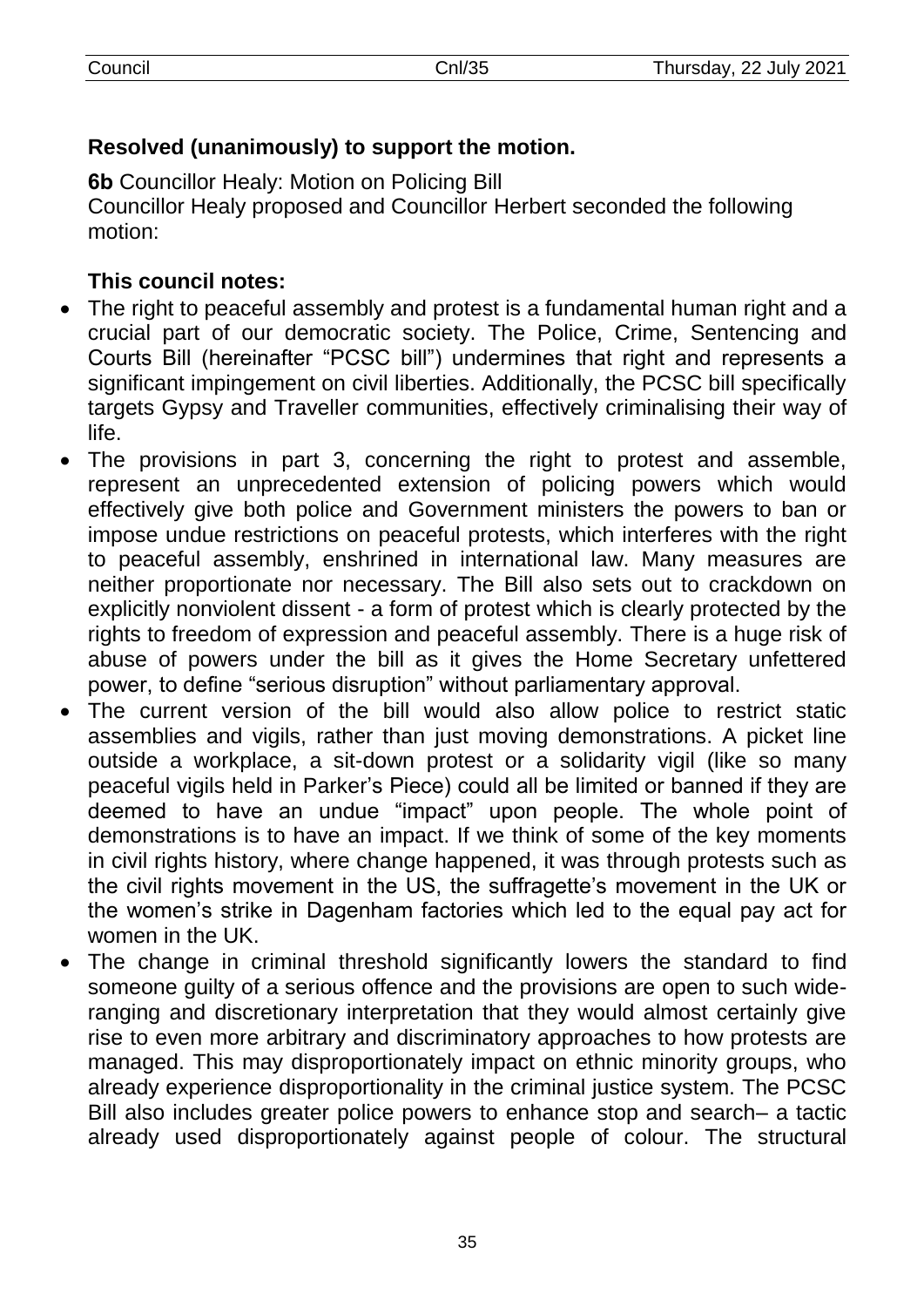**Resolved (unanimously) to support the motion.**

**6b** Councillor Healy: Motion on Policing Bill

Councillor Healy proposed and Councillor Herbert seconded the following motion:

**This council notes:**

- The right to peaceful assembly and protest is a fundamental human right and a crucial part of our democratic society. The Police, Crime, Sentencing and Courts Bill (hereinafter "PCSC bill") undermines that right and represents a significant impingement on civil liberties. Additionally, the PCSC bill specifically targets Gypsy and Traveller communities, effectively criminalising their way of life.
- The provisions in part 3, concerning the right to protest and assemble, represent an unprecedented extension of policing powers which would effectively give both police and Government ministers the powers to ban or impose undue restrictions on peaceful protests, which interferes with the right to peaceful assembly, enshrined in international law. Many measures are neither proportionate nor necessary. The Bill also sets out to crackdown on explicitly nonviolent dissent - a form of protest which is clearly protected by the rights to freedom of expression and peaceful assembly. There is a huge risk of abuse of powers under the bill as it gives the Home Secretary unfettered power, to define "serious disruption" without parliamentary approval.
- The current version of the bill would also allow police to restrict static assemblies and vigils, rather than just moving demonstrations. A picket line outside a workplace, a sit-down protest or a solidarity vigil (like so many peaceful vigils held in Parker's Piece) could all be limited or banned if they are deemed to have an undue "impact" upon people. The whole point of demonstrations is to have an impact. If we think of some of the key moments in civil rights history, where change happened, it was through protests such as the civil rights movement in the US, the suffragette's movement in the UK or the women's strike in Dagenham factories which led to the equal pay act for women in the UK.
- The change in criminal threshold significantly lowers the standard to find someone guilty of a serious offence and the provisions are open to such wide-ranging and discretionary interpretation that they would almost certainly give rise to even more arbitrary and discriminatory approaches to how protests are managed. This may disproportionately impact on ethnic minority groups, who already experience disproportionality in the criminal justice system. The PCSC Bill also includes greater police powers to enhance stop and search– a tactic already used disproportionately against people of colour. The structural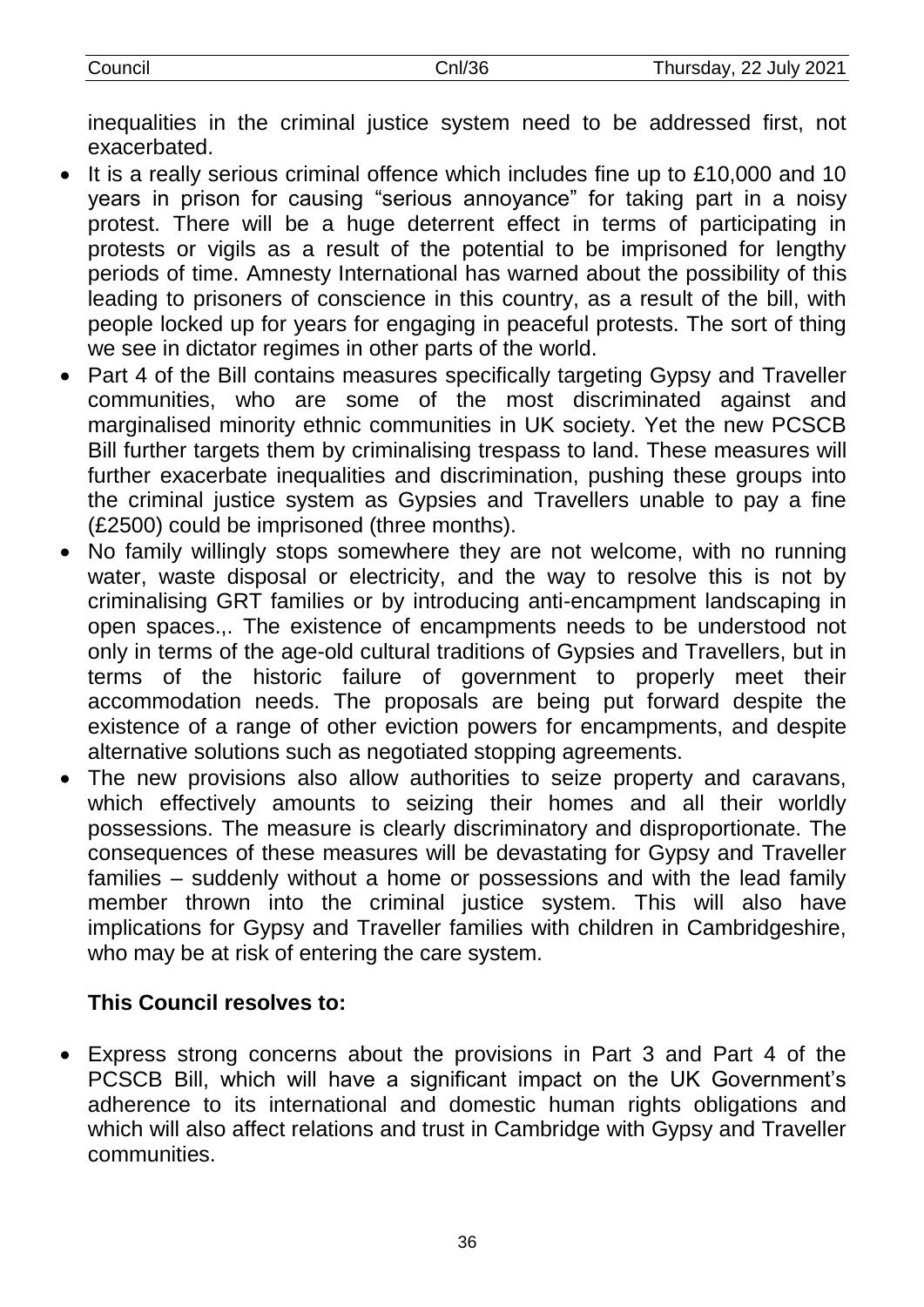inequalities in the criminal justice system need to be addressed first, not exacerbated.

- It is a really serious criminal offence which includes fine up to £10,000 and 10 years in prison for causing "serious annoyance" for taking part in a noisy protest. There will be a huge deterrent effect in terms of participating in protests or vigils as a result of the potential to be imprisoned for lengthy periods of time. Amnesty International has warned about the possibility of this leading to prisoners of conscience in this country, as a result of the bill, with people locked up for years for engaging in peaceful protests. The sort of thing we see in dictator regimes in other parts of the world.
- Part 4 of the Bill contains measures specifically targeting Gypsy and Traveller communities, who are some of the most discriminated against and marginalised minority ethnic communities in UK society. Yet the new PCSCB Bill further targets them by criminalising trespass to land. These measures will further exacerbate inequalities and discrimination, pushing these groups into the criminal justice system as Gypsies and Travellers unable to pay a fine (£2500) could be imprisoned (three months).
- No family willingly stops somewhere they are not welcome, with no running water, waste disposal or electricity, and the way to resolve this is not by criminalising GRT families or by introducing anti-encampment landscaping in open spaces.,. The existence of encampments needs to be understood not only in terms of the age-old cultural traditions of Gypsies and Travellers, but in terms of the historic failure of government to properly meet their accommodation needs. The proposals are being put forward despite the existence of a range of other eviction powers for encampments, and despite alternative solutions such as negotiated stopping agreements.
- The new provisions also allow authorities to seize property and caravans, which effectively amounts to seizing their homes and all their worldly possessions. The measure is clearly discriminatory and disproportionate. The consequences of these measures will be devastating for Gypsy and Traveller families – suddenly without a home or possessions and with the lead family member thrown into the criminal justice system. This will also have implications for Gypsy and Traveller families with children in Cambridgeshire, who may be at risk of entering the care system.

**This Council resolves to:**

- Express strong concerns about the provisions in Part 3 and Part 4 of the PCSCB Bill, which will have a significant impact on the UK Government's adherence to its international and domestic human rights obligations and which will also affect relations and trust in Cambridge with Gypsy and Traveller communities.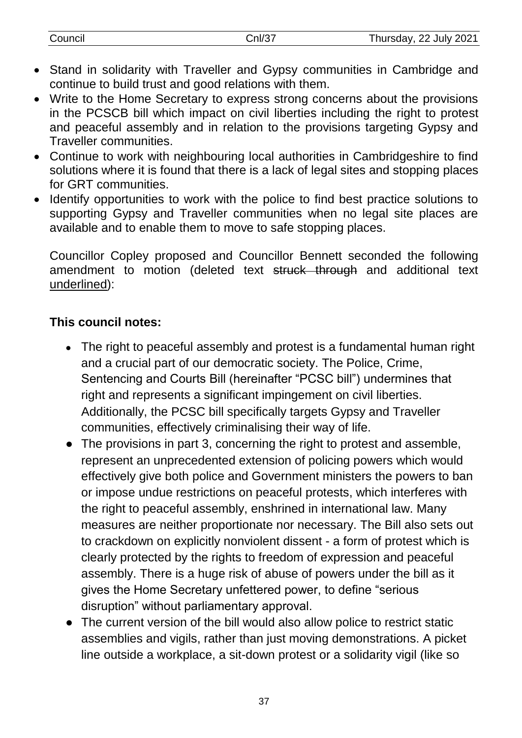- Stand in solidarity with Traveller and Gypsy communities in Cambridge and continue to build trust and good relations with them.
- Write to the Home Secretary to express strong concerns about the provisions in the PCSCB bill which impact on civil liberties including the right to protest and peaceful assembly and in relation to the provisions targeting Gypsy and Traveller communities.
- Continue to work with neighbouring local authorities in Cambridgeshire to find solutions where it is found that there is a lack of legal sites and stopping places for GRT communities.
- Identify opportunities to work with the police to find best practice solutions to supporting Gypsy and Traveller communities when no legal site places are available and to enable them to move to safe stopping places.

Councillor Copley proposed and Councillor Bennett seconded the following amendment to motion (deleted text ~~struck through~~ and additional text <u>underlined</u>):

**This council notes:**

- The right to peaceful assembly and protest is a fundamental human right and a crucial part of our democratic society. The Police, Crime, Sentencing and Courts Bill (hereinafter "PCSC bill") undermines that right and represents a significant impingement on civil liberties. Additionally, the PCSC bill specifically targets Gypsy and Traveller communities, effectively criminalising their way of life.
- The provisions in part 3, concerning the right to protest and assemble, represent an unprecedented extension of policing powers which would effectively give both police and Government ministers the powers to ban or impose undue restrictions on peaceful protests, which interferes with the right to peaceful assembly, enshrined in international law. Many measures are neither proportionate nor necessary. The Bill also sets out to crackdown on explicitly nonviolent dissent - a form of protest which is clearly protected by the rights to freedom of expression and peaceful assembly. There is a huge risk of abuse of powers under the bill as it gives the Home Secretary unfettered power, to define "serious disruption" without parliamentary approval.
- The current version of the bill would also allow police to restrict static assemblies and vigils, rather than just moving demonstrations. A picket line outside a workplace, a sit-down protest or a solidarity vigil (like so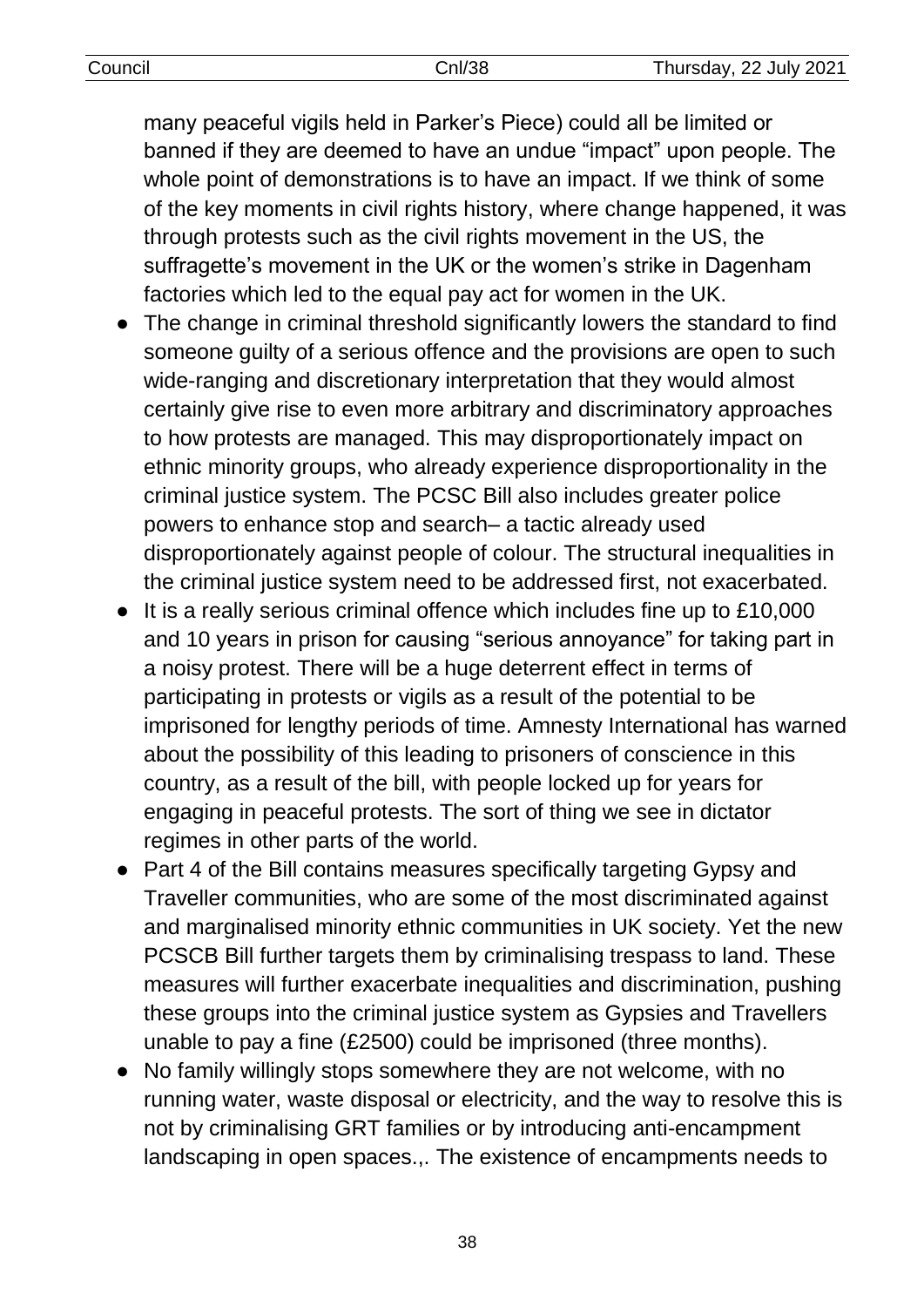many peaceful vigils held in Parker's Piece) could all be limited or banned if they are deemed to have an undue "impact" upon people. The whole point of demonstrations is to have an impact. If we think of some of the key moments in civil rights history, where change happened, it was through protests such as the civil rights movement in the US, the suffragette's movement in the UK or the women's strike in Dagenham factories which led to the equal pay act for women in the UK.

- The change in criminal threshold significantly lowers the standard to find someone guilty of a serious offence and the provisions are open to such wide-ranging and discretionary interpretation that they would almost certainly give rise to even more arbitrary and discriminatory approaches to how protests are managed. This may disproportionately impact on ethnic minority groups, who already experience disproportionality in the criminal justice system. The PCSC Bill also includes greater police powers to enhance stop and search– a tactic already used disproportionately against people of colour. The structural inequalities in the criminal justice system need to be addressed first, not exacerbated.
- It is a really serious criminal offence which includes fine up to £10,000 and 10 years in prison for causing "serious annoyance" for taking part in a noisy protest. There will be a huge deterrent effect in terms of participating in protests or vigils as a result of the potential to be imprisoned for lengthy periods of time. Amnesty International has warned about the possibility of this leading to prisoners of conscience in this country, as a result of the bill, with people locked up for years for engaging in peaceful protests. The sort of thing we see in dictator regimes in other parts of the world.
- Part 4 of the Bill contains measures specifically targeting Gypsy and Traveller communities, who are some of the most discriminated against and marginalised minority ethnic communities in UK society. Yet the new PCSCB Bill further targets them by criminalising trespass to land. These measures will further exacerbate inequalities and discrimination, pushing these groups into the criminal justice system as Gypsies and Travellers unable to pay a fine (£2500) could be imprisoned (three months).
- No family willingly stops somewhere they are not welcome, with no running water, waste disposal or electricity, and the way to resolve this is not by criminalising GRT families or by introducing anti-encampment landscaping in open spaces.,. The existence of encampments needs to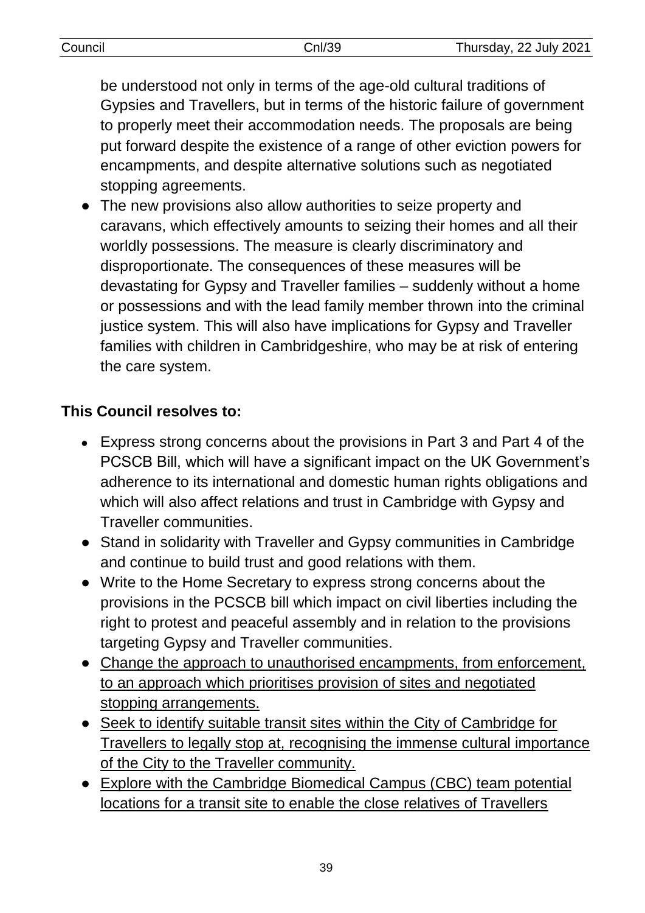be understood not only in terms of the age-old cultural traditions of Gypsies and Travellers, but in terms of the historic failure of government to properly meet their accommodation needs. The proposals are being put forward despite the existence of a range of other eviction powers for encampments, and despite alternative solutions such as negotiated stopping agreements.

- The new provisions also allow authorities to seize property and caravans, which effectively amounts to seizing their homes and all their worldly possessions. The measure is clearly discriminatory and disproportionate. The consequences of these measures will be devastating for Gypsy and Traveller families – suddenly without a home or possessions and with the lead family member thrown into the criminal justice system. This will also have implications for Gypsy and Traveller families with children in Cambridgeshire, who may be at risk of entering the care system.

**This Council resolves to:**

- Express strong concerns about the provisions in Part 3 and Part 4 of the PCSCB Bill, which will have a significant impact on the UK Government's adherence to its international and domestic human rights obligations and which will also affect relations and trust in Cambridge with Gypsy and Traveller communities.
- Stand in solidarity with Traveller and Gypsy communities in Cambridge and continue to build trust and good relations with them.
- Write to the Home Secretary to express strong concerns about the provisions in the PCSCB bill which impact on civil liberties including the right to protest and peaceful assembly and in relation to the provisions targeting Gypsy and Traveller communities.
- <u>Change the approach to unauthorised encampments, from enforcement, to an approach which prioritises provision of sites and negotiated stopping arrangements.</u>
- <u>Seek to identify suitable transit sites within the City of Cambridge for Travellers to legally stop at, recognising the immense cultural importance of the City to the Traveller community.</u>
- <u>Explore with the Cambridge Biomedical Campus (CBC) team potential locations for a transit site to enable the close relatives of Travellers</u>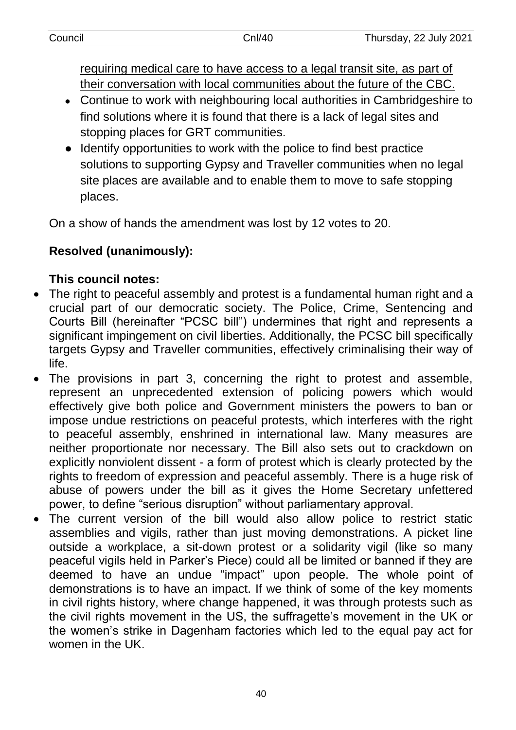requiring medical care to have access to a legal transit site, as part of their conversation with local communities about the future of the CBC.

- Continue to work with neighbouring local authorities in Cambridgeshire to find solutions where it is found that there is a lack of legal sites and stopping places for GRT communities.
- Identify opportunities to work with the police to find best practice solutions to supporting Gypsy and Traveller communities when no legal site places are available and to enable them to move to safe stopping places.

On a show of hands the amendment was lost by 12 votes to 20.

**Resolved (unanimously):**

**This council notes:**

- The right to peaceful assembly and protest is a fundamental human right and a crucial part of our democratic society. The Police, Crime, Sentencing and Courts Bill (hereinafter "PCSC bill") undermines that right and represents a significant impingement on civil liberties. Additionally, the PCSC bill specifically targets Gypsy and Traveller communities, effectively criminalising their way of life.
- The provisions in part 3, concerning the right to protest and assemble, represent an unprecedented extension of policing powers which would effectively give both police and Government ministers the powers to ban or impose undue restrictions on peaceful protests, which interferes with the right to peaceful assembly, enshrined in international law. Many measures are neither proportionate nor necessary. The Bill also sets out to crackdown on explicitly nonviolent dissent - a form of protest which is clearly protected by the rights to freedom of expression and peaceful assembly. There is a huge risk of abuse of powers under the bill as it gives the Home Secretary unfettered power, to define "serious disruption" without parliamentary approval.
- The current version of the bill would also allow police to restrict static assemblies and vigils, rather than just moving demonstrations. A picket line outside a workplace, a sit-down protest or a solidarity vigil (like so many peaceful vigils held in Parker's Piece) could all be limited or banned if they are deemed to have an undue "impact" upon people. The whole point of demonstrations is to have an impact. If we think of some of the key moments in civil rights history, where change happened, it was through protests such as the civil rights movement in the US, the suffragette's movement in the UK or the women's strike in Dagenham factories which led to the equal pay act for women in the UK.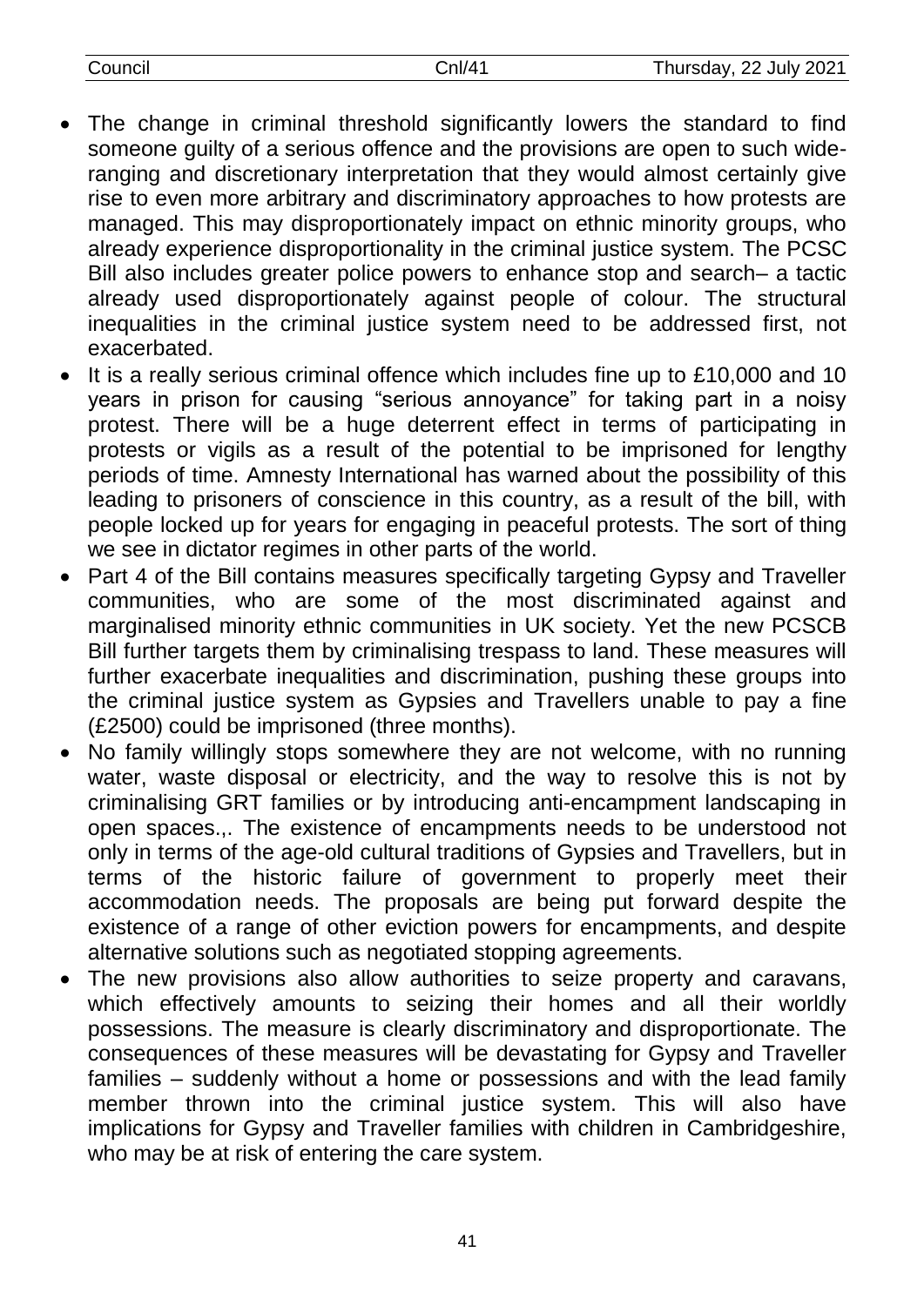- The change in criminal threshold significantly lowers the standard to find someone guilty of a serious offence and the provisions are open to such wide-ranging and discretionary interpretation that they would almost certainly give rise to even more arbitrary and discriminatory approaches to how protests are managed. This may disproportionately impact on ethnic minority groups, who already experience disproportionality in the criminal justice system. The PCSC Bill also includes greater police powers to enhance stop and search– a tactic already used disproportionately against people of colour. The structural inequalities in the criminal justice system need to be addressed first, not exacerbated.
- It is a really serious criminal offence which includes fine up to £10,000 and 10 years in prison for causing "serious annoyance" for taking part in a noisy protest. There will be a huge deterrent effect in terms of participating in protests or vigils as a result of the potential to be imprisoned for lengthy periods of time. Amnesty International has warned about the possibility of this leading to prisoners of conscience in this country, as a result of the bill, with people locked up for years for engaging in peaceful protests. The sort of thing we see in dictator regimes in other parts of the world.
- Part 4 of the Bill contains measures specifically targeting Gypsy and Traveller communities, who are some of the most discriminated against and marginalised minority ethnic communities in UK society. Yet the new PCSCB Bill further targets them by criminalising trespass to land. These measures will further exacerbate inequalities and discrimination, pushing these groups into the criminal justice system as Gypsies and Travellers unable to pay a fine (£2500) could be imprisoned (three months).
- No family willingly stops somewhere they are not welcome, with no running water, waste disposal or electricity, and the way to resolve this is not by criminalising GRT families or by introducing anti-encampment landscaping in open spaces.,. The existence of encampments needs to be understood not only in terms of the age-old cultural traditions of Gypsies and Travellers, but in terms of the historic failure of government to properly meet their accommodation needs. The proposals are being put forward despite the existence of a range of other eviction powers for encampments, and despite alternative solutions such as negotiated stopping agreements.
- The new provisions also allow authorities to seize property and caravans, which effectively amounts to seizing their homes and all their worldly possessions. The measure is clearly discriminatory and disproportionate. The consequences of these measures will be devastating for Gypsy and Traveller families – suddenly without a home or possessions and with the lead family member thrown into the criminal justice system. This will also have implications for Gypsy and Traveller families with children in Cambridgeshire, who may be at risk of entering the care system.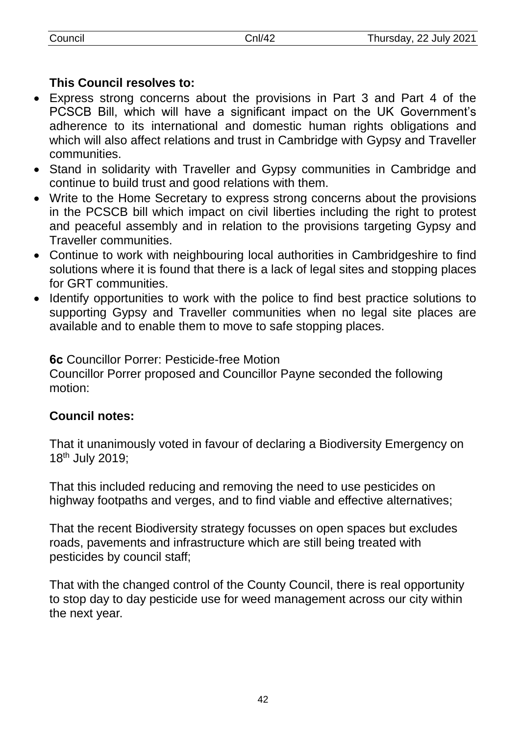**This Council resolves to:**

- Express strong concerns about the provisions in Part 3 and Part 4 of the PCSCB Bill, which will have a significant impact on the UK Government's adherence to its international and domestic human rights obligations and which will also affect relations and trust in Cambridge with Gypsy and Traveller communities.
- Stand in solidarity with Traveller and Gypsy communities in Cambridge and continue to build trust and good relations with them.
- Write to the Home Secretary to express strong concerns about the provisions in the PCSCB bill which impact on civil liberties including the right to protest and peaceful assembly and in relation to the provisions targeting Gypsy and Traveller communities.
- Continue to work with neighbouring local authorities in Cambridgeshire to find solutions where it is found that there is a lack of legal sites and stopping places for GRT communities.
- Identify opportunities to work with the police to find best practice solutions to supporting Gypsy and Traveller communities when no legal site places are available and to enable them to move to safe stopping places.

**6c** Councillor Porrer: Pesticide-free Motion
Councillor Porrer proposed and Councillor Payne seconded the following motion:

**Council notes:**

That it unanimously voted in favour of declaring a Biodiversity Emergency on 18th July 2019;

That this included reducing and removing the need to use pesticides on highway footpaths and verges, and to find viable and effective alternatives;

That the recent Biodiversity strategy focusses on open spaces but excludes roads, pavements and infrastructure which are still being treated with pesticides by council staff;

That with the changed control of the County Council, there is real opportunity to stop day to day pesticide use for weed management across our city within the next year.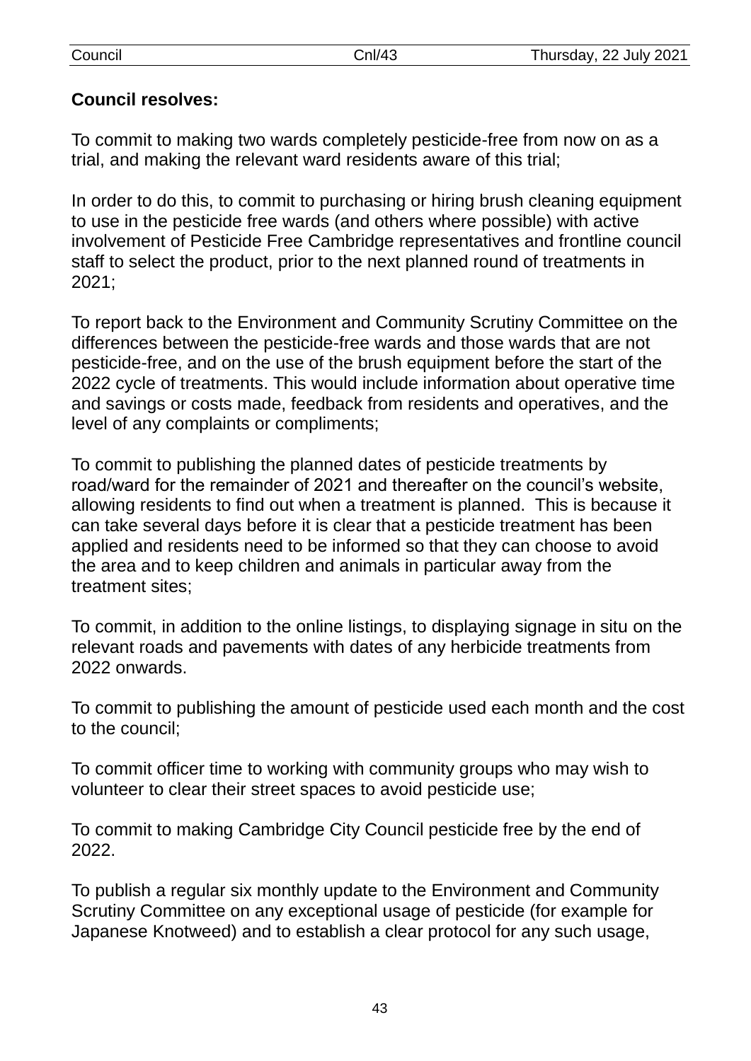**Council resolves:**

To commit to making two wards completely pesticide-free from now on as a trial, and making the relevant ward residents aware of this trial;

In order to do this, to commit to purchasing or hiring brush cleaning equipment to use in the pesticide free wards (and others where possible) with active involvement of Pesticide Free Cambridge representatives and frontline council staff to select the product, prior to the next planned round of treatments in 2021;

To report back to the Environment and Community Scrutiny Committee on the differences between the pesticide-free wards and those wards that are not pesticide-free, and on the use of the brush equipment before the start of the 2022 cycle of treatments. This would include information about operative time and savings or costs made, feedback from residents and operatives, and the level of any complaints or compliments;

To commit to publishing the planned dates of pesticide treatments by road/ward for the remainder of 2021 and thereafter on the council's website, allowing residents to find out when a treatment is planned. This is because it can take several days before it is clear that a pesticide treatment has been applied and residents need to be informed so that they can choose to avoid the area and to keep children and animals in particular away from the treatment sites;

To commit, in addition to the online listings, to displaying signage in situ on the relevant roads and pavements with dates of any herbicide treatments from 2022 onwards.

To commit to publishing the amount of pesticide used each month and the cost to the council;

To commit officer time to working with community groups who may wish to volunteer to clear their street spaces to avoid pesticide use;

To commit to making Cambridge City Council pesticide free by the end of 2022.

To publish a regular six monthly update to the Environment and Community Scrutiny Committee on any exceptional usage of pesticide (for example for Japanese Knotweed) and to establish a clear protocol for any such usage,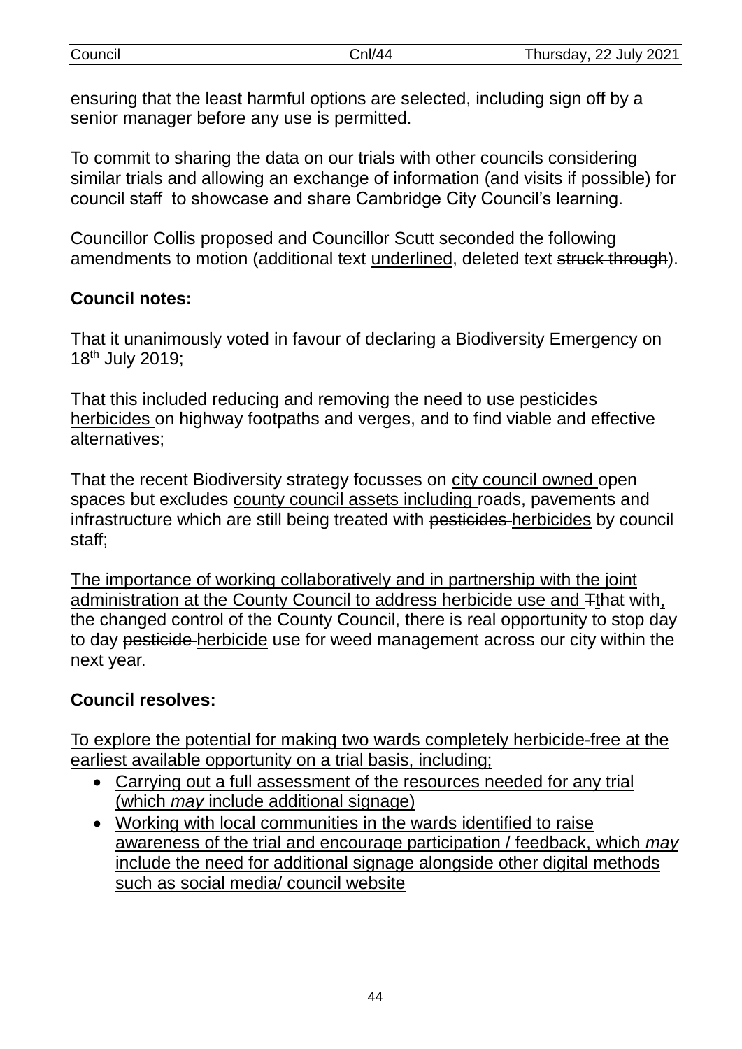ensuring that the least harmful options are selected, including sign off by a senior manager before any use is permitted.

To commit to sharing the data on our trials with other councils considering similar trials and allowing an exchange of information (and visits if possible) for council staff to showcase and share Cambridge City Council's learning.

Councillor Collis proposed and Councillor Scutt seconded the following amendments to motion (additional text <u>underlined</u>, deleted text ~~struck through~~).

**Council notes:**

That it unanimously voted in favour of declaring a Biodiversity Emergency on 18th July 2019;

That this included reducing and removing the need to use ~~pesticides~~ <u>herbicides</u> on highway footpaths and verges, and to find viable and effective alternatives;

That the recent Biodiversity strategy focusses on <u>city council owned</u> open spaces but excludes <u>county council assets including</u> roads, pavements and infrastructure which are still being treated with ~~pesticides~~ <u>herbicides</u> by council staff;

<u>The importance of working collaboratively and in partnership with the joint administration at the County Council to address herbicide use and</u> ~~T~~<u>t</u>hat with<u>,</u> the changed control of the County Council, there is real opportunity to stop day to day ~~pesticide~~ <u>herbicide</u> use for weed management across our city within the next year.

**Council resolves:**

<u>To explore the potential for making two wards completely herbicide-free at the earliest available opportunity on a trial basis, including;</u>

- <u>Carrying out a full assessment of the resources needed for any trial (which *may* include additional signage)</u>
- <u>Working with local communities in the wards identified to raise awareness of the trial and encourage participation / feedback, which *may* include the need for additional signage alongside other digital methods such as social media/ council website</u>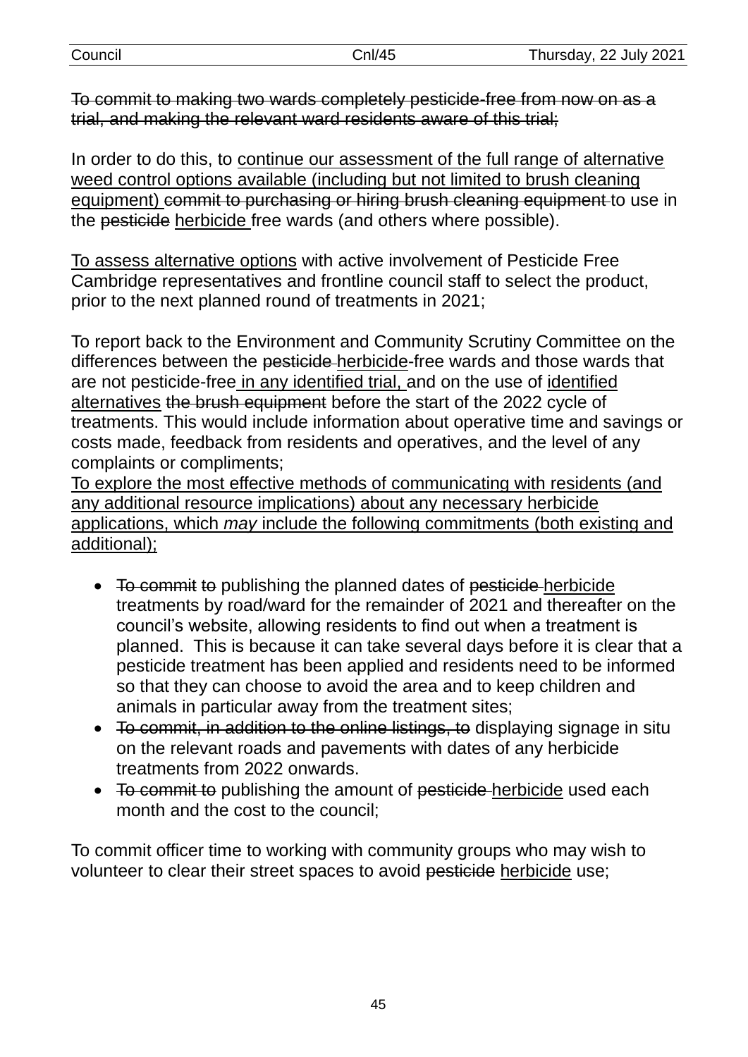~~To commit to making two wards completely pesticide-free from now on as a trial, and making the relevant ward residents aware of this trial;~~

In order to do this, to <u>continue our assessment of the full range of alternative weed control options available (including but not limited to brush cleaning equipment)</u> ~~commit to purchasing or hiring brush cleaning equipment~~ to use in the ~~pesticide~~ <u>herbicide</u> free wards (and others where possible).

<u>To assess alternative options</u> with active involvement of Pesticide Free Cambridge representatives and frontline council staff to select the product, prior to the next planned round of treatments in 2021;

To report back to the Environment and Community Scrutiny Committee on the differences between the ~~pesticide~~ <u>herbicide</u>-free wards and those wards that are not pesticide-free <u>in any identified trial,</u> and on the use of <u>identified alternatives</u> ~~the brush equipment~~ before the start of the 2022 cycle of treatments. This would include information about operative time and savings or costs made, feedback from residents and operatives, and the level of any complaints or compliments;

<u>To explore the most effective methods of communicating with residents (and any additional resource implications) about any necessary herbicide applications, which *may* include the following commitments (both existing and additional);</u>

- ~~To commit~~ ~~to~~ publishing the planned dates of ~~pesticide~~ <u>herbicide</u> treatments by road/ward for the remainder of 2021 and thereafter on the council's website, allowing residents to find out when a treatment is planned. This is because it can take several days before it is clear that a pesticide treatment has been applied and residents need to be informed so that they can choose to avoid the area and to keep children and animals in particular away from the treatment sites;
- ~~To commit, in addition to the online listings, to~~ displaying signage in situ on the relevant roads and pavements with dates of any herbicide treatments from 2022 onwards.
- ~~To commit to~~ publishing the amount of ~~pesticide~~ <u>herbicide</u> used each month and the cost to the council;

To commit officer time to working with community groups who may wish to volunteer to clear their street spaces to avoid ~~pesticide~~ <u>herbicide</u> use;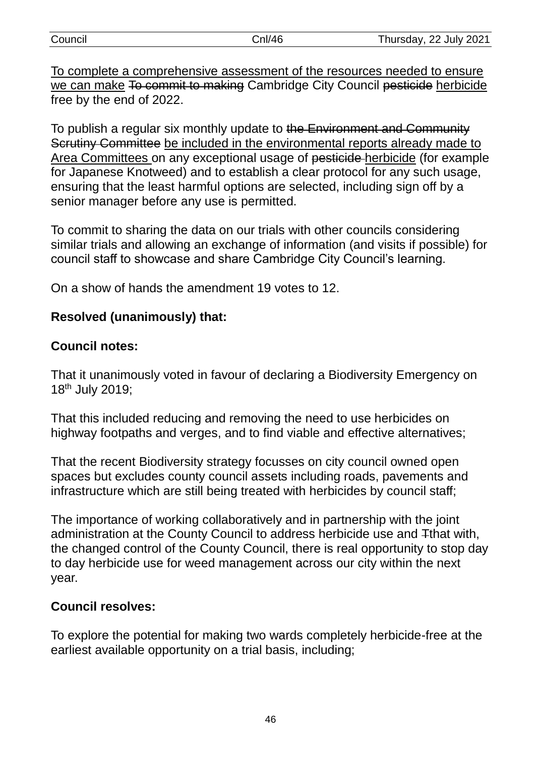<u>To complete a comprehensive assessment of the resources needed to ensure we can make</u> ~~To commit to making~~ Cambridge City Council ~~pesticide~~ <u>herbicide</u> free by the end of 2022.

To publish a regular six monthly update to ~~the Environment and Community Scrutiny Committee~~ <u>be included in the environmental reports already made to Area Committees</u> on any exceptional usage of ~~pesticide~~ <u>herbicide</u> (for example for Japanese Knotweed) and to establish a clear protocol for any such usage, ensuring that the least harmful options are selected, including sign off by a senior manager before any use is permitted.

To commit to sharing the data on our trials with other councils considering similar trials and allowing an exchange of information (and visits if possible) for council staff to showcase and share Cambridge City Council's learning.

On a show of hands the amendment 19 votes to 12.

**Resolved (unanimously) that:**

**Council notes:**

That it unanimously voted in favour of declaring a Biodiversity Emergency on 18th July 2019;

That this included reducing and removing the need to use herbicides on highway footpaths and verges, and to find viable and effective alternatives;

That the recent Biodiversity strategy focusses on city council owned open spaces but excludes county council assets including roads, pavements and infrastructure which are still being treated with herbicides by council staff;

The importance of working collaboratively and in partnership with the joint administration at the County Council to address herbicide use and ~~T~~that with, the changed control of the County Council, there is real opportunity to stop day to day herbicide use for weed management across our city within the next year.

**Council resolves:**

To explore the potential for making two wards completely herbicide-free at the earliest available opportunity on a trial basis, including;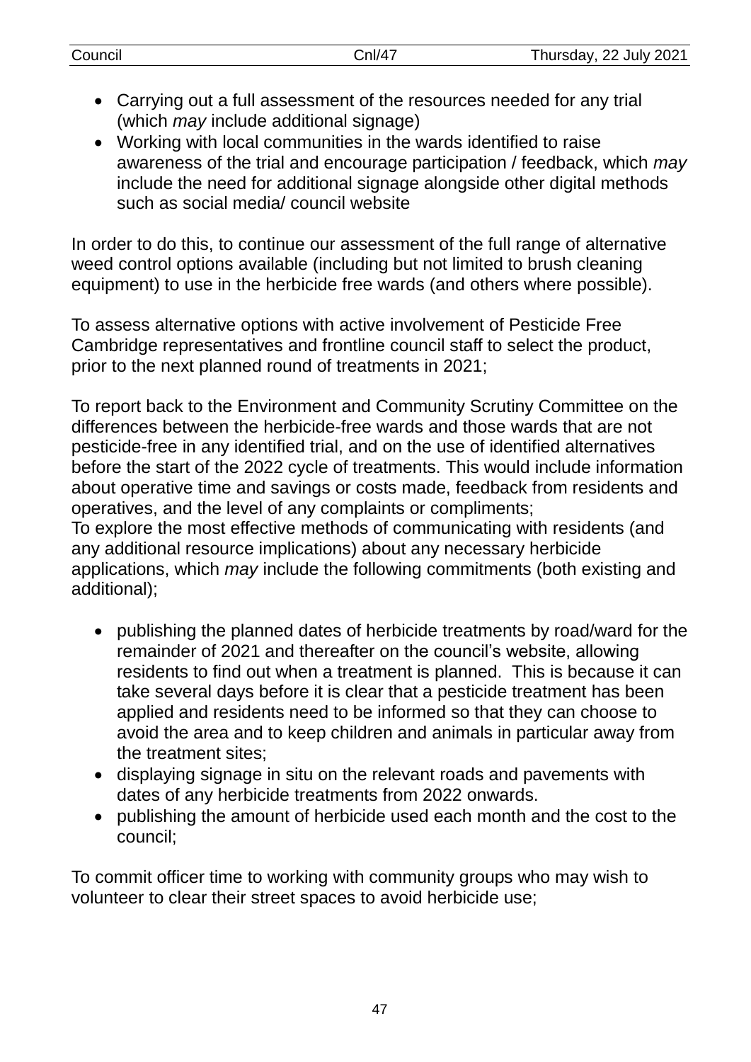- Carrying out a full assessment of the resources needed for any trial (which *may* include additional signage)
- Working with local communities in the wards identified to raise awareness of the trial and encourage participation / feedback, which *may* include the need for additional signage alongside other digital methods such as social media/ council website

In order to do this, to continue our assessment of the full range of alternative weed control options available (including but not limited to brush cleaning equipment) to use in the herbicide free wards (and others where possible).

To assess alternative options with active involvement of Pesticide Free Cambridge representatives and frontline council staff to select the product, prior to the next planned round of treatments in 2021;

To report back to the Environment and Community Scrutiny Committee on the differences between the herbicide-free wards and those wards that are not pesticide-free in any identified trial, and on the use of identified alternatives before the start of the 2022 cycle of treatments. This would include information about operative time and savings or costs made, feedback from residents and operatives, and the level of any complaints or compliments;
To explore the most effective methods of communicating with residents (and any additional resource implications) about any necessary herbicide applications, which *may* include the following commitments (both existing and additional);

- publishing the planned dates of herbicide treatments by road/ward for the remainder of 2021 and thereafter on the council's website, allowing residents to find out when a treatment is planned. This is because it can take several days before it is clear that a pesticide treatment has been applied and residents need to be informed so that they can choose to avoid the area and to keep children and animals in particular away from the treatment sites;
- displaying signage in situ on the relevant roads and pavements with dates of any herbicide treatments from 2022 onwards.
- publishing the amount of herbicide used each month and the cost to the council;

To commit officer time to working with community groups who may wish to volunteer to clear their street spaces to avoid herbicide use;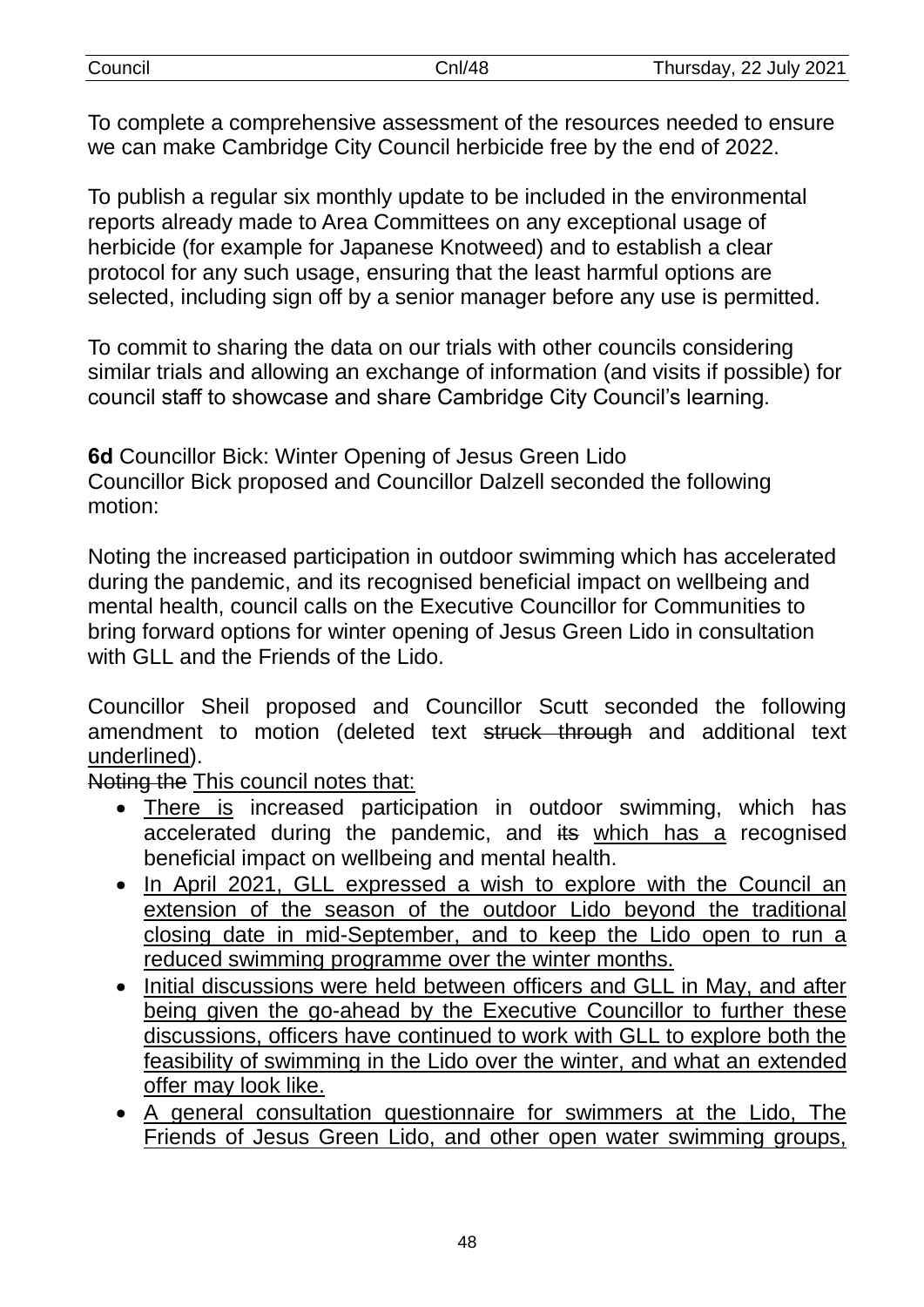To complete a comprehensive assessment of the resources needed to ensure we can make Cambridge City Council herbicide free by the end of 2022.

To publish a regular six monthly update to be included in the environmental reports already made to Area Committees on any exceptional usage of herbicide (for example for Japanese Knotweed) and to establish a clear protocol for any such usage, ensuring that the least harmful options are selected, including sign off by a senior manager before any use is permitted.

To commit to sharing the data on our trials with other councils considering similar trials and allowing an exchange of information (and visits if possible) for council staff to showcase and share Cambridge City Council's learning.

**6d** Councillor Bick: Winter Opening of Jesus Green Lido
Councillor Bick proposed and Councillor Dalzell seconded the following motion:

Noting the increased participation in outdoor swimming which has accelerated during the pandemic, and its recognised beneficial impact on wellbeing and mental health, council calls on the Executive Councillor for Communities to bring forward options for winter opening of Jesus Green Lido in consultation with GLL and the Friends of the Lido.

Councillor Sheil proposed and Councillor Scutt seconded the following amendment to motion (deleted text ~~struck through~~ and additional text <u>underlined</u>).

~~Noting the~~ <u>This council notes that:</u>

- <u>There is</u> increased participation in outdoor swimming, which has accelerated during the pandemic, and ~~its~~ <u>which has a</u> recognised beneficial impact on wellbeing and mental health.
- <u>In April 2021, GLL expressed a wish to explore with the Council an extension of the season of the outdoor Lido beyond the traditional closing date in mid-September, and to keep the Lido open to run a reduced swimming programme over the winter months.</u>
- <u>Initial discussions were held between officers and GLL in May, and after being given the go-ahead by the Executive Councillor to further these discussions, officers have continued to work with GLL to explore both the feasibility of swimming in the Lido over the winter, and what an extended offer may look like.</u>
- <u>A general consultation questionnaire for swimmers at the Lido, The Friends of Jesus Green Lido, and other open water swimming groups,</u>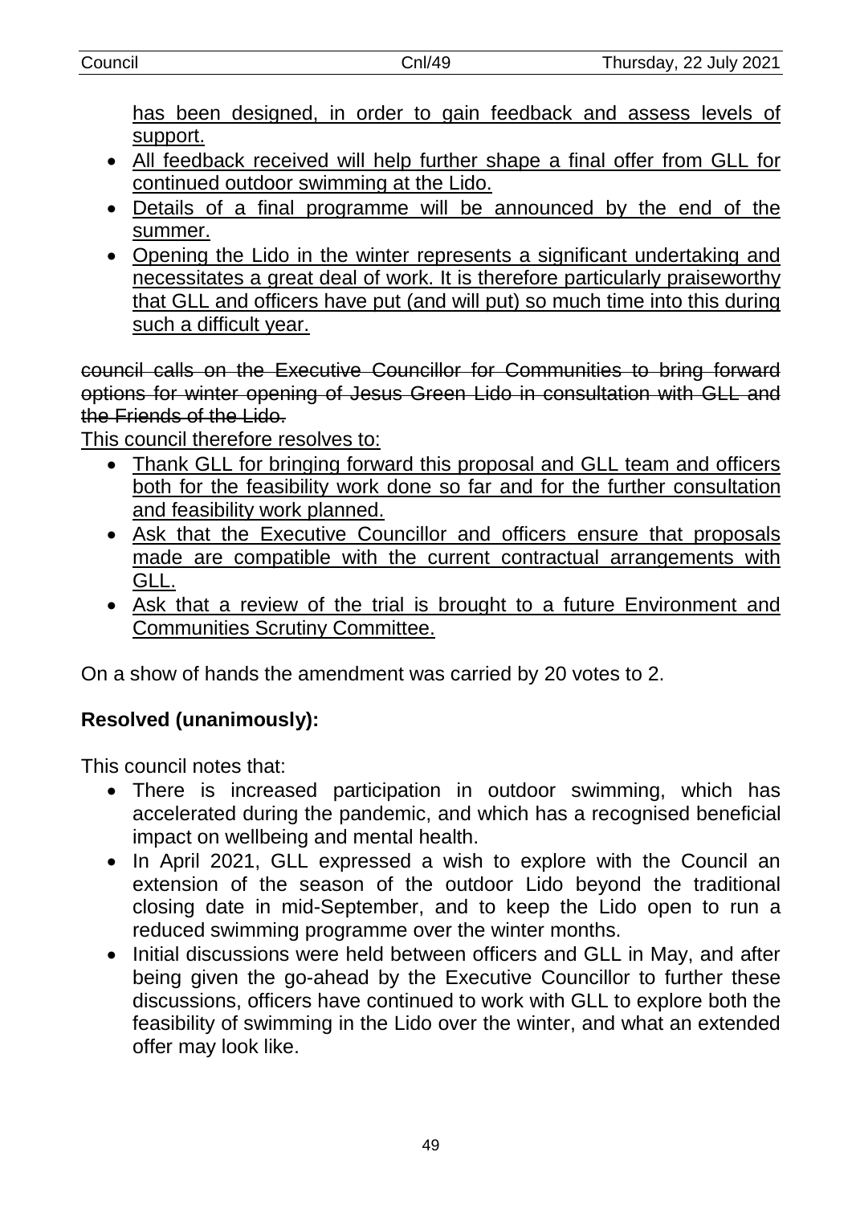<u>has been designed, in order to gain feedback and assess levels of support.</u>

- <u>All feedback received will help further shape a final offer from GLL for continued outdoor swimming at the Lido.</u>
- <u>Details of a final programme will be announced by the end of the summer.</u>
- <u>Opening the Lido in the winter represents a significant undertaking and necessitates a great deal of work. It is therefore particularly praiseworthy that GLL and officers have put (and will put) so much time into this during such a difficult year.</u>

~~council calls on the Executive Councillor for Communities to bring forward options for winter opening of Jesus Green Lido in consultation with GLL and the Friends of the Lido.~~

<u>This council therefore resolves to:</u>

- <u>Thank GLL for bringing forward this proposal and GLL team and officers both for the feasibility work done so far and for the further consultation and feasibility work planned.</u>
- <u>Ask that the Executive Councillor and officers ensure that proposals made are compatible with the current contractual arrangements with GLL.</u>
- <u>Ask that a review of the trial is brought to a future Environment and Communities Scrutiny Committee.</u>

On a show of hands the amendment was carried by 20 votes to 2.

**Resolved (unanimously):**

This council notes that:

- There is increased participation in outdoor swimming, which has accelerated during the pandemic, and which has a recognised beneficial impact on wellbeing and mental health.
- In April 2021, GLL expressed a wish to explore with the Council an extension of the season of the outdoor Lido beyond the traditional closing date in mid-September, and to keep the Lido open to run a reduced swimming programme over the winter months.
- Initial discussions were held between officers and GLL in May, and after being given the go-ahead by the Executive Councillor to further these discussions, officers have continued to work with GLL to explore both the feasibility of swimming in the Lido over the winter, and what an extended offer may look like.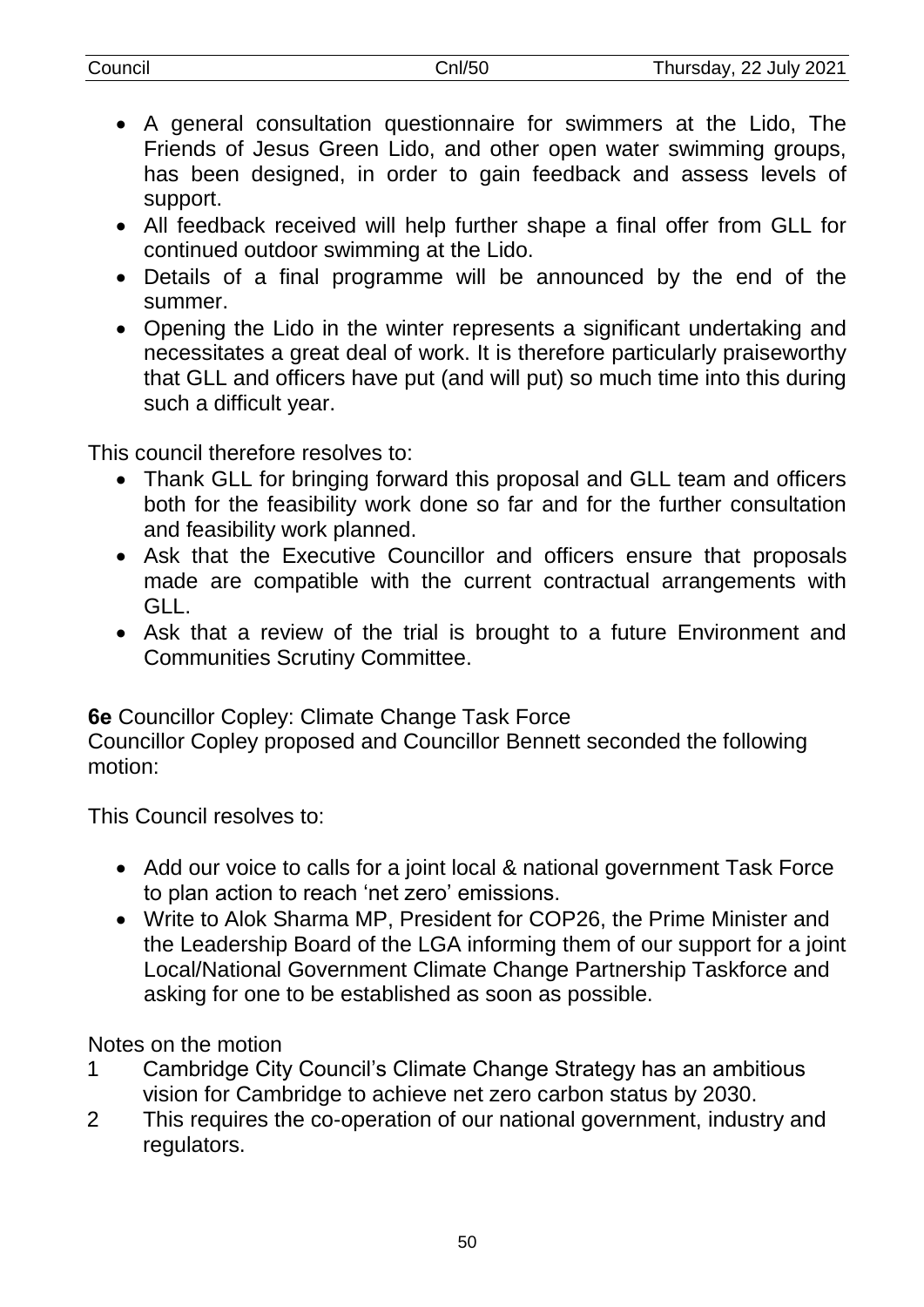- A general consultation questionnaire for swimmers at the Lido, The Friends of Jesus Green Lido, and other open water swimming groups, has been designed, in order to gain feedback and assess levels of support.
- All feedback received will help further shape a final offer from GLL for continued outdoor swimming at the Lido.
- Details of a final programme will be announced by the end of the summer.
- Opening the Lido in the winter represents a significant undertaking and necessitates a great deal of work. It is therefore particularly praiseworthy that GLL and officers have put (and will put) so much time into this during such a difficult year.

This council therefore resolves to:

- Thank GLL for bringing forward this proposal and GLL team and officers both for the feasibility work done so far and for the further consultation and feasibility work planned.
- Ask that the Executive Councillor and officers ensure that proposals made are compatible with the current contractual arrangements with GLL.
- Ask that a review of the trial is brought to a future Environment and Communities Scrutiny Committee.

**6e** Councillor Copley: Climate Change Task Force

Councillor Copley proposed and Councillor Bennett seconded the following motion:

This Council resolves to:

- Add our voice to calls for a joint local & national government Task Force to plan action to reach 'net zero' emissions.
- Write to Alok Sharma MP, President for COP26, the Prime Minister and the Leadership Board of the LGA informing them of our support for a joint Local/National Government Climate Change Partnership Taskforce and asking for one to be established as soon as possible.

Notes on the motion

1. Cambridge City Council's Climate Change Strategy has an ambitious vision for Cambridge to achieve net zero carbon status by 2030.
2. This requires the co-operation of our national government, industry and regulators.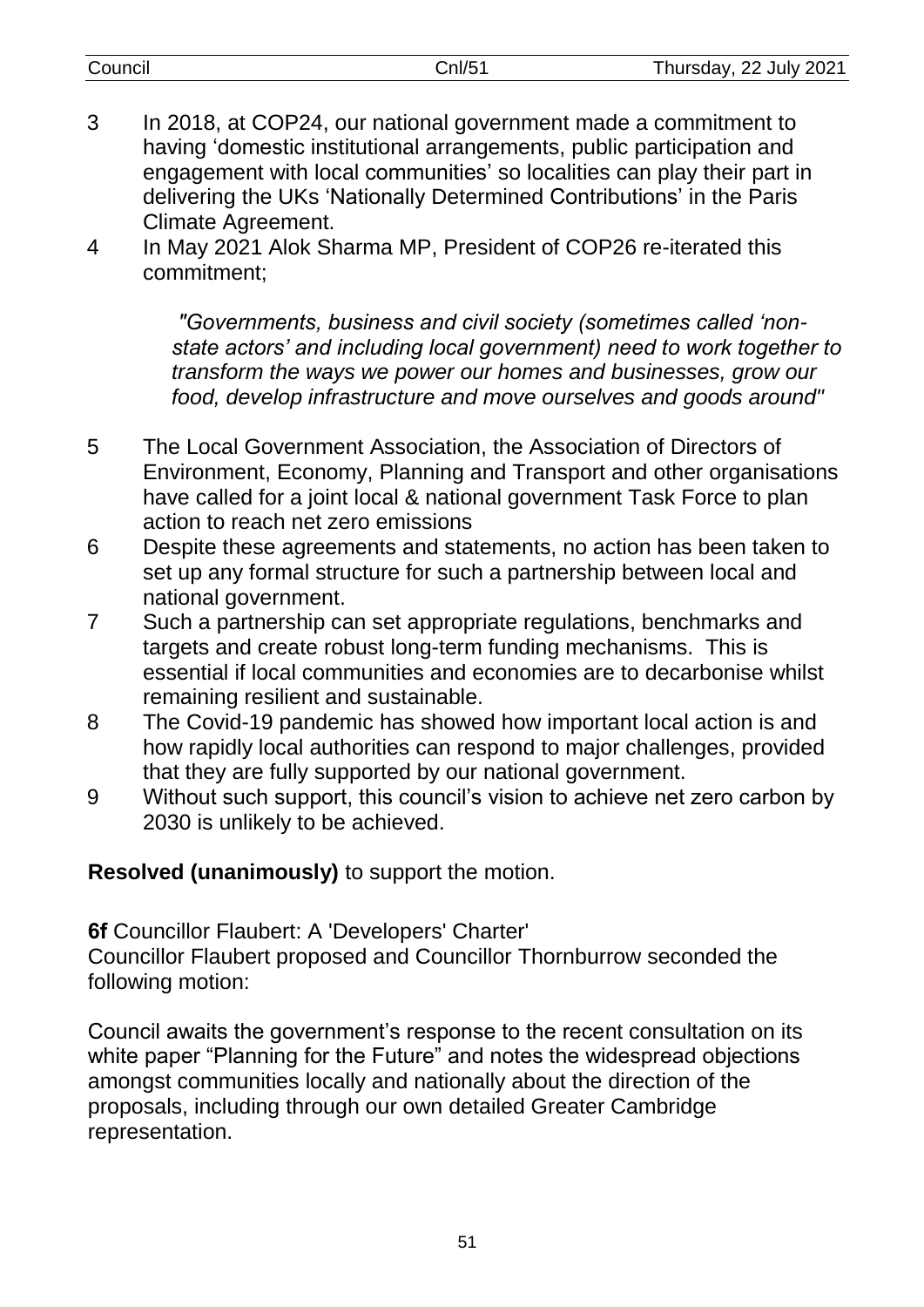3. In 2018, at COP24, our national government made a commitment to having 'domestic institutional arrangements, public participation and engagement with local communities' so localities can play their part in delivering the UKs 'Nationally Determined Contributions' in the Paris Climate Agreement.
4. In May 2021 Alok Sharma MP, President of COP26 re-iterated this commitment;

   *"Governments, business and civil society (sometimes called 'non-state actors' and including local government) need to work together to transform the ways we power our homes and businesses, grow our food, develop infrastructure and move ourselves and goods around"*

5. The Local Government Association, the Association of Directors of Environment, Economy, Planning and Transport and other organisations have called for a joint local & national government Task Force to plan action to reach net zero emissions
6. Despite these agreements and statements, no action has been taken to set up any formal structure for such a partnership between local and national government.
7. Such a partnership can set appropriate regulations, benchmarks and targets and create robust long-term funding mechanisms. This is essential if local communities and economies are to decarbonise whilst remaining resilient and sustainable.
8. The Covid-19 pandemic has showed how important local action is and how rapidly local authorities can respond to major challenges, provided that they are fully supported by our national government.
9. Without such support, this council's vision to achieve net zero carbon by 2030 is unlikely to be achieved.

**Resolved (unanimously)** to support the motion.

**6f** Councillor Flaubert: A 'Developers' Charter'

Councillor Flaubert proposed and Councillor Thornburrow seconded the following motion:

Council awaits the government's response to the recent consultation on its white paper "Planning for the Future" and notes the widespread objections amongst communities locally and nationally about the direction of the proposals, including through our own detailed Greater Cambridge representation.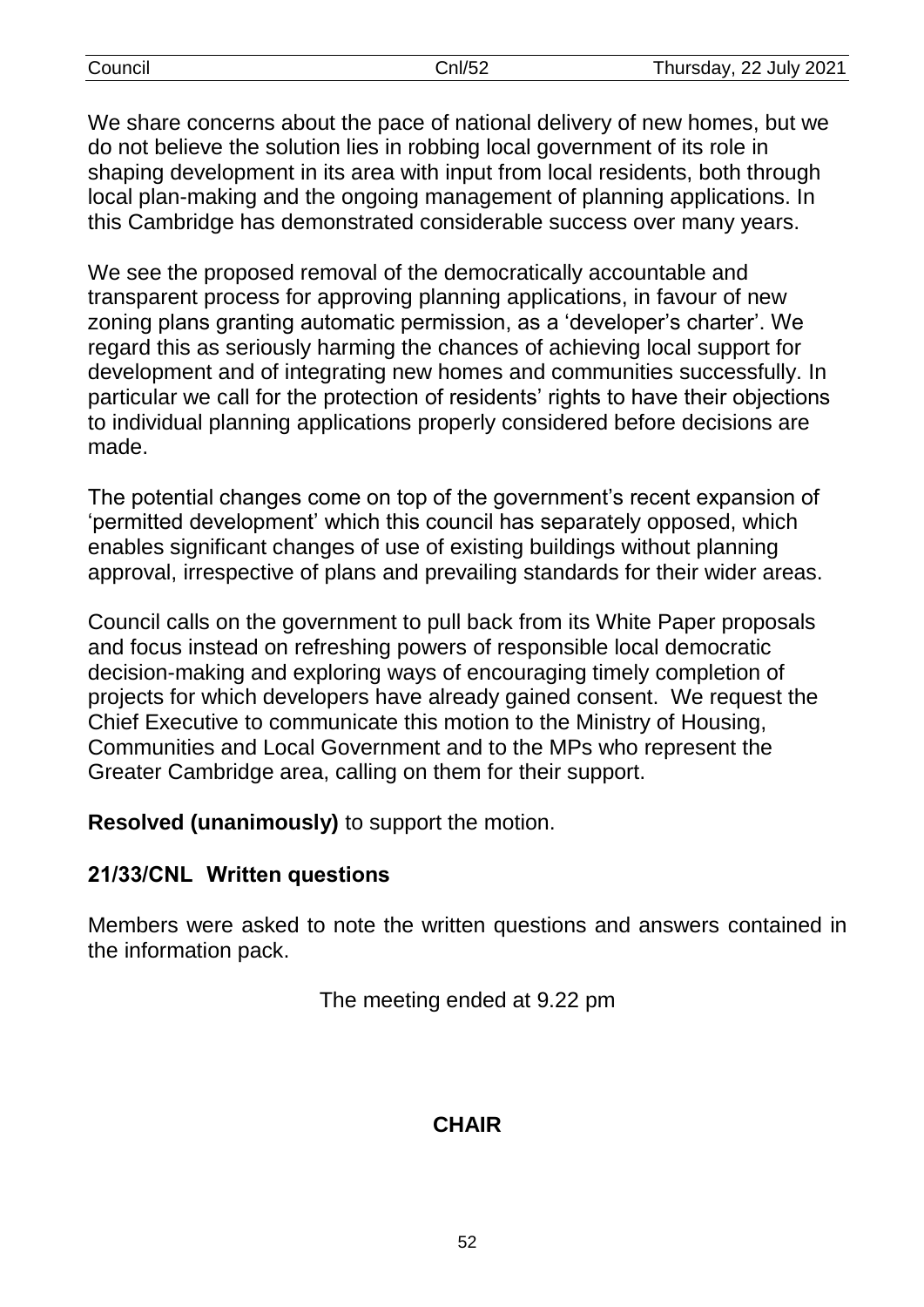We share concerns about the pace of national delivery of new homes, but we do not believe the solution lies in robbing local government of its role in shaping development in its area with input from local residents, both through local plan-making and the ongoing management of planning applications. In this Cambridge has demonstrated considerable success over many years.

We see the proposed removal of the democratically accountable and transparent process for approving planning applications, in favour of new zoning plans granting automatic permission, as a 'developer's charter'. We regard this as seriously harming the chances of achieving local support for development and of integrating new homes and communities successfully. In particular we call for the protection of residents' rights to have their objections to individual planning applications properly considered before decisions are made.

The potential changes come on top of the government's recent expansion of 'permitted development' which this council has separately opposed, which enables significant changes of use of existing buildings without planning approval, irrespective of plans and prevailing standards for their wider areas.

Council calls on the government to pull back from its White Paper proposals and focus instead on refreshing powers of responsible local democratic decision-making and exploring ways of encouraging timely completion of projects for which developers have already gained consent. We request the Chief Executive to communicate this motion to the Ministry of Housing, Communities and Local Government and to the MPs who represent the Greater Cambridge area, calling on them for their support.

**Resolved (unanimously)** to support the motion.

## 21/33/CNL Written questions

Members were asked to note the written questions and answers contained in the information pack.

The meeting ended at 9.22 pm

**CHAIR**